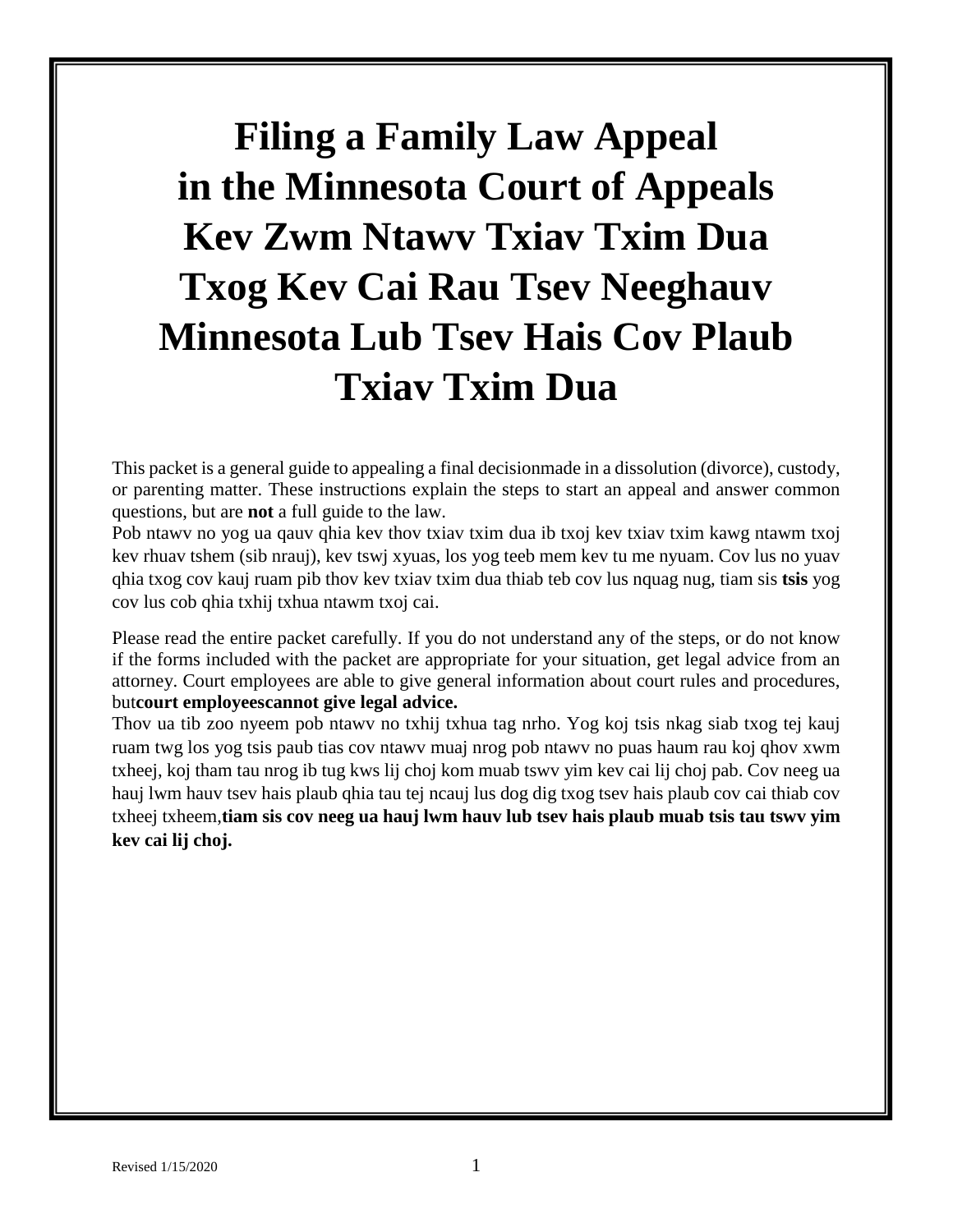# Filing a Family Law Appeal in the Minnesota Court of Appeals
# Kev Zwm Ntawv Txiav Txim Dua Txog Kev Cai Rau Tsev Neeghauv Minnesota Lub Tsev Hais Cov Plaub Txiav Txim Dua

This packet is a general guide to appealing a final decisionmade in a dissolution (divorce), custody, or parenting matter. These instructions explain the steps to start an appeal and answer common questions, but are **not** a full guide to the law.

Pob ntawv no yog ua qauv qhia kev thov txiav txim dua ib txoj kev txiav txim kawg ntawm txoj kev rhuav tshem (sib nrauj), kev tswj xyuas, los yog teeb mem kev tu me nyuam. Cov lus no yuav qhia txog cov kauj ruam pib thov kev txiav txim dua thiab teb cov lus nquag nug, tiam sis **tsis** yog cov lus cob qhia txhij txhua ntawm txoj cai.

Please read the entire packet carefully. If you do not understand any of the steps, or do not know if the forms included with the packet are appropriate for your situation, get legal advice from an attorney. Court employees are able to give general information about court rules and procedures, but**court employeescannot give legal advice.**

Thov ua tib zoo nyeem pob ntawv no txhij txhua tag nrho. Yog koj tsis nkag siab txog tej kauj ruam twg los yog tsis paub tias cov ntawv muaj nrog pob ntawv no puas haum rau koj qhov xwm txheej, koj tham tau nrog ib tug kws lij choj kom muab tswv yim kev cai lij choj pab. Cov neeg ua hauj lwm hauv tsev hais plaub qhia tau tej ncauj lus dog dig txog tsev hais plaub cov cai thiab cov txheej txheem,**tiam sis cov neeg ua hauj lwm hauv lub tsev hais plaub muab tsis tau tswv yim kev cai lij choj.**

Revised 1/15/2020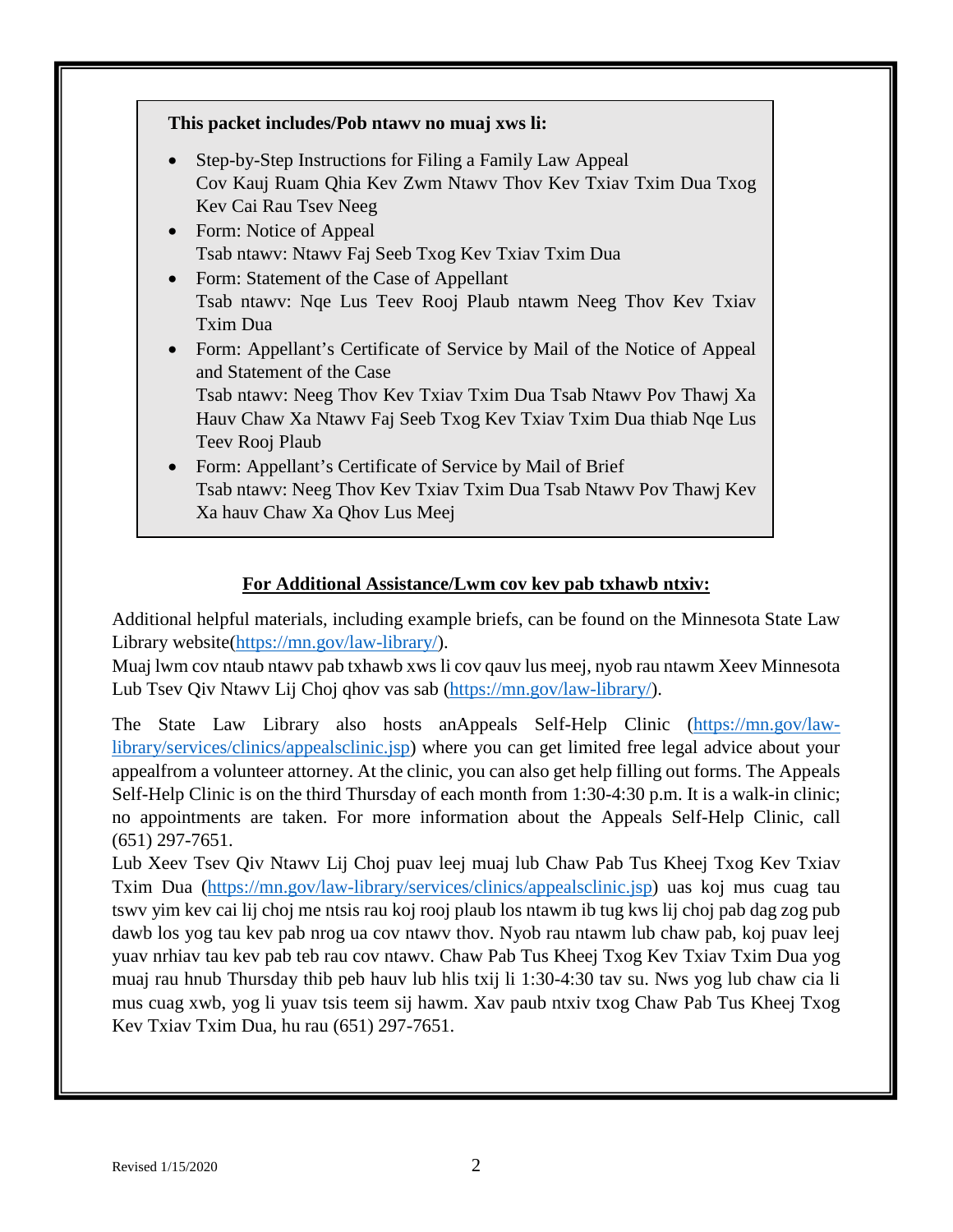**This packet includes/Pob ntawv no muaj xws li:**

- Step-by-Step Instructions for Filing a Family Law Appeal
  Cov Kauj Ruam Qhia Kev Zwm Ntawv Thov Kev Txiav Txim Dua Txog Kev Cai Rau Tsev Neeg
- Form: Notice of Appeal
  Tsab ntawv: Ntawv Faj Seeb Txog Kev Txiav Txim Dua
- Form: Statement of the Case of Appellant
  Tsab ntawv: Nqe Lus Teev Rooj Plaub ntawm Neeg Thov Kev Txiav Txim Dua
- Form: Appellant's Certificate of Service by Mail of the Notice of Appeal and Statement of the Case
  Tsab ntawv: Neeg Thov Kev Txiav Txim Dua Tsab Ntawv Pov Thawj Xa Hauv Chaw Xa Ntawv Faj Seeb Txog Kev Txiav Txim Dua thiab Nqe Lus Teev Rooj Plaub
- Form: Appellant's Certificate of Service by Mail of Brief
  Tsab ntawv: Neeg Thov Kev Txiav Txim Dua Tsab Ntawv Pov Thawj Kev Xa hauv Chaw Xa Qhov Lus Meej

**For Additional Assistance/Lwm cov kev pab txhawb ntxiv:**

Additional helpful materials, including example briefs, can be found on the Minnesota State Law Library website(https://mn.gov/law-library/).
Muaj lwm cov ntaub ntawv pab txhawb xws li cov qauv lus meej, nyob rau ntawm Xeev Minnesota Lub Tsev Qiv Ntawv Lij Choj qhov vas sab (https://mn.gov/law-library/).

The State Law Library also hosts anAppeals Self-Help Clinic (https://mn.gov/law-library/services/clinics/appealsclinic.jsp) where you can get limited free legal advice about your appealfrom a volunteer attorney. At the clinic, you can also get help filling out forms. The Appeals Self-Help Clinic is on the third Thursday of each month from 1:30-4:30 p.m. It is a walk-in clinic; no appointments are taken. For more information about the Appeals Self-Help Clinic, call (651) 297-7651.
Lub Xeev Tsev Qiv Ntawv Lij Choj puav leej muaj lub Chaw Pab Tus Kheej Txog Kev Txiav Txim Dua (https://mn.gov/law-library/services/clinics/appealsclinic.jsp) uas koj mus cuag tau tswv yim kev cai lij choj me ntsis rau koj rooj plaub los ntawm ib tug kws lij choj pab dag zog pub dawb los yog tau kev pab nrog ua cov ntawv thov. Nyob rau ntawm lub chaw pab, koj puav leej yuav nrhiav tau kev pab teb rau cov ntawv. Chaw Pab Tus Kheej Txog Kev Txiav Txim Dua yog muaj rau hnub Thursday thib peb hauv lub hlis txij li 1:30-4:30 tav su. Nws yog lub chaw cia li mus cuag xwb, yog li yuav tsis teem sij hawm. Xav paub ntxiv txog Chaw Pab Tus Kheej Txog Kev Txiav Txim Dua, hu rau (651) 297-7651.

Revised 1/15/2020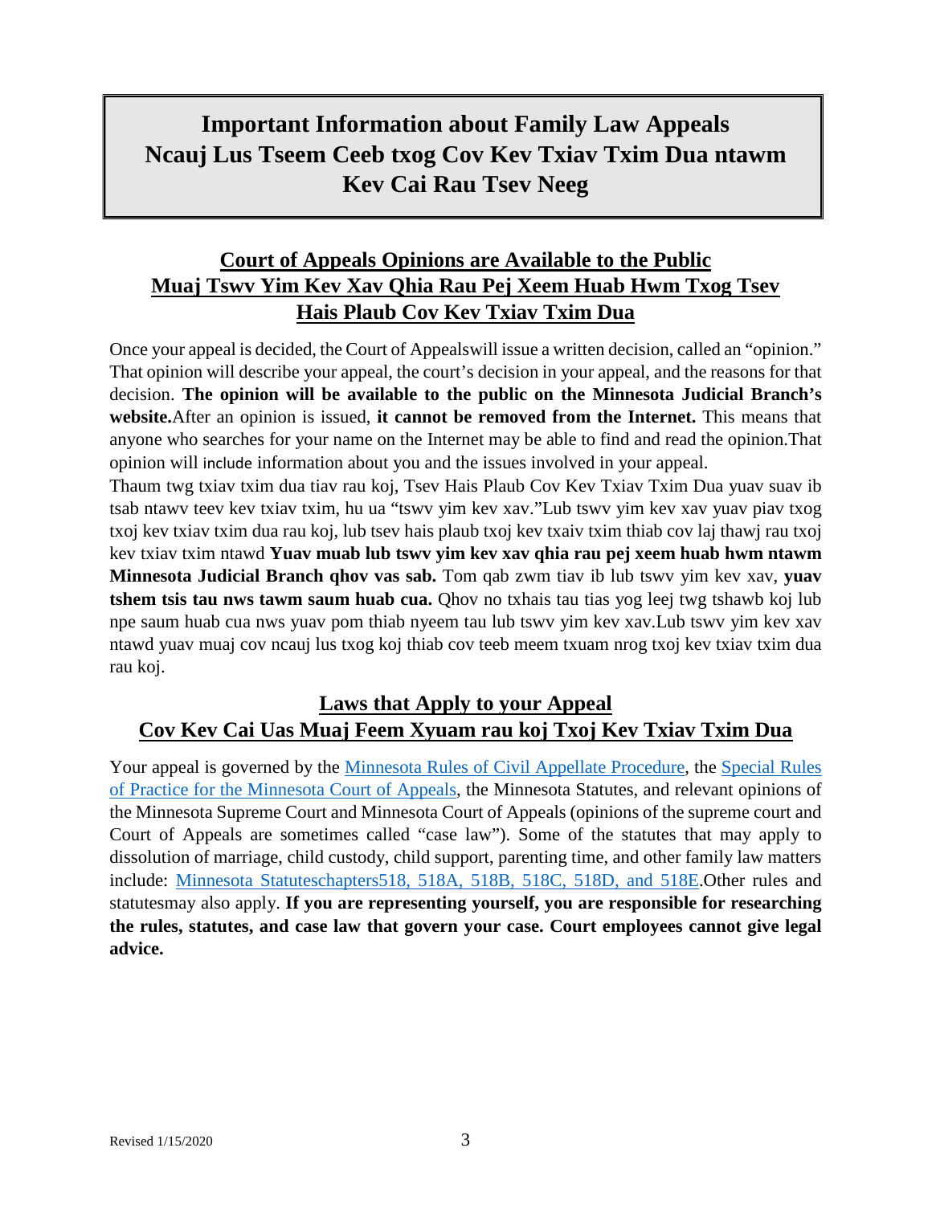# Important Information about Family Law Appeals
# Ncauj Lus Tseem Ceeb txog Cov Kev Txiav Txim Dua ntawm Kev Cai Rau Tsev Neeg

## Court of Appeals Opinions are Available to the Public
## Muaj Tswv Yim Kev Xav Qhia Rau Pej Xeem Huab Hwm Txog Tsev Hais Plaub Cov Kev Txiav Txim Dua

Once your appeal is decided, the Court of Appealswill issue a written decision, called an "opinion." That opinion will describe your appeal, the court's decision in your appeal, and the reasons for that decision. **The opinion will be available to the public on the Minnesota Judicial Branch's website.**After an opinion is issued, **it cannot be removed from the Internet.** This means that anyone who searches for your name on the Internet may be able to find and read the opinion.That opinion will include information about you and the issues involved in your appeal.

Thaum twg txiav txim dua tiav rau koj, Tsev Hais Plaub Cov Kev Txiav Txim Dua yuav suav ib tsab ntawv teev kev txiav txim, hu ua "tswv yim kev xav."Lub tswv yim kev xav yuav piav txog txoj kev txiav txim dua rau koj, lub tsev hais plaub txoj kev txaiv txim thiab cov laj thawj rau txoj kev txiav txim ntawd **Yuav muab lub tswv yim kev xav qhia rau pej xeem huab hwm ntawm Minnesota Judicial Branch qhov vas sab.** Tom qab zwm tiav ib lub tswv yim kev xav, **yuav tshem tsis tau nws tawm saum huab cua.** Qhov no txhais tau tias yog leej twg tshawb koj lub npe saum huab cua nws yuav pom thiab nyeem tau lub tswv yim kev xav.Lub tswv yim kev xav ntawd yuav muaj cov ncauj lus txog koj thiab cov teeb meem txuam nrog txoj kev txiav txim dua rau koj.

## Laws that Apply to your Appeal
## Cov Kev Cai Uas Muaj Feem Xyuam rau koj Txoj Kev Txiav Txim Dua

Your appeal is governed by the Minnesota Rules of Civil Appellate Procedure, the Special Rules of Practice for the Minnesota Court of Appeals, the Minnesota Statutes, and relevant opinions of the Minnesota Supreme Court and Minnesota Court of Appeals (opinions of the supreme court and Court of Appeals are sometimes called "case law"). Some of the statutes that may apply to dissolution of marriage, child custody, child support, parenting time, and other family law matters include: Minnesota Statuteschapters518, 518A, 518B, 518C, 518D, and 518E.Other rules and statutesmay also apply. **If you are representing yourself, you are responsible for researching the rules, statutes, and case law that govern your case. Court employees cannot give legal advice.**

Revised 1/15/2020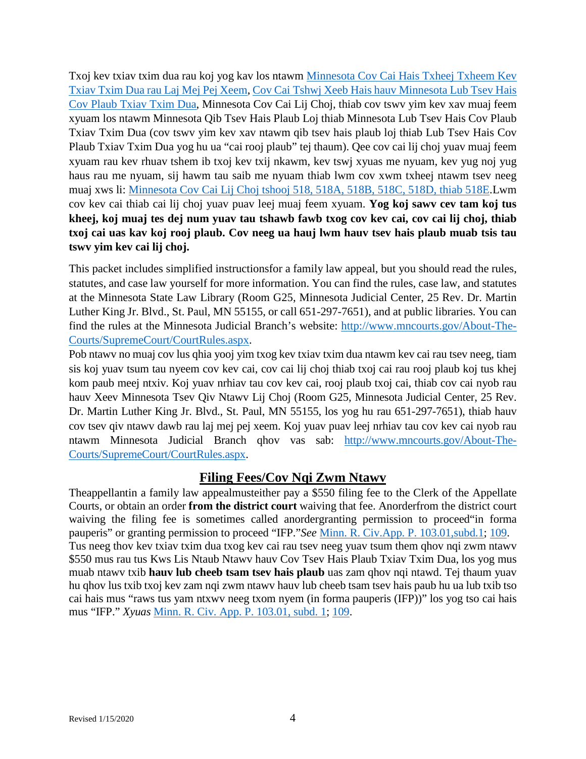Txoj kev txiav txim dua rau koj yog kav los ntawm [Minnesota Cov Cai Hais Txheej Txheem Kev Txiav Txim Dua rau Laj Mej Pej Xeem](), [Cov Cai Tshwj Xeeb Hais hauv Minnesota Lub Tsev Hais Cov Plaub Txiav Txim Dua](), Minnesota Cov Cai Lij Choj, thiab cov tswv yim kev xav muaj feem xyuam los ntawm Minnesota Qib Tsev Hais Plaub Loj thiab Minnesota Lub Tsev Hais Cov Plaub Txiav Txim Dua (cov tswv yim kev xav ntawm qib tsev hais plaub loj thiab Lub Tsev Hais Cov Plaub Txiav Txim Dua yog hu ua "cai rooj plaub" tej thaum). Qee cov cai lij choj yuav muaj feem xyuam rau kev rhuav tshem ib txoj kev txij nkawm, kev tswj xyuas me nyuam, kev yug noj yug haus rau me nyuam, sij hawm tau saib me nyuam thiab lwm cov xwm txheej ntawm tsev neeg muaj xws li: [Minnesota Cov Cai Lij Choj tshooj 518, 518A, 518B, 518C, 518D, thiab 518E]().Lwm cov kev cai thiab cai lij choj yuav puav leej muaj feem xyuam. **Yog koj sawv cev tam koj tus kheej, koj muaj tes dej num yuav tau tshawb fawb txog cov kev cai, cov cai lij choj, thiab txoj cai uas kav koj rooj plaub. Cov neeg ua hauj lwm hauv tsev hais plaub muab tsis tau tswv yim kev cai lij choj.**

This packet includes simplified instructionsfor a family law appeal, but you should read the rules, statutes, and case law yourself for more information. You can find the rules, case law, and statutes at the Minnesota State Law Library (Room G25, Minnesota Judicial Center, 25 Rev. Dr. Martin Luther King Jr. Blvd., St. Paul, MN 55155, or call 651-297-7651), and at public libraries. You can find the rules at the Minnesota Judicial Branch's website: [http://www.mncourts.gov/About-The-Courts/SupremeCourt/CourtRules.aspx](http://www.mncourts.gov/About-The-Courts/SupremeCourt/CourtRules.aspx).

Pob ntawv no muaj cov lus qhia yooj yim txog kev txiav txim dua ntawm kev cai rau tsev neeg, tiam sis koj yuav tsum tau nyeem cov kev cai, cov cai lij choj thiab txoj cai rau rooj plaub koj tus khej kom paub meej ntxiv. Koj yuav nrhiav tau cov kev cai, rooj plaub txoj cai, thiab cov cai nyob rau hauv Xeev Minnesota Tsev Qiv Ntawv Lij Choj (Room G25, Minnesota Judicial Center, 25 Rev. Dr. Martin Luther King Jr. Blvd., St. Paul, MN 55155, los yog hu rau 651-297-7651), thiab hauv cov tsev qiv ntawv dawb rau laj mej pej xeem. Koj yuav puav leej nrhiav tau cov kev cai nyob rau ntawm Minnesota Judicial Branch qhov vas sab: [http://www.mncourts.gov/About-The-Courts/SupremeCourt/CourtRules.aspx](http://www.mncourts.gov/About-The-Courts/SupremeCourt/CourtRules.aspx).

## Filing Fees/Cov Nqi Zwm Ntawv

Theappellantin a family law appealmusteither pay a $550 filing fee to the Clerk of the Appellate Courts, or obtain an order **from the district court** waiving that fee. Anorderfrom the district court waiving the filing fee is sometimes called anordergranting permission to proceed"in forma pauperis" or granting permission to proceed "IFP."*See* [Minn. R. Civ.App. P. 103.01,subd.1](); [109]().

Tus neeg thov kev txiav txim dua txog kev cai rau tsev neeg yuav tsum them qhov nqi zwm ntawv $550 mus rau tus Kws Lis Ntaub Ntawv hauv Cov Tsev Hais Plaub Txiav Txim Dua, los yog mus muab ntawv txib **hauv lub cheeb tsam tsev hais plaub** uas zam qhov nqi ntawd. Tej thaum yuav hu qhov lus txib txoj kev zam nqi zwm ntawv hauv lub cheeb tsam tsev hais paub hu ua lub txib tso cai hais mus "raws tus yam ntxwv neeg txom nyem (in forma pauperis (IFP))" los yog tso cai hais mus "IFP." *Xyuas* [Minn. R. Civ. App. P. 103.01, subd. 1](); [109]().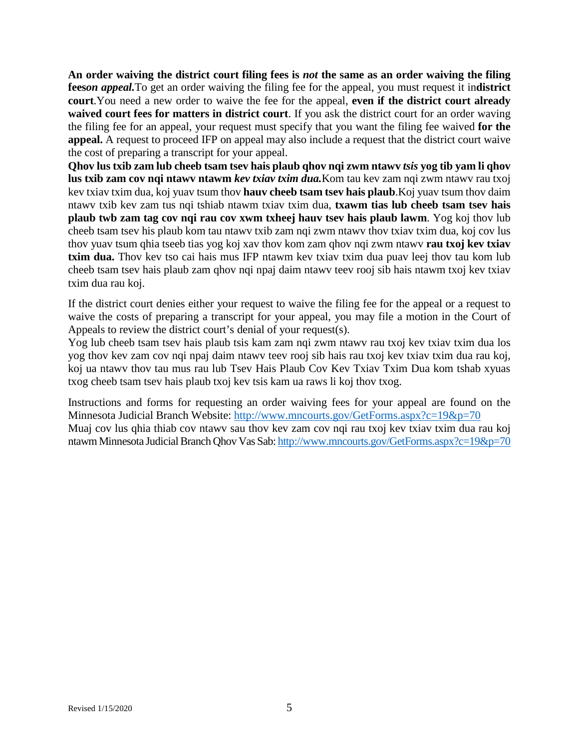**An order waiving the district court filing fees is *not* the same as an order waiving the filing fees*on appeal.***To get an order waiving the filing fee for the appeal, you must request it in**district court**.You need a new order to waive the fee for the appeal, **even if the district court already waived court fees for matters in district court**. If you ask the district court for an order waving the filing fee for an appeal, your request must specify that you want the filing fee waived **for the appeal.** A request to proceed IFP on appeal may also include a request that the district court waive the cost of preparing a transcript for your appeal.

**Qhov lus txib zam lub cheeb tsam tsev hais plaub qhov nqi zwm ntawv *tsis* yog tib yam li qhov lus txib zam cov nqi ntawv ntawm *kev txiav txim dua.***Kom tau kev zam nqi zwm ntawv rau txoj kev txiav txim dua, koj yuav tsum thov **hauv cheeb tsam tsev hais plaub**.Koj yuav tsum thov daim ntawv txib kev zam tus nqi tshiab ntawm txiav txim dua, **txawm tias lub cheeb tsam tsev hais plaub twb zam tag cov nqi rau cov xwm txheej hauv tsev hais plaub lawm**. Yog koj thov lub cheeb tsam tsev his plaub kom tau ntawv txib zam nqi zwm ntawv thov txiav txim dua, koj cov lus thov yuav tsum qhia tseeb tias yog koj xav thov kom zam qhov nqi zwm ntawv **rau txoj kev txiav txim dua.** Thov kev tso cai hais mus IFP ntawm kev txiav txim dua puav leej thov tau kom lub cheeb tsam tsev hais plaub zam qhov nqi npaj daim ntawv teev rooj sib hais ntawm txoj kev txiav txim dua rau koj.

If the district court denies either your request to waive the filing fee for the appeal or a request to waive the costs of preparing a transcript for your appeal, you may file a motion in the Court of Appeals to review the district court's denial of your request(s).

Yog lub cheeb tsam tsev hais plaub tsis kam zam nqi zwm ntawv rau txoj kev txiav txim dua los yog thov kev zam cov nqi npaj daim ntawv teev rooj sib hais rau txoj kev txiav txim dua rau koj, koj ua ntawv thov tau mus rau lub Tsev Hais Plaub Cov Kev Txiav Txim Dua kom tshab xyuas txog cheeb tsam tsev hais plaub txoj kev tsis kam ua raws li koj thov txog.

Instructions and forms for requesting an order waiving fees for your appeal are found on the Minnesota Judicial Branch Website: http://www.mncourts.gov/GetForms.aspx?c=19&p=70

Muaj cov lus qhia thiab cov ntawv sau thov kev zam cov nqi rau txoj kev txiav txim dua rau koj ntawm Minnesota Judicial Branch Qhov Vas Sab: http://www.mncourts.gov/GetForms.aspx?c=19&p=70

Revised 1/15/2020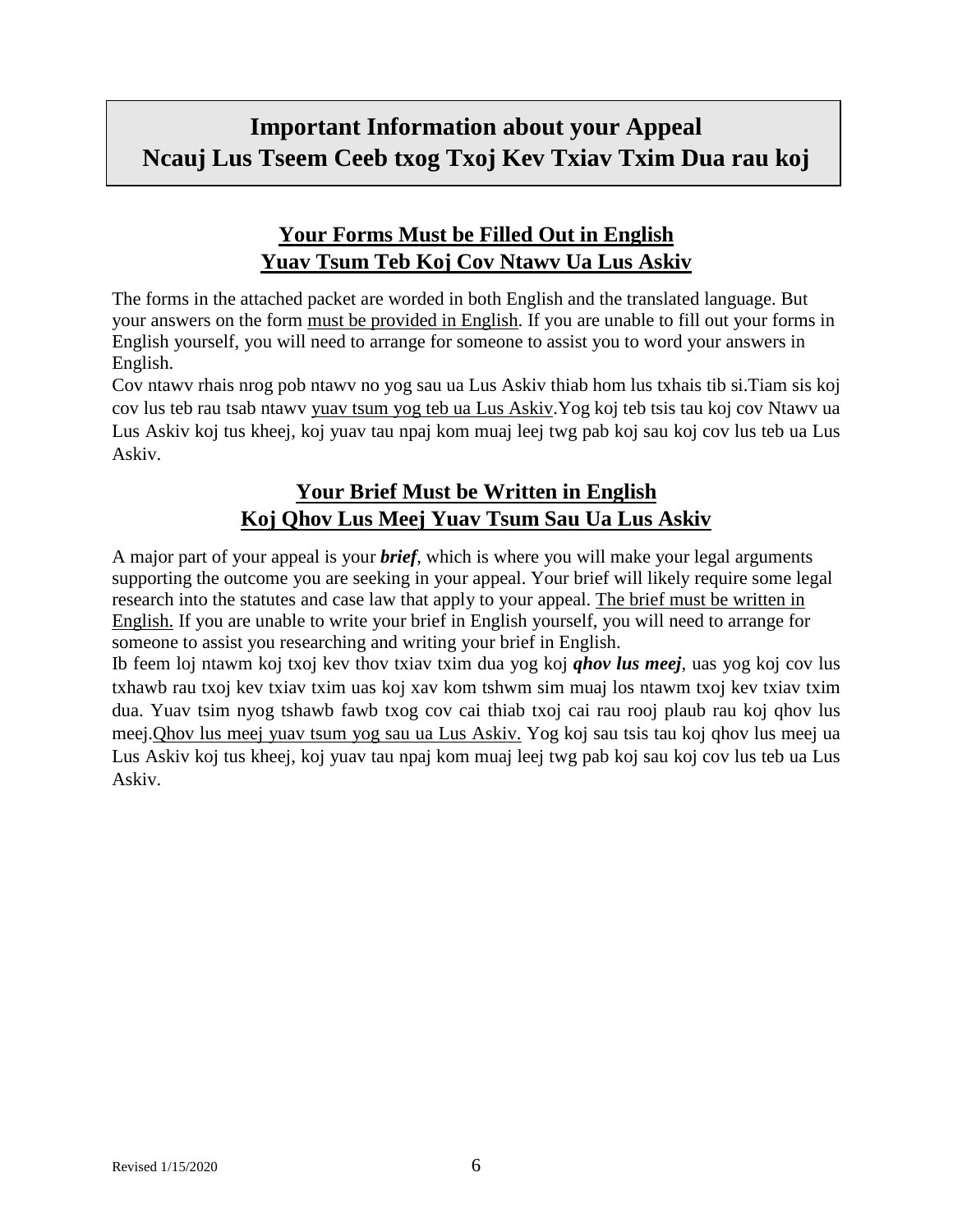# Important Information about your Appeal
# Ncauj Lus Tseem Ceeb txog Txoj Kev Txiav Txim Dua rau koj

## Your Forms Must be Filled Out in English
## Yuav Tsum Teb Koj Cov Ntawv Ua Lus Askiv

The forms in the attached packet are worded in both English and the translated language. But your answers on the form must be provided in English. If you are unable to fill out your forms in English yourself, you will need to arrange for someone to assist you to word your answers in English.

Cov ntawv rhais nrog pob ntawv no yog sau ua Lus Askiv thiab hom lus txhais tib si.Tiam sis koj cov lus teb rau tsab ntawv yuav tsum yog teb ua Lus Askiv.Yog koj teb tsis tau koj cov Ntawv ua Lus Askiv koj tus kheej, koj yuav tau npaj kom muaj leej twg pab koj sau koj cov lus teb ua Lus Askiv.

## Your Brief Must be Written in English
## Koj Qhov Lus Meej Yuav Tsum Sau Ua Lus Askiv

A major part of your appeal is your ***brief***, which is where you will make your legal arguments supporting the outcome you are seeking in your appeal. Your brief will likely require some legal research into the statutes and case law that apply to your appeal. The brief must be written in English. If you are unable to write your brief in English yourself, you will need to arrange for someone to assist you researching and writing your brief in English.

Ib feem loj ntawm koj txoj kev thov txiav txim dua yog koj ***qhov lus meej***, uas yog koj cov lus txhawb rau txoj kev txiav txim uas koj xav kom tshwm sim muaj los ntawm txoj kev txiav txim dua. Yuav tsim nyog tshawb fawb txog cov cai thiab txoj cai rau rooj plaub rau koj qhov lus meej.Qhov lus meej yuav tsum yog sau ua Lus Askiv. Yog koj sau tsis tau koj qhov lus meej ua Lus Askiv koj tus kheej, koj yuav tau npaj kom muaj leej twg pab koj sau koj cov lus teb ua Lus Askiv.

Revised 1/15/2020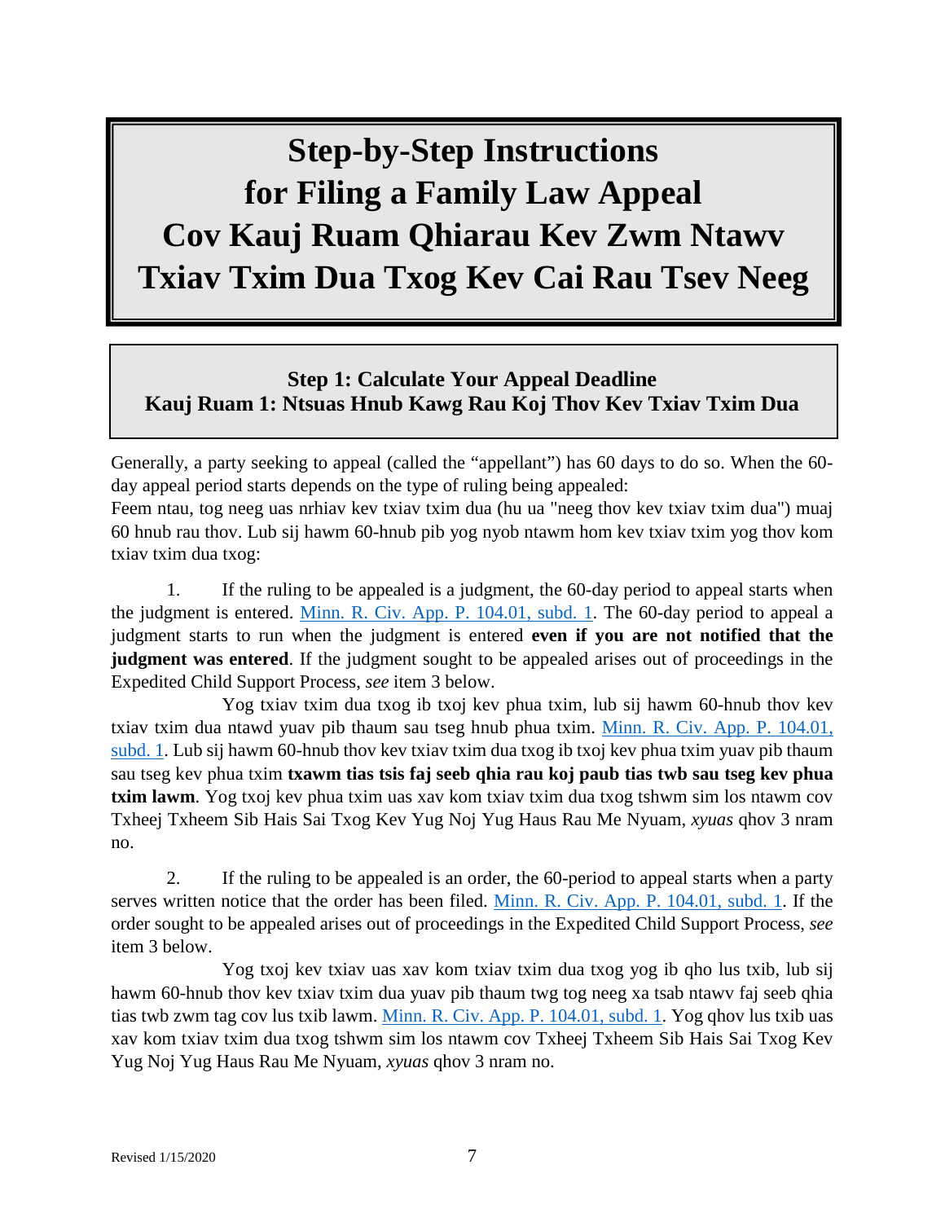# Step-by-Step Instructions for Filing a Family Law Appeal
# Cov Kauj Ruam Qhiarau Kev Zwm Ntawv Txiav Txim Dua Txog Kev Cai Rau Tsev Neeg

## Step 1: Calculate Your Appeal Deadline
## Kauj Ruam 1: Ntsuas Hnub Kawg Rau Koj Thov Kev Txiav Txim Dua

Generally, a party seeking to appeal (called the "appellant") has 60 days to do so. When the 60-day appeal period starts depends on the type of ruling being appealed:

Feem ntau, tog neeg uas nrhiav kev txiav txim dua (hu ua "neeg thov kev txiav txim dua") muaj 60 hnub rau thov. Lub sij hawm 60-hnub pib yog nyob ntawm hom kev txiav txim yog thov kom txiav txim dua txog:

1. If the ruling to be appealed is a judgment, the 60-day period to appeal starts when the judgment is entered. [Minn. R. Civ. App. P. 104.01, subd. 1](). The 60-day period to appeal a judgment starts to run when the judgment is entered **even if you are not notified that the judgment was entered**. If the judgment sought to be appealed arises out of proceedings in the Expedited Child Support Process, *see* item 3 below.

   Yog txiav txim dua txog ib txoj kev phua txim, lub sij hawm 60-hnub thov kev txiav txim dua ntawd yuav pib thaum sau tseg hnub phua txim. [Minn. R. Civ. App. P. 104.01, subd. 1](). Lub sij hawm 60-hnub thov kev txiav txim dua txog ib txoj kev phua txim yuav pib thaum sau tseg kev phua txim **txawm tias tsis faj seeb qhia rau koj paub tias twb sau tseg kev phua txim lawm**. Yog txoj kev phua txim uas xav kom txiav txim dua txog tshwm sim los ntawm cov Txheej Txheem Sib Hais Sai Txog Kev Yug Noj Yug Haus Rau Me Nyuam, *xyuas* qhov 3 nram no.

2. If the ruling to be appealed is an order, the 60-period to appeal starts when a party serves written notice that the order has been filed. [Minn. R. Civ. App. P. 104.01, subd. 1](). If the order sought to be appealed arises out of proceedings in the Expedited Child Support Process, *see* item 3 below.

   Yog txoj kev txiav uas xav kom txiav txim dua txog yog ib qho lus txib, lub sij hawm 60-hnub thov kev txiav txim dua yuav pib thaum twg tog neeg xa tsab ntawv faj seeb qhia tias twb zwm tag cov lus txib lawm. [Minn. R. Civ. App. P. 104.01, subd. 1](). Yog qhov lus txib uas xav kom txiav txim dua txog tshwm sim los ntawm cov Txheej Txheem Sib Hais Sai Txog Kev Yug Noj Yug Haus Rau Me Nyuam, *xyuas* qhov 3 nram no.

Revised 1/15/2020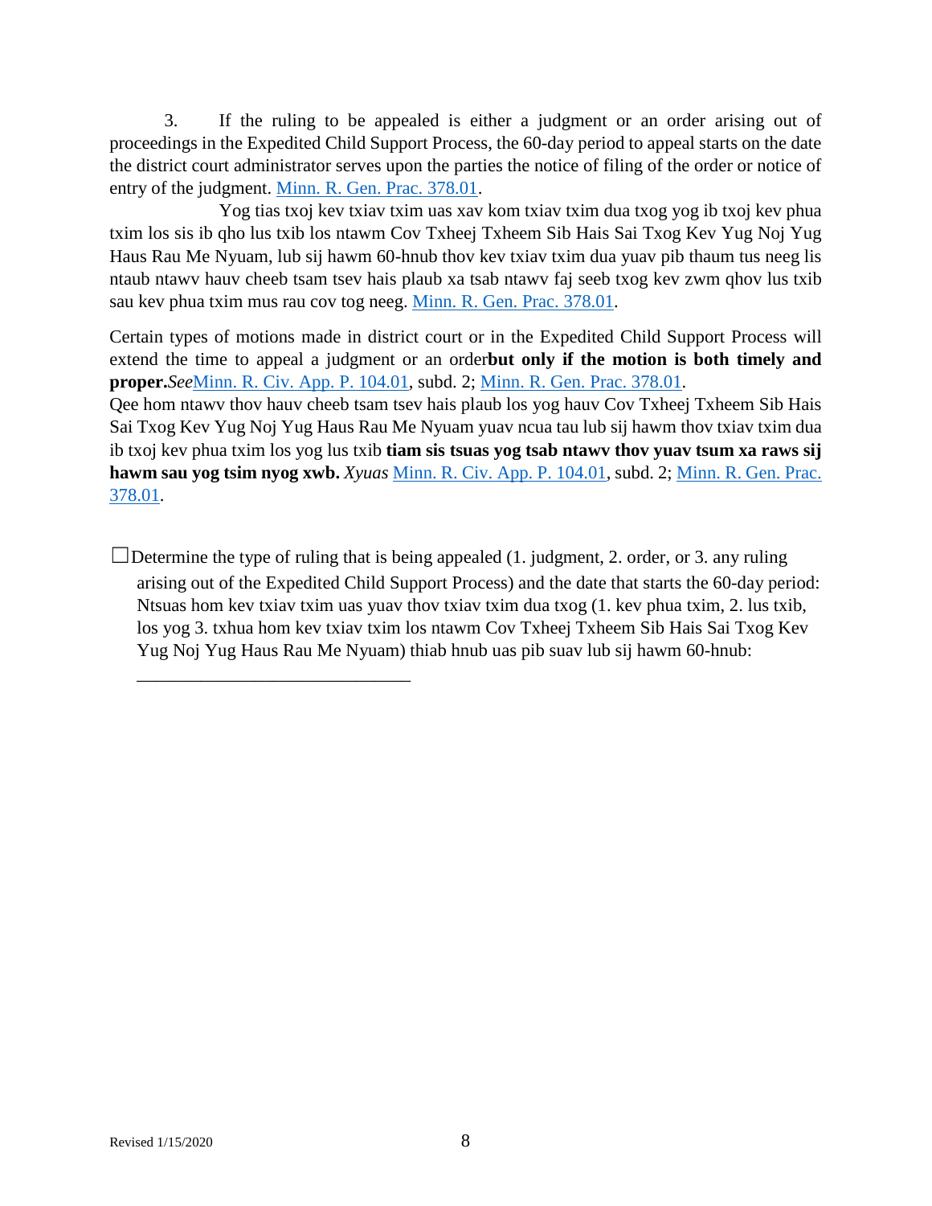3. If the ruling to be appealed is either a judgment or an order arising out of proceedings in the Expedited Child Support Process, the 60-day period to appeal starts on the date the district court administrator serves upon the parties the notice of filing of the order or notice of entry of the judgment. Minn. R. Gen. Prac. 378.01.

Yog tias txoj kev txiav txim uas xav kom txiav txim dua txog yog ib txoj kev phua txim los sis ib qho lus txib los ntawm Cov Txheej Txheem Sib Hais Sai Txog Kev Yug Noj Yug Haus Rau Me Nyuam, lub sij hawm 60-hnub thov kev txiav txim dua yuav pib thaum tus neeg lis ntaub ntawv hauv cheeb tsam tsev hais plaub xa tsab ntawv faj seeb txog kev zwm qhov lus txib sau kev phua txim mus rau cov tog neeg. Minn. R. Gen. Prac. 378.01.

Certain types of motions made in district court or in the Expedited Child Support Process will extend the time to appeal a judgment or an order **but only if the motion is both timely and proper.** *See* Minn. R. Civ. App. P. 104.01, subd. 2; Minn. R. Gen. Prac. 378.01.
Qee hom ntawv thov hauv cheeb tsam tsev hais plaub los yog hauv Cov Txheej Txheem Sib Hais Sai Txog Kev Yug Noj Yug Haus Rau Me Nyuam yuav ncua tau lub sij hawm thov txiav txim dua ib txoj kev phua txim los yog lus txib **tiam sis tsuas yog tsab ntawv thov yuav tsum xa raws sij hawm sau yog tsim nyog xwb.** *Xyuas* Minn. R. Civ. App. P. 104.01, subd. 2; Minn. R. Gen. Prac. 378.01.

☐ Determine the type of ruling that is being appealed (1. judgment, 2. order, or 3. any ruling arising out of the Expedited Child Support Process) and the date that starts the 60-day period: Ntsuas hom kev txiav txim uas yuav thov txiav txim dua txog (1. kev phua txim, 2. lus txib, los yog 3. txhua hom kev txiav txim los ntawm Cov Txheej Txheem Sib Hais Sai Txog Kev Yug Noj Yug Haus Rau Me Nyuam) thiab hnub uas pib suav lub sij hawm 60-hnub:

______________________________

Revised 1/15/2020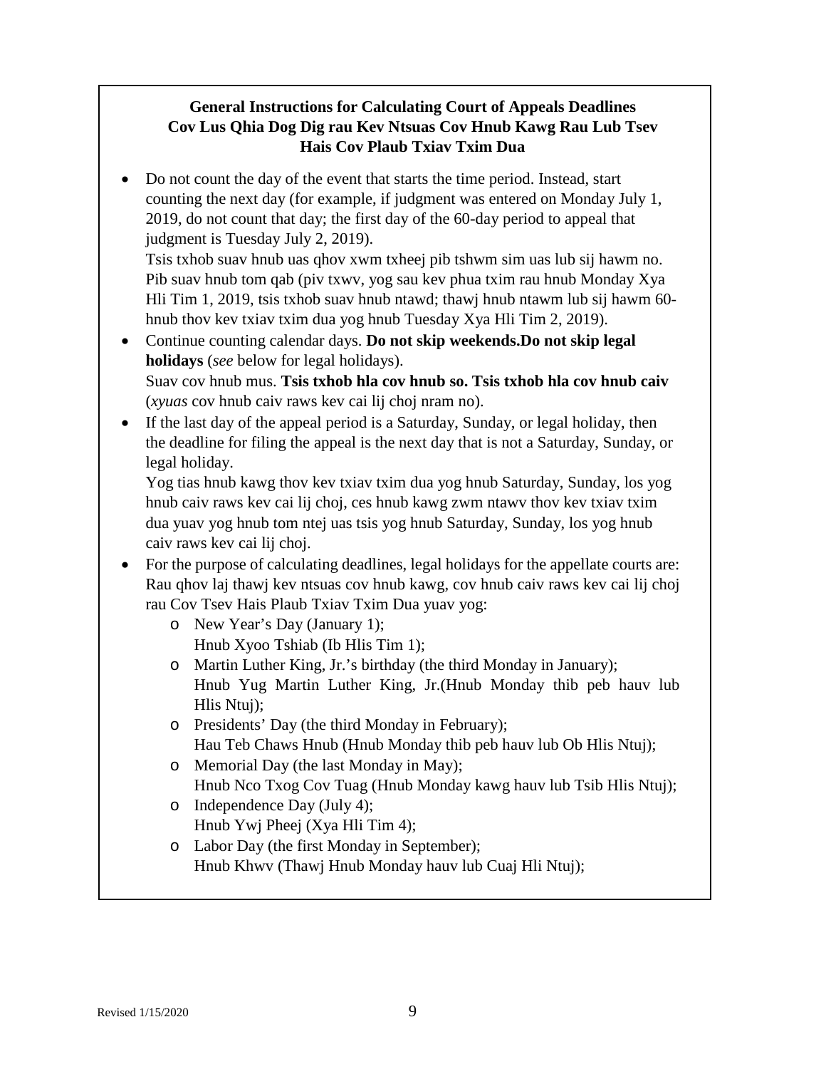**General Instructions for Calculating Court of Appeals Deadlines**
**Cov Lus Qhia Dog Dig rau Kev Ntsuas Cov Hnub Kawg Rau Lub Tsev Hais Cov Plaub Txiav Txim Dua**

- Do not count the day of the event that starts the time period. Instead, start counting the next day (for example, if judgment was entered on Monday July 1, 2019, do not count that day; the first day of the 60-day period to appeal that judgment is Tuesday July 2, 2019).
  Tsis txhob suav hnub uas qhov xwm txheej pib tshwm sim uas lub sij hawm no. Pib suav hnub tom qab (piv txwv, yog sau kev phua txim rau hnub Monday Xya Hli Tim 1, 2019, tsis txhob suav hnub ntawd; thawj hnub ntawm lub sij hawm 60-hnub thov kev txiav txim dua yog hnub Tuesday Xya Hli Tim 2, 2019).
- Continue counting calendar days. **Do not skip weekends.Do not skip legal holidays** (*see* below for legal holidays).
  Suav cov hnub mus. **Tsis txhob hla cov hnub so. Tsis txhob hla cov hnub caiv** (*xyuas* cov hnub caiv raws kev cai lij choj nram no).
- If the last day of the appeal period is a Saturday, Sunday, or legal holiday, then the deadline for filing the appeal is the next day that is not a Saturday, Sunday, or legal holiday.
  Yog tias hnub kawg thov kev txiav txim dua yog hnub Saturday, Sunday, los yog hnub caiv raws kev cai lij choj, ces hnub kawg zwm ntawv thov kev txiav txim dua yuav yog hnub tom ntej uas tsis yog hnub Saturday, Sunday, los yog hnub caiv raws kev cai lij choj.
- For the purpose of calculating deadlines, legal holidays for the appellate courts are:
  Rau qhov laj thawj kev ntsuas cov hnub kawg, cov hnub caiv raws kev cai lij choj rau Cov Tsev Hais Plaub Txiav Txim Dua yuav yog:
  - New Year's Day (January 1);
    Hnub Xyoo Tshiab (Ib Hlis Tim 1);
  - Martin Luther King, Jr.'s birthday (the third Monday in January);
    Hnub Yug Martin Luther King, Jr.(Hnub Monday thib peb hauv lub Hlis Ntuj);
  - Presidents' Day (the third Monday in February);
    Hau Teb Chaws Hnub (Hnub Monday thib peb hauv lub Ob Hlis Ntuj);
  - Memorial Day (the last Monday in May);
    Hnub Nco Txog Cov Tuag (Hnub Monday kawg hauv lub Tsib Hlis Ntuj);
  - Independence Day (July 4);
    Hnub Ywj Pheej (Xya Hli Tim 4);
  - Labor Day (the first Monday in September);
    Hnub Khwv (Thawj Hnub Monday hauv lub Cuaj Hli Ntuj);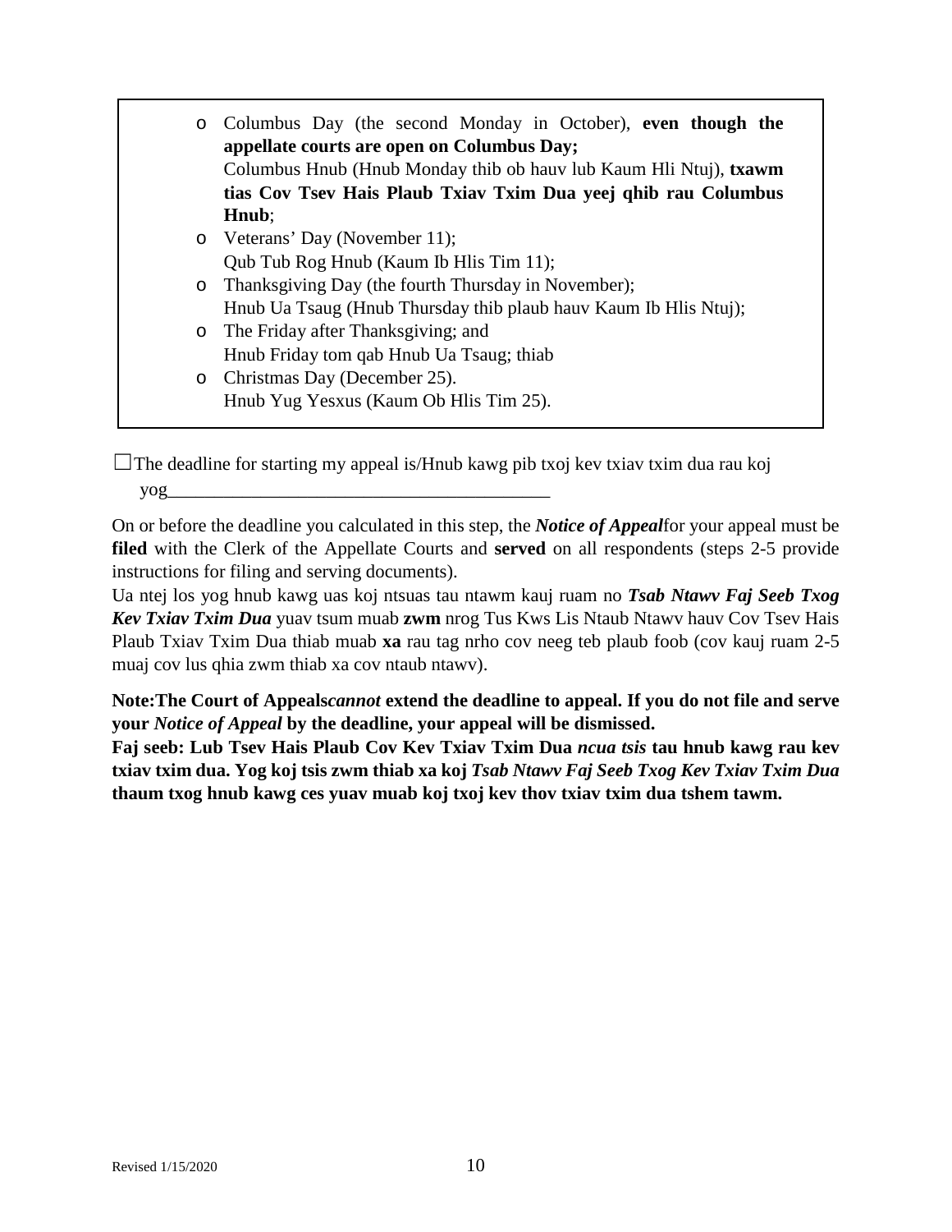- Columbus Day (the second Monday in October), **even though the appellate courts are open on Columbus Day;**
  Columbus Hnub (Hnub Monday thib ob hauv lub Kaum Hli Ntuj), **txawm tias Cov Tsev Hais Plaub Txiav Txim Dua yeej qhib rau Columbus Hnub**;
- Veterans' Day (November 11);
  Qub Tub Rog Hnub (Kaum Ib Hlis Tim 11);
- Thanksgiving Day (the fourth Thursday in November);
  Hnub Ua Tsaug (Hnub Thursday thib plaub hauv Kaum Ib Hlis Ntuj);
- The Friday after Thanksgiving; and
  Hnub Friday tom qab Hnub Ua Tsaug; thiab
- Christmas Day (December 25).
  Hnub Yug Yesxus (Kaum Ob Hlis Tim 25).

☐ The deadline for starting my appeal is/Hnub kawg pib txoj kev txiav txim dua rau koj yog\_\_\_\_\_\_\_\_\_\_\_\_\_\_\_\_\_\_\_\_\_\_\_\_\_\_\_\_\_\_\_\_\_\_\_\_\_\_\_\_\_\_

On or before the deadline you calculated in this step, the ***Notice of Appeal*** for your appeal must be **filed** with the Clerk of the Appellate Courts and **served** on all respondents (steps 2-5 provide instructions for filing and serving documents).

Ua ntej los yog hnub kawg uas koj ntsuas tau ntawm kauj ruam no ***Tsab Ntawv Faj Seeb Txog Kev Txiav Txim Dua*** yuav tsum muab **zwm** nrog Tus Kws Lis Ntaub Ntawv hauv Cov Tsev Hais Plaub Txiav Txim Dua thiab muab **xa** rau tag nrho cov neeg teb plaub foob (cov kauj ruam 2-5 muaj cov lus qhia zwm thiab xa cov ntaub ntawv).

**Note: The Court of Appeals *cannot* extend the deadline to appeal. If you do not file and serve your *Notice of Appeal* by the deadline, your appeal will be dismissed.**

**Faj seeb: Lub Tsev Hais Plaub Cov Kev Txiav Txim Dua *ncua tsis* tau hnub kawg rau kev txiav txim dua. Yog koj tsis zwm thiab xa koj *Tsab Ntawv Faj Seeb Txog Kev Txiav Txim Dua* thaum txog hnub kawg ces yuav muab koj txoj kev thov txiav txim dua tshem tawm.**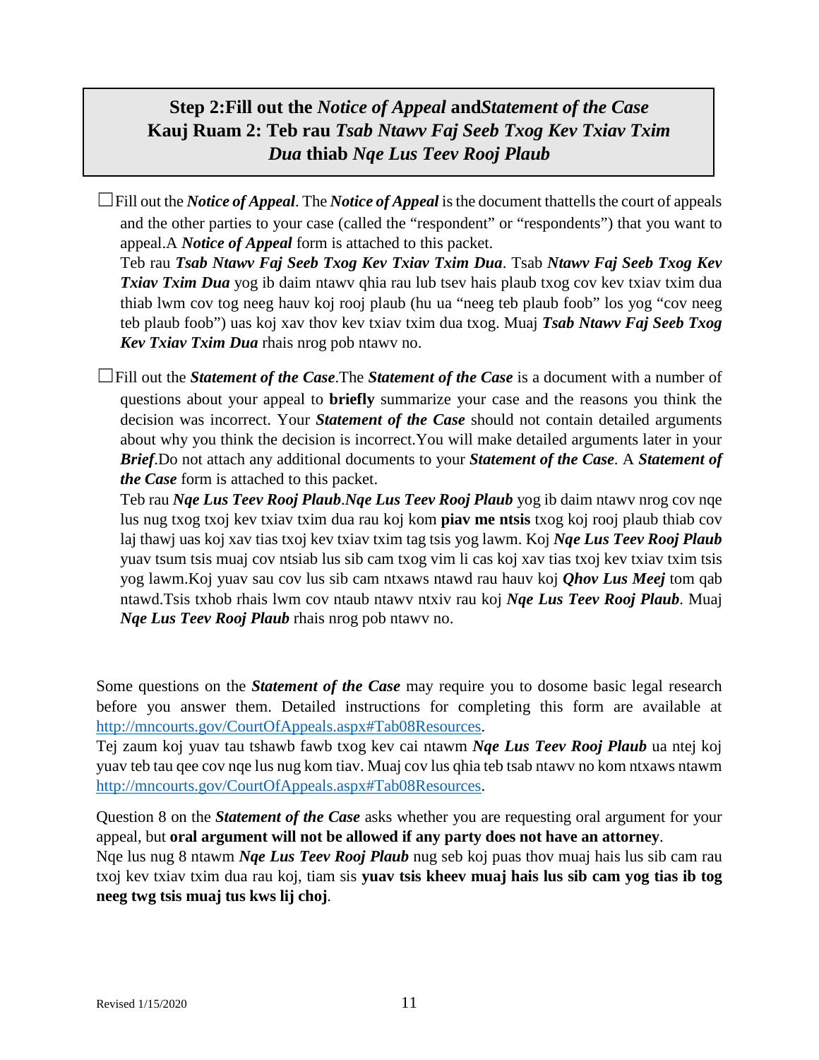## Step 2:Fill out the *Notice of Appeal* and*Statement of the Case*
## Kauj Ruam 2: Teb rau *Tsab Ntawv Faj Seeb Txog Kev Txiav Txim Dua* thiab *Nqe Lus Teev Rooj Plaub*

☐Fill out the ***Notice of Appeal***. The ***Notice of Appeal*** is the document thattells the court of appeals and the other parties to your case (called the "respondent" or "respondents") that you want to appeal.A ***Notice of Appeal*** form is attached to this packet.
Teb rau ***Tsab Ntawv Faj Seeb Txog Kev Txiav Txim Dua***. Tsab ***Ntawv Faj Seeb Txog Kev Txiav Txim Dua*** yog ib daim ntawv qhia rau lub tsev hais plaub txog cov kev txiav txim dua thiab lwm cov tog neeg hauv koj rooj plaub (hu ua "neeg teb plaub foob" los yog "cov neeg teb plaub foob") uas koj xav thov kev txiav txim dua txog. Muaj ***Tsab Ntawv Faj Seeb Txog Kev Txiav Txim Dua*** rhais nrog pob ntawv no.

☐Fill out the ***Statement of the Case***.The ***Statement of the Case*** is a document with a number of questions about your appeal to **briefly** summarize your case and the reasons you think the decision was incorrect. Your ***Statement of the Case*** should not contain detailed arguments about why you think the decision is incorrect.You will make detailed arguments later in your ***Brief***.Do not attach any additional documents to your ***Statement of the Case***. A ***Statement of the Case*** form is attached to this packet.
Teb rau ***Nqe Lus Teev Rooj Plaub***.***Nqe Lus Teev Rooj Plaub*** yog ib daim ntawv nrog cov nqe lus nug txog txoj kev txiav txim dua rau koj kom **piav me ntsis** txog koj rooj plaub thiab cov laj thawj uas koj xav tias txoj kev txiav txim tag tsis yog lawm. Koj ***Nqe Lus Teev Rooj Plaub*** yuav tsum tsis muaj cov ntsiab lus sib cam txog vim li cas koj xav tias txoj kev txiav txim tsis yog lawm.Koj yuav sau cov lus sib cam ntxaws ntawd rau hauv koj ***Qhov Lus Meej*** tom qab ntawd.Tsis txhob rhais lwm cov ntaub ntawv ntxiv rau koj ***Nqe Lus Teev Rooj Plaub***. Muaj ***Nqe Lus Teev Rooj Plaub*** rhais nrog pob ntawv no.

Some questions on the ***Statement of the Case*** may require you to dosome basic legal research before you answer them. Detailed instructions for completing this form are available at http://mncourts.gov/CourtOfAppeals.aspx#Tab08Resources.
Tej zaum koj yuav tau tshawb fawb txog kev cai ntawm ***Nqe Lus Teev Rooj Plaub*** ua ntej koj yuav teb tau qee cov nqe lus nug kom tiav. Muaj cov lus qhia teb tsab ntawv no kom ntxaws ntawm http://mncourts.gov/CourtOfAppeals.aspx#Tab08Resources.

Question 8 on the ***Statement of the Case*** asks whether you are requesting oral argument for your appeal, but **oral argument will not be allowed if any party does not have an attorney**.
Nqe lus nug 8 ntawm ***Nqe Lus Teev Rooj Plaub*** nug seb koj puas thov muaj hais lus sib cam rau txoj kev txiav txim dua rau koj, tiam sis **yuav tsis kheev muaj hais lus sib cam yog tias ib tog neeg twg tsis muaj tus kws lij choj**.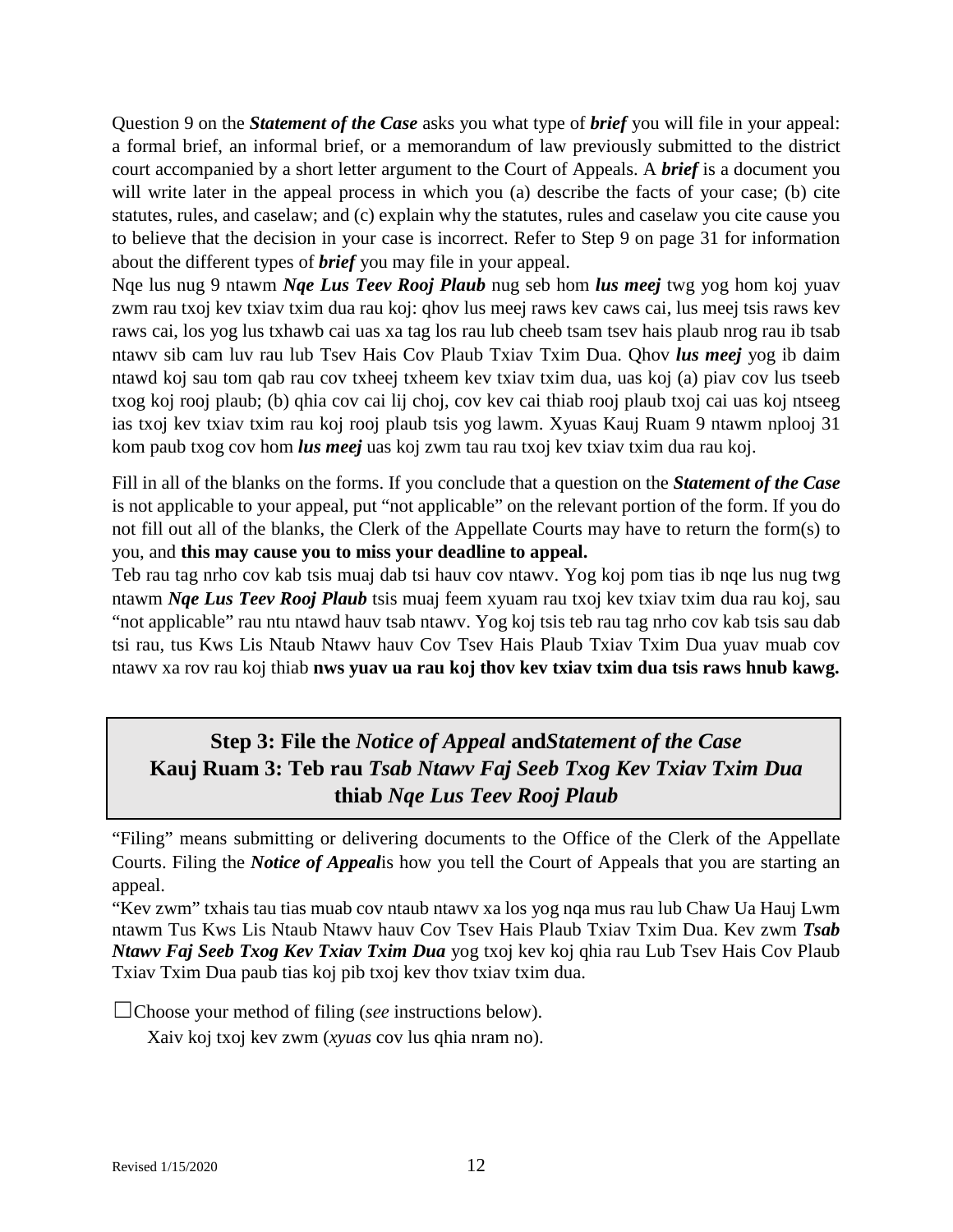Question 9 on the ***Statement of the Case*** asks you what type of ***brief*** you will file in your appeal: a formal brief, an informal brief, or a memorandum of law previously submitted to the district court accompanied by a short letter argument to the Court of Appeals. A ***brief*** is a document you will write later in the appeal process in which you (a) describe the facts of your case; (b) cite statutes, rules, and caselaw; and (c) explain why the statutes, rules and caselaw you cite cause you to believe that the decision in your case is incorrect. Refer to Step 9 on page 31 for information about the different types of ***brief*** you may file in your appeal.

Nqe lus nug 9 ntawm ***Nqe Lus Teev Rooj Plaub*** nug seb hom ***lus meej*** twg yog hom koj yuav zwm rau txoj kev txiav txim dua rau koj: qhov lus meej raws kev caws cai, lus meej tsis raws kev raws cai, los yog lus txhawb cai uas xa tag los rau lub cheeb tsam tsev hais plaub nrog rau ib tsab ntawv sib cam luv rau lub Tsev Hais Cov Plaub Txiav Txim Dua. Qhov ***lus meej*** yog ib daim ntawd koj sau tom qab rau cov txheej txheem kev txiav txim dua, uas koj (a) piav cov lus tseeb txog koj rooj plaub; (b) qhia cov cai lij choj, cov kev cai thiab rooj plaub txoj cai uas koj ntseeg ias txoj kev txiav txim rau koj rooj plaub tsis yog lawm. Xyuas Kauj Ruam 9 ntawm nplooj 31 kom paub txog cov hom ***lus meej*** uas koj zwm tau rau txoj kev txiav txim dua rau koj.

Fill in all of the blanks on the forms. If you conclude that a question on the ***Statement of the Case*** is not applicable to your appeal, put "not applicable" on the relevant portion of the form. If you do not fill out all of the blanks, the Clerk of the Appellate Courts may have to return the form(s) to you, and **this may cause you to miss your deadline to appeal.**

Teb rau tag nrho cov kab tsis muaj dab tsi hauv cov ntawv. Yog koj pom tias ib nqe lus nug twg ntawm ***Nqe Lus Teev Rooj Plaub*** tsis muaj feem xyuam rau txoj kev txiav txim dua rau koj, sau "not applicable" rau ntu ntawd hauv tsab ntawv. Yog koj tsis teb rau tag nrho cov kab tsis sau dab tsi rau, tus Kws Lis Ntaub Ntawv hauv Cov Tsev Hais Plaub Txiav Txim Dua yuav muab cov ntawv xa rov rau koj thiab **nws yuav ua rau koj thov kev txiav txim dua tsis raws hnub kawg.**

## Step 3: File the *Notice of Appeal* and *Statement of the Case*
## Kauj Ruam 3: Teb rau *Tsab Ntawv Faj Seeb Txog Kev Txiav Txim Dua* thiab *Nqe Lus Teev Rooj Plaub*

"Filing" means submitting or delivering documents to the Office of the Clerk of the Appellate Courts. Filing the ***Notice of Appeal*** is how you tell the Court of Appeals that you are starting an appeal.

"Kev zwm" txhais tau tias muab cov ntaub ntawv xa los yog nqa mus rau lub Chaw Ua Hauj Lwm ntawm Tus Kws Lis Ntaub Ntawv hauv Cov Tsev Hais Plaub Txiav Txim Dua. Kev zwm ***Tsab Ntawv Faj Seeb Txog Kev Txiav Txim Dua*** yog txoj kev koj qhia rau Lub Tsev Hais Cov Plaub Txiav Txim Dua paub tias koj pib txoj kev thov txiav txim dua.

☐ Choose your method of filing (*see* instructions below).
Xaiv koj txoj kev zwm (*xyuas* cov lus qhia nram no).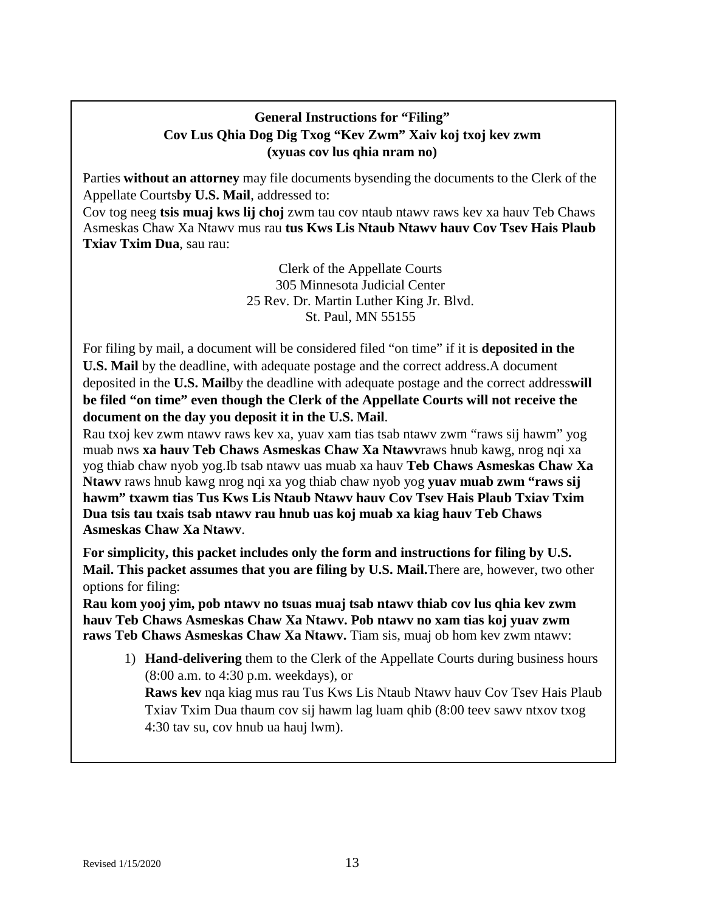**General Instructions for "Filing"**
**Cov Lus Qhia Dog Dig Txog "Kev Zwm" Xaiv koj txoj kev zwm**
**(xyuas cov lus qhia nram no)**

Parties **without an attorney** may file documents bysending the documents to the Clerk of the Appellate Courts**by U.S. Mail**, addressed to:

Cov tog neeg **tsis muaj kws lij choj** zwm tau cov ntaub ntawv raws kev xa hauv Teb Chaws Asmeskas Chaw Xa Ntawv mus rau **tus Kws Lis Ntaub Ntawv hauv Cov Tsev Hais Plaub Txiav Txim Dua**, sau rau:

Clerk of the Appellate Courts
305 Minnesota Judicial Center
25 Rev. Dr. Martin Luther King Jr. Blvd.
St. Paul, MN 55155

For filing by mail, a document will be considered filed "on time" if it is **deposited in the U.S. Mail** by the deadline, with adequate postage and the correct address.A document deposited in the **U.S. Mail**by the deadline with adequate postage and the correct address**will be filed "on time" even though the Clerk of the Appellate Courts will not receive the document on the day you deposit it in the U.S. Mail**.

Rau txoj kev zwm ntawv raws kev xa, yuav xam tias tsab ntawv zwm "raws sij hawm" yog muab nws **xa hauv Teb Chaws Asmeskas Chaw Xa Ntawv**raws hnub kawg, nrog nqi xa yog thiab chaw nyob yog.Ib tsab ntawv uas muab xa hauv **Teb Chaws Asmeskas Chaw Xa Ntawv** raws hnub kawg nrog nqi xa yog thiab chaw nyob yog **yuav muab zwm "raws sij hawm" txawm tias Tus Kws Lis Ntaub Ntawv hauv Cov Tsev Hais Plaub Txiav Txim Dua tsis tau txais tsab ntawv rau hnub uas koj muab xa kiag hauv Teb Chaws Asmeskas Chaw Xa Ntawv**.

**For simplicity, this packet includes only the form and instructions for filing by U.S. Mail. This packet assumes that you are filing by U.S. Mail.**There are, however, two other options for filing:

**Rau kom yooj yim, pob ntawv no tsuas muaj tsab ntawv thiab cov lus qhia kev zwm hauv Teb Chaws Asmeskas Chaw Xa Ntawv. Pob ntawv no xam tias koj yuav zwm raws Teb Chaws Asmeskas Chaw Xa Ntawv.** Tiam sis, muaj ob hom kev zwm ntawv:

1) **Hand-delivering** them to the Clerk of the Appellate Courts during business hours (8:00 a.m. to 4:30 p.m. weekdays), or
   **Raws kev** nqa kiag mus rau Tus Kws Lis Ntaub Ntawv hauv Cov Tsev Hais Plaub Txiav Txim Dua thaum cov sij hawm lag luam qhib (8:00 teev sawv ntxov txog 4:30 tav su, cov hnub ua hauj lwm).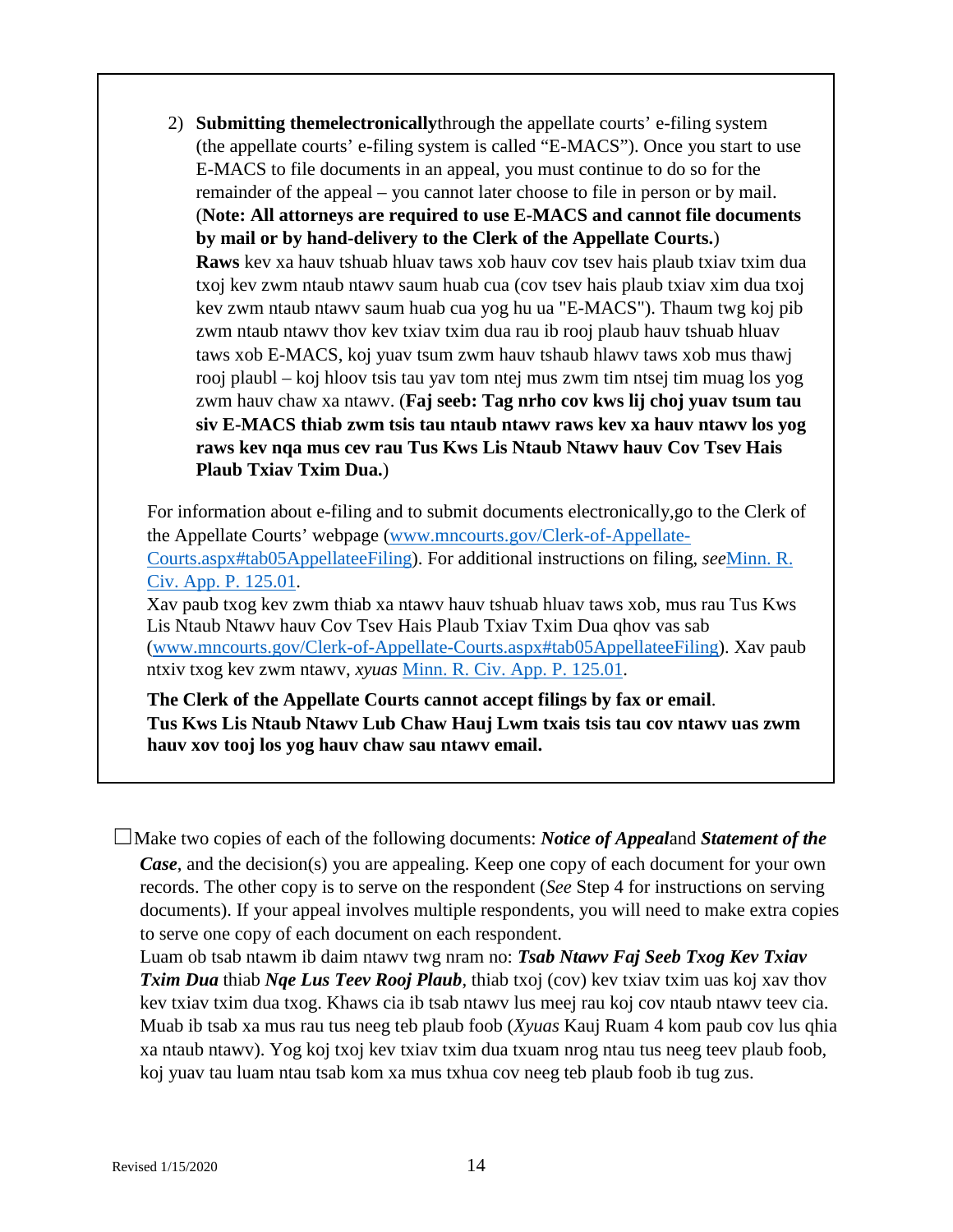2) **Submitting themelectronically**through the appellate courts' e-filing system (the appellate courts' e-filing system is called "E-MACS"). Once you start to use E-MACS to file documents in an appeal, you must continue to do so for the remainder of the appeal – you cannot later choose to file in person or by mail. (**Note: All attorneys are required to use E-MACS and cannot file documents by mail or by hand-delivery to the Clerk of the Appellate Courts.**)
**Raws** kev xa hauv tshuab hluav taws xob hauv cov tsev hais plaub txiav txim dua txoj kev zwm ntaub ntawv saum huab cua (cov tsev hais plaub txiav xim dua txoj kev zwm ntaub ntawv saum huab cua yog hu ua "E-MACS"). Thaum twg koj pib zwm ntaub ntawv thov kev txiav txim dua rau ib rooj plaub hauv tshuab hluav taws xob E-MACS, koj yuav tsum zwm hauv tshaub hlawv taws xob mus thawj rooj plaubl – koj hloov tsis tau yav tom ntej mus zwm tim ntsej tim muag los yog zwm hauv chaw xa ntawv. (**Faj seeb: Tag nrho cov kws lij choj yuav tsum tau siv E-MACS thiab zwm tsis tau ntaub ntawv raws kev xa hauv ntawv los yog raws kev nqa mus cev rau Tus Kws Lis Ntaub Ntawv hauv Cov Tsev Hais Plaub Txiav Txim Dua.**)

For information about e-filing and to submit documents electronically,go to the Clerk of the Appellate Courts' webpage (www.mncourts.gov/Clerk-of-Appellate-Courts.aspx#tab05AppellateeFiling). For additional instructions on filing, *see*Minn. R. Civ. App. P. 125.01.
Xav paub txog kev zwm thiab xa ntawv hauv tshuab hluav taws xob, mus rau Tus Kws Lis Ntaub Ntawv hauv Cov Tsev Hais Plaub Txiav Txim Dua qhov vas sab (www.mncourts.gov/Clerk-of-Appellate-Courts.aspx#tab05AppellateeFiling). Xav paub ntxiv txog kev zwm ntawv, *xyuas* Minn. R. Civ. App. P. 125.01.

**The Clerk of the Appellate Courts cannot accept filings by fax or email.**
**Tus Kws Lis Ntaub Ntawv Lub Chaw Hauj Lwm txais tsis tau cov ntawv uas zwm hauv xov tooj los yog hauv chaw sau ntawv email.**

☐Make two copies of each of the following documents: ***Notice of Appeal***and ***Statement of the Case***, and the decision(s) you are appealing. Keep one copy of each document for your own records. The other copy is to serve on the respondent (*See* Step 4 for instructions on serving documents). If your appeal involves multiple respondents, you will need to make extra copies to serve one copy of each document on each respondent.
Luam ob tsab ntawm ib daim ntawv twg nram no: ***Tsab Ntawv Faj Seeb Txog Kev Txiav Txim Dua*** thiab ***Nqe Lus Teev Rooj Plaub***, thiab txoj (cov) kev txiav txim uas koj xav thov kev txiav txim dua txog. Khaws cia ib tsab ntawv lus meej rau koj cov ntaub ntawv teev cia. Muab ib tsab xa mus rau tus neeg teb plaub foob (*Xyuas* Kauj Ruam 4 kom paub cov lus qhia xa ntaub ntawv). Yog koj txoj kev txiav txim dua txuam nrog ntau tus neeg teev plaub foob, koj yuav tau luam ntau tsab kom xa mus txhua cov neeg teb plaub foob ib tug zus.

Revised 1/15/2020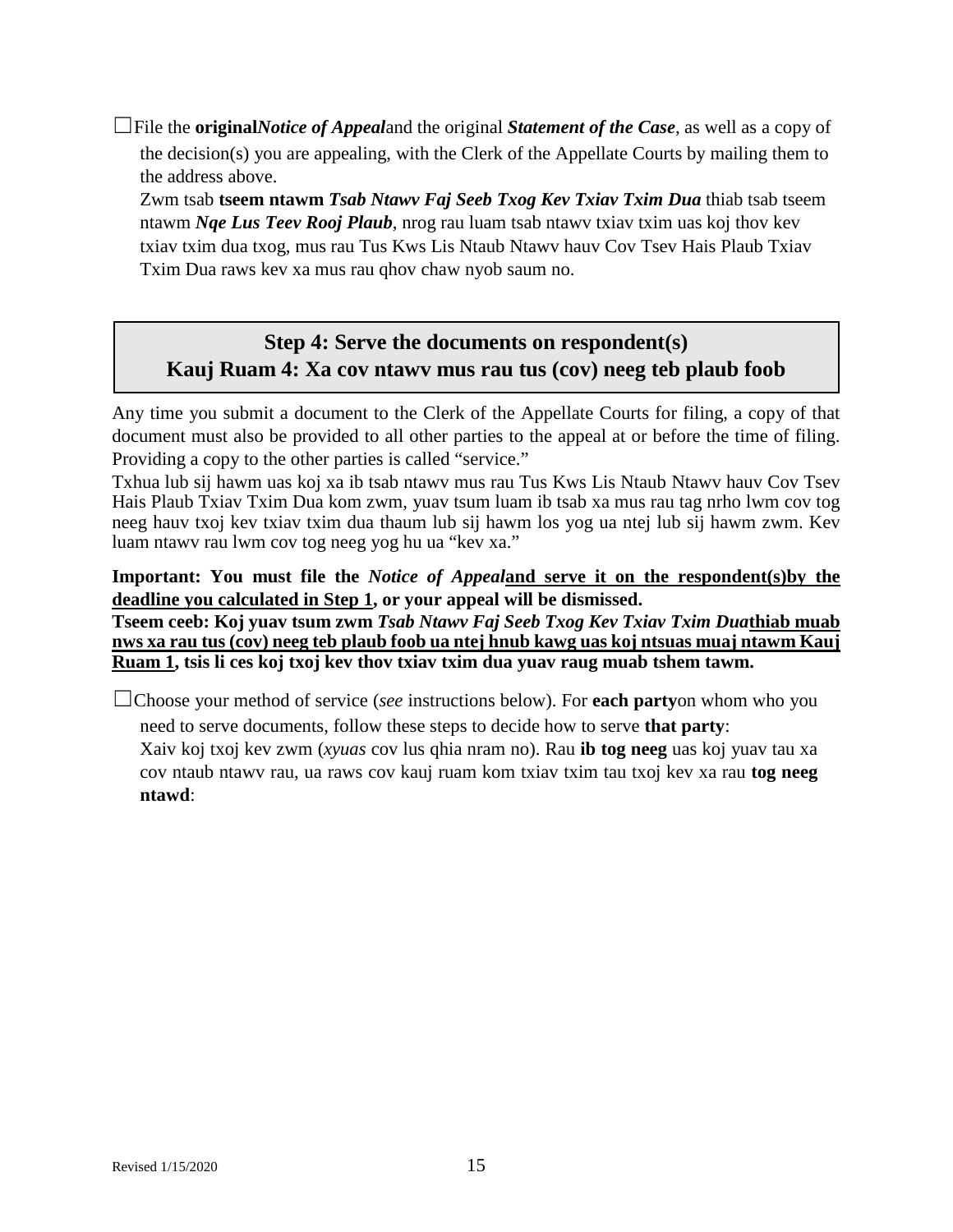☐File the **original** ***Notice of Appeal*** and the original ***Statement of the Case***, as well as a copy of the decision(s) you are appealing, with the Clerk of the Appellate Courts by mailing them to the address above.

Zwm tsab **tseem ntawm** ***Tsab Ntawv Faj Seeb Txog Kev Txiav Txim Dua*** thiab tsab tseem ntawm ***Nqe Lus Teev Rooj Plaub***, nrog rau luam tsab ntawv txiav txim uas koj thov kev txiav txim dua txog, mus rau Tus Kws Lis Ntaub Ntawv hauv Cov Tsev Hais Plaub Txiav Txim Dua raws kev xa mus rau qhov chaw nyob saum no.

## Step 4: Serve the documents on respondent(s)
## Kauj Ruam 4: Xa cov ntawv mus rau tus (cov) neeg teb plaub foob

Any time you submit a document to the Clerk of the Appellate Courts for filing, a copy of that document must also be provided to all other parties to the appeal at or before the time of filing. Providing a copy to the other parties is called "service."

Txhua lub sij hawm uas koj xa ib tsab ntawv mus rau Tus Kws Lis Ntaub Ntawv hauv Cov Tsev Hais Plaub Txiav Txim Dua kom zwm, yuav tsum luam ib tsab xa mus rau tag nrho lwm cov tog neeg hauv txoj kev txiav txim dua thaum lub sij hawm los yog ua ntej lub sij hawm zwm. Kev luam ntawv rau lwm cov tog neeg yog hu ua "kev xa."

**Important: You must file the *Notice of Appeal* <u>and serve it on the respondent(s) by the deadline you calculated in Step 1</u>, or your appeal will be dismissed.**

**Tseem ceeb: Koj yuav tsum zwm *Tsab Ntawv Faj Seeb Txog Kev Txiav Txim Dua* <u>thiab muab nws xa rau tus (cov) neeg teb plaub foob ua ntej hnub kawg uas koj ntsuas muaj ntawm Kauj Ruam 1</u>, tsis li ces koj txoj kev thov txiav txim dua yuav raug muab tshem tawm.**

☐Choose your method of service (*see* instructions below). For **each party** on whom who you need to serve documents, follow these steps to decide how to serve **that party**:

Xaiv koj txoj kev zwm (*xyuas* cov lus qhia nram no). Rau **ib tog neeg** uas koj yuav tau xa cov ntaub ntawv rau, ua raws cov kauj ruam kom txiav txim tau txoj kev xa rau **tog neeg ntawd**: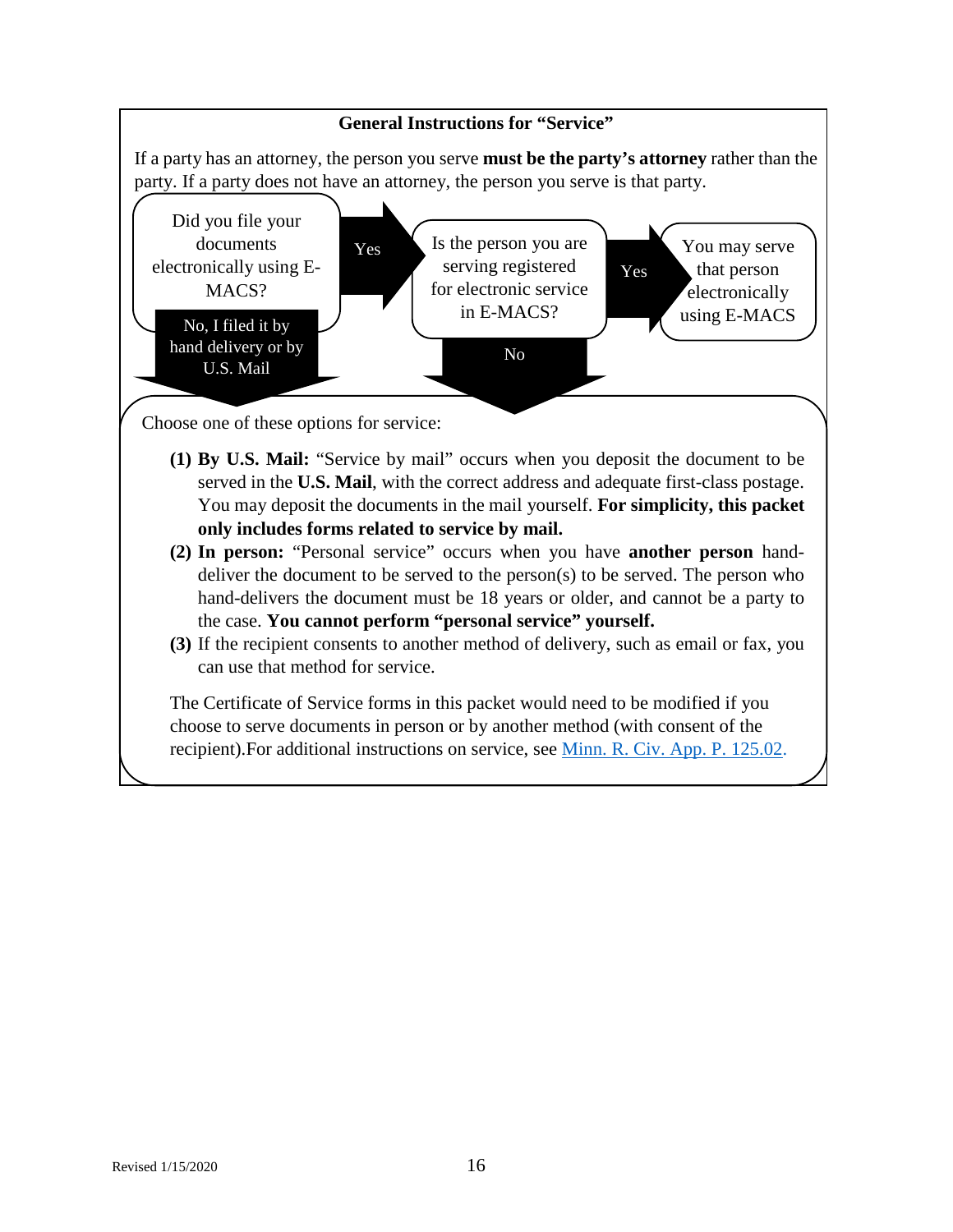## General Instructions for "Service"

If a party has an attorney, the person you serve **must be the party's attorney** rather than the party. If a party does not have an attorney, the person you serve is that party.

Did you file your documents electronically using E-MACS?

- **Yes** → Is the person you are serving registered for electronic service in E-MACS?
  - **Yes** → You may serve that person electronically using E-MACS
  - **No** → Choose one of the options for service below.
- **No, I filed it by hand delivery or by U.S. Mail** → Choose one of the options for service below.

Choose one of these options for service:

**(1) By U.S. Mail:** "Service by mail" occurs when you deposit the document to be served in the **U.S. Mail**, with the correct address and adequate first-class postage. You may deposit the documents in the mail yourself. **For simplicity, this packet only includes forms related to service by mail.**

**(2) In person:** "Personal service" occurs when you have **another person** hand-deliver the document to be served to the person(s) to be served. The person who hand-delivers the document must be 18 years or older, and cannot be a party to the case. **You cannot perform "personal service" yourself.**

**(3)** If the recipient consents to another method of delivery, such as email or fax, you can use that method for service.

The Certificate of Service forms in this packet would need to be modified if you choose to serve documents in person or by another method (with consent of the recipient).For additional instructions on service, see Minn. R. Civ. App. P. 125.02.

Revised 1/15/2020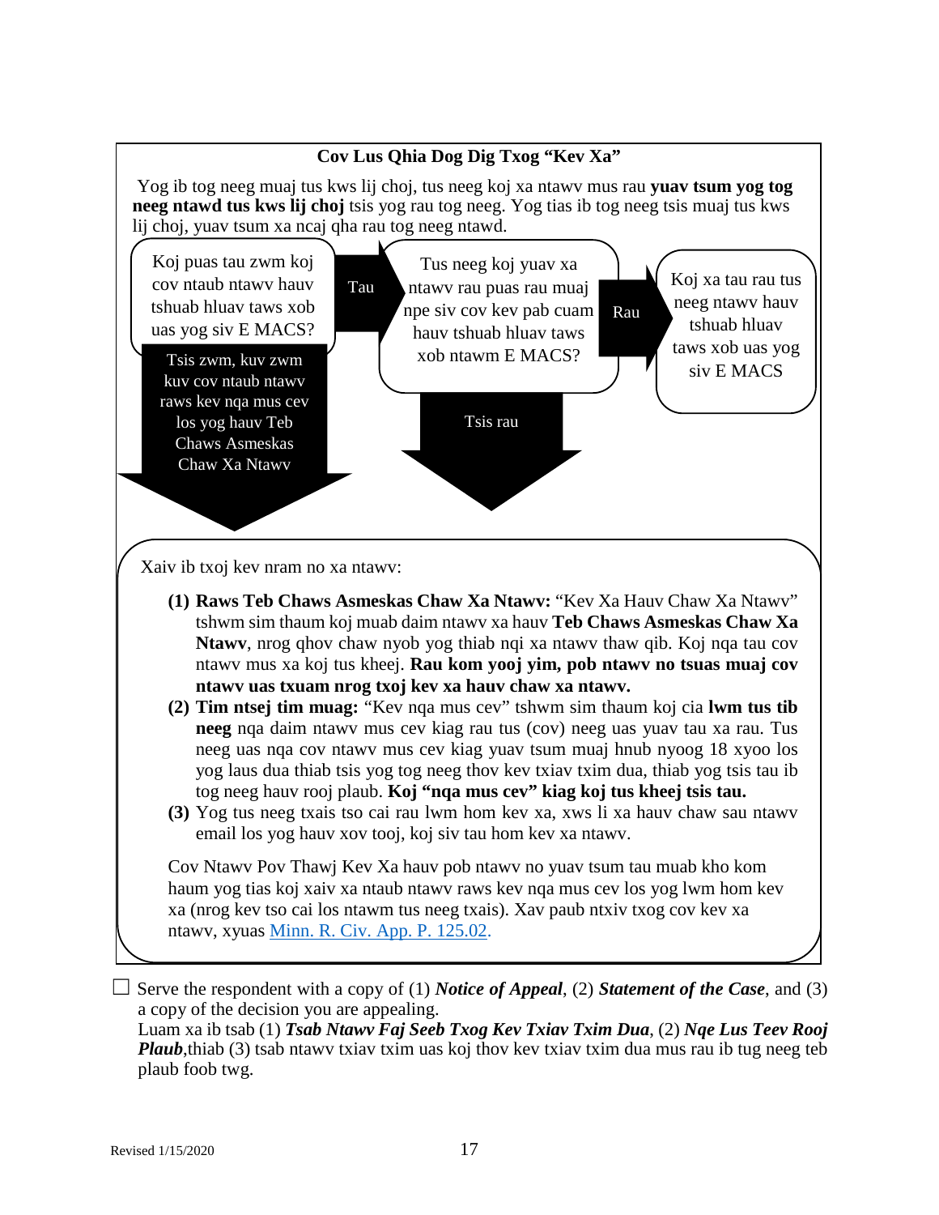**Cov Lus Qhia Dog Dig Txog "Kev Xa"**

Yog ib tog neeg muaj tus kws lij choj, tus neeg koj xa ntawv mus rau **yuav tsum yog tog neeg ntawd tus kws lij choj** tsis yog rau tog neeg. Yog tias ib tog neeg tsis muaj tus kws lij choj, yuav tsum xa ncaj qha rau tog neeg ntawd.

Koj puas tau zwm koj cov ntaub ntawv hauv tshuab hluav taws xob uas yog siv E MACS?

- **Tau** → Tus neeg koj yuav xa ntawv rau puas rau muaj npe siv cov kev pab cuam hauv tshuab hluav taws xob ntawm E MACS?
  - **Rau** → Koj xa tau rau tus neeg ntawv hauv tshuab hluav taws xob uas yog siv E MACS
  - **Tsis rau** → (mus rau qhov kev xaiv hauv qab no)
- **Tsis zwm, kuv zwm kuv cov ntaub ntawv raws kev nqa mus cev los yog hauv Teb Chaws Asmeskas Chaw Xa Ntawv** → (mus rau qhov kev xaiv hauv qab no)

Xaiv ib txoj kev nram no xa ntawv:

1. **Raws Teb Chaws Asmeskas Chaw Xa Ntawv:** "Kev Xa Hauv Chaw Xa Ntawv" tshwm sim thaum koj muab daim ntawv xa hauv **Teb Chaws Asmeskas Chaw Xa Ntawv**, nrog qhov chaw nyob yog thiab nqi xa ntawv thaw qib. Koj nqa tau cov ntawv mus xa koj tus kheej. **Rau kom yooj yim, pob ntawv no tsuas muaj cov ntawv uas txuam nrog txoj kev xa hauv chaw xa ntawv.**
2. **Tim ntsej tim muag:** "Kev nqa mus cev" tshwm sim thaum koj cia **lwm tus tib neeg** nqa daim ntawv mus cev kiag rau tus (cov) neeg uas yuav tau xa rau. Tus neeg uas nqa cov ntawv mus cev kiag yuav tsum muaj hnub nyoog 18 xyoo los yog laus dua thiab tsis yog tog neeg thov kev txiav txim dua, thiab yog tsis tau ib tog neeg hauv rooj plaub. **Koj "nqa mus cev" kiag koj tus kheej tsis tau.**
3. Yog tus neeg txais tso cai rau lwm hom kev xa, xws li xa hauv chaw sau ntawv email los yog hauv xov tooj, koj siv tau hom kev xa ntawv.

Cov Ntawv Pov Thawj Kev Xa hauv pob ntawv no yuav tsum tau muab kho kom haum yog tias koj xaiv xa ntaub ntawv raws kev nqa mus cev los yog lwm hom kev xa (nrog kev tso cai los ntawm tus neeg txais). Xav paub ntxiv txog cov kev xa ntawv, xyuas [Minn. R. Civ. App. P. 125.02.](#)

☐ Serve the respondent with a copy of (1) ***Notice of Appeal***, (2) ***Statement of the Case***, and (3) a copy of the decision you are appealing.
Luam xa ib tsab (1) ***Tsab Ntawv Faj Seeb Txog Kev Txiav Txim Dua***, (2) ***Nqe Lus Teev Rooj Plaub***,thiab (3) tsab ntawv txiav txim uas koj thov kev txiav txim dua mus rau ib tug neeg teb plaub foob twg.

Revised 1/15/2020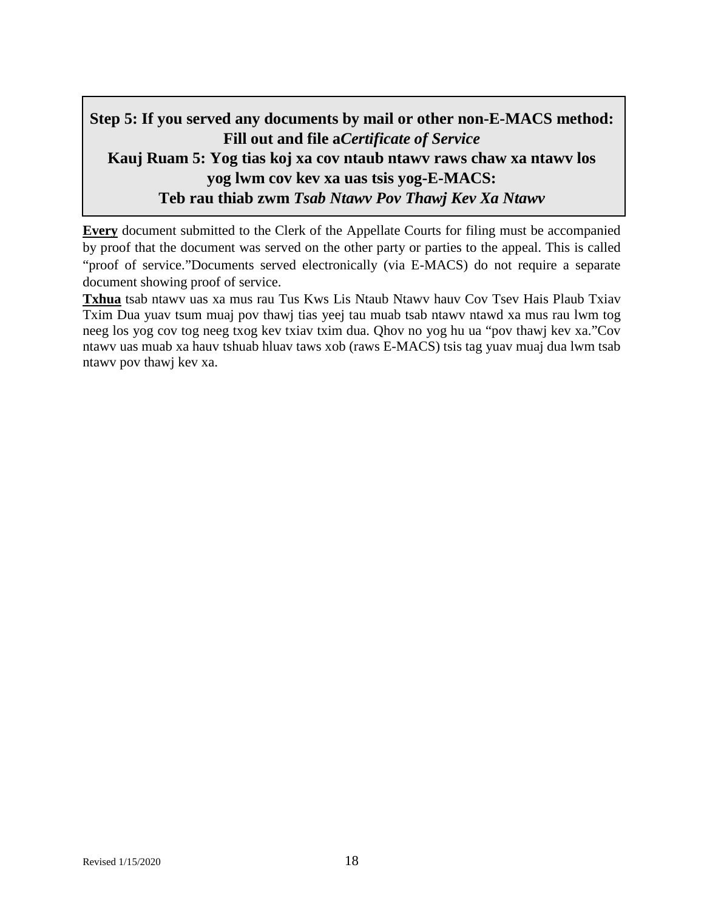## Step 5: If you served any documents by mail or other non-E-MACS method: Fill out and file a*Certificate of Service*

## Kauj Ruam 5: Yog tias koj xa cov ntaub ntawv raws chaw xa ntawv los yog lwm cov kev xa uas tsis yog-E-MACS: Teb rau thiab zwm *Tsab Ntawv Pov Thawj Kev Xa Ntawv*

**Every** document submitted to the Clerk of the Appellate Courts for filing must be accompanied by proof that the document was served on the other party or parties to the appeal. This is called "proof of service."Documents served electronically (via E-MACS) do not require a separate document showing proof of service.

**Txhua** tsab ntawv uas xa mus rau Tus Kws Lis Ntaub Ntawv hauv Cov Tsev Hais Plaub Txiav Txim Dua yuav tsum muaj pov thawj tias yeej tau muab tsab ntawv ntawd xa mus rau lwm tog neeg los yog cov tog neeg txog kev txiav txim dua. Qhov no yog hu ua "pov thawj kev xa."Cov ntawv uas muab xa hauv tshuab hluav taws xob (raws E-MACS) tsis tag yuav muaj dua lwm tsab ntawv pov thawj kev xa.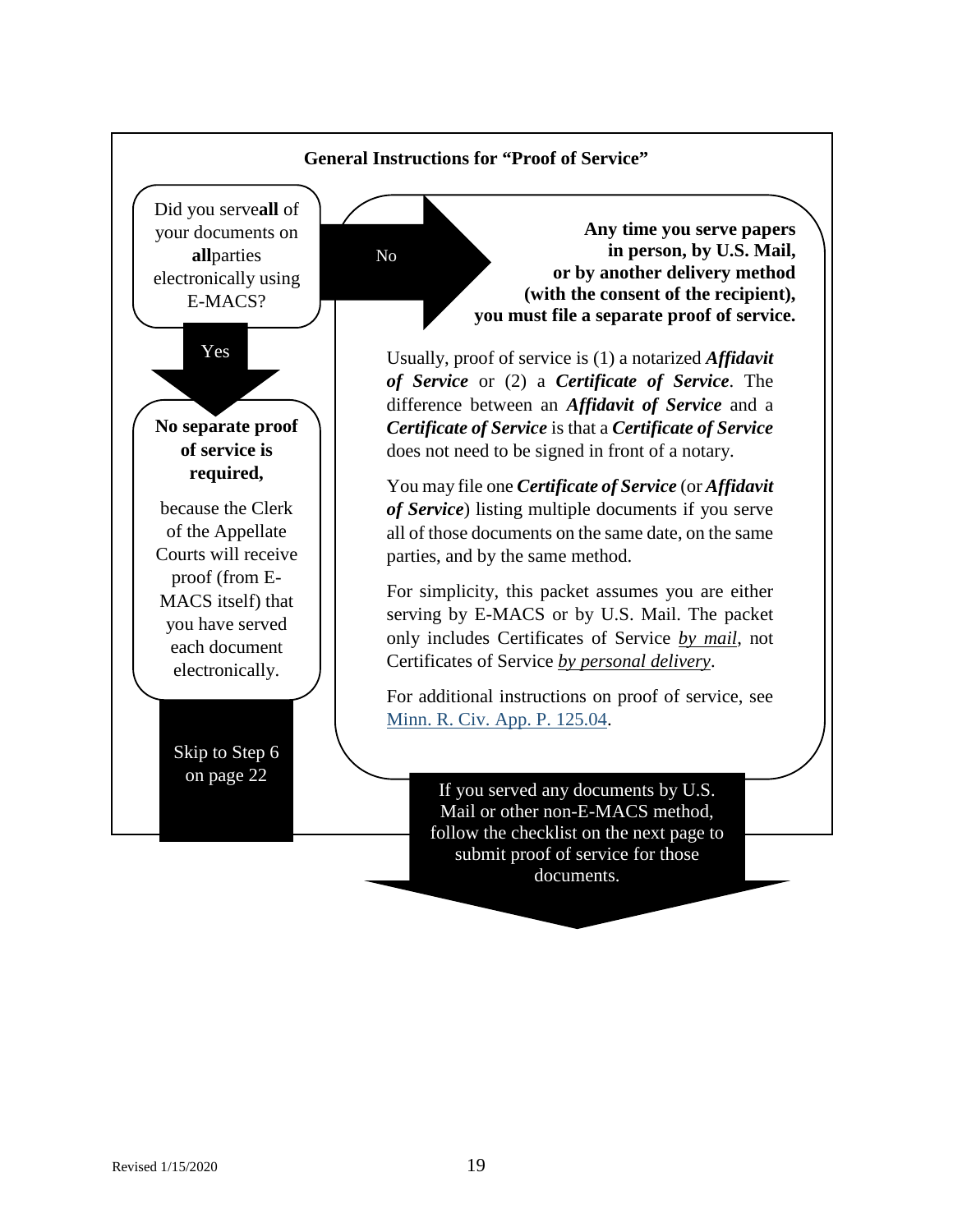## General Instructions for "Proof of Service"

Did you serve **all** of your documents on **all** parties electronically using E-MACS?

**Yes**

**No separate proof of service is required,**

because the Clerk of the Appellate Courts will receive proof (from E-MACS itself) that you have served each document electronically.

Skip to Step 6 on page 22

**No**

**Any time you serve papers in person, by U.S. Mail, or by another delivery method (with the consent of the recipient), you must file a separate proof of service.**

Usually, proof of service is (1) a notarized ***Affidavit of Service*** or (2) a ***Certificate of Service***. The difference between an ***Affidavit of Service*** and a ***Certificate of Service*** is that a ***Certificate of Service*** does not need to be signed in front of a notary.

You may file one ***Certificate of Service*** (or ***Affidavit of Service***) listing multiple documents if you serve all of those documents on the same date, on the same parties, and by the same method.

For simplicity, this packet assumes you are either serving by E-MACS or by U.S. Mail. The packet only includes Certificates of Service *by mail*, not Certificates of Service *by personal delivery*.

For additional instructions on proof of service, see Minn. R. Civ. App. P. 125.04.

If you served any documents by U.S. Mail or other non-E-MACS method, follow the checklist on the next page to submit proof of service for those documents.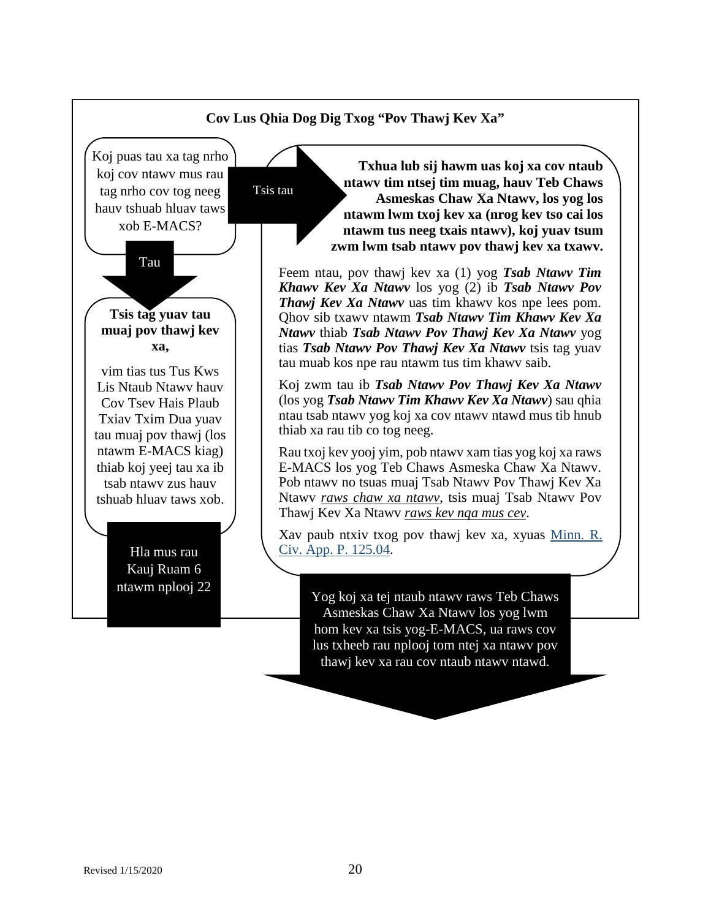**Cov Lus Qhia Dog Dig Txog "Pov Thawj Kev Xa"**

Koj puas tau xa tag nrho koj cov ntawv mus rau tag nrho cov tog neeg hauv tshuab hluav taws xob E-MACS?

Tsis tau

**Txhua lub sij hawm uas koj xa cov ntaub ntawv tim ntsej tim muag, hauv Teb Chaws Asmeskas Chaw Xa Ntawv, los yog los ntawm lwm txoj kev xa (nrog kev tso cai los ntawm tus neeg txais ntawv), koj yuav tsum zwm lwm tsab ntawv pov thawj kev xa txawv.**

Feem ntau, pov thawj kev xa (1) yog ***Tsab Ntawv Tim Khawv Kev Xa Ntawv*** los yog (2) ib ***Tsab Ntawv Pov Thawj Kev Xa Ntawv*** uas tim khawv kos npe lees pom. Qhov sib txawv ntawm ***Tsab Ntawv Tim Khawv Kev Xa Ntawv*** thiab ***Tsab Ntawv Pov Thawj Kev Xa Ntawv*** yog tias ***Tsab Ntawv Pov Thawj Kev Xa Ntawv*** tsis tag yuav tau muab kos npe rau ntawm tus tim khawv saib.

Koj zwm tau ib ***Tsab Ntawv Pov Thawj Kev Xa Ntawv*** (los yog ***Tsab Ntawv Tim Khawv Kev Xa Ntawv***) sau qhia ntau tsab ntawv yog koj xa cov ntawv ntawd mus tib hnub thiab xa rau tib co tog neeg.

Rau txoj kev yooj yim, pob ntawv xam tias yog koj xa raws E-MACS los yog Teb Chaws Asmeska Chaw Xa Ntawv. Pob ntawv no tsuas muaj Tsab Ntawv Pov Thawj Kev Xa Ntawv *raws chaw xa ntawv*, tsis muaj Tsab Ntawv Pov Thawj Kev Xa Ntawv *raws kev nqa mus cev*.

Xav paub ntxiv txog pov thawj kev xa, xyuas Minn. R. Civ. App. P. 125.04.

Yog koj xa tej ntaub ntawv raws Teb Chaws Asmeskas Chaw Xa Ntawv los yog lwm hom kev xa tsis yog-E-MACS, ua raws cov lus txheeb rau nplooj tom ntej xa ntawv pov thawj kev xa rau cov ntaub ntawv ntawd.

Tau

**Tsis tag yuav tau muaj pov thawj kev xa,**

vim tias tus Tus Kws Lis Ntaub Ntawv hauv Cov Tsev Hais Plaub Txiav Txim Dua yuav tau muaj pov thawj (los ntawm E-MACS kiag) thiab koj yeej tau xa ib tsab ntawv zus hauv tshuab hluav taws xob.

Hla mus rau Kauj Ruam 6 ntawm nplooj 22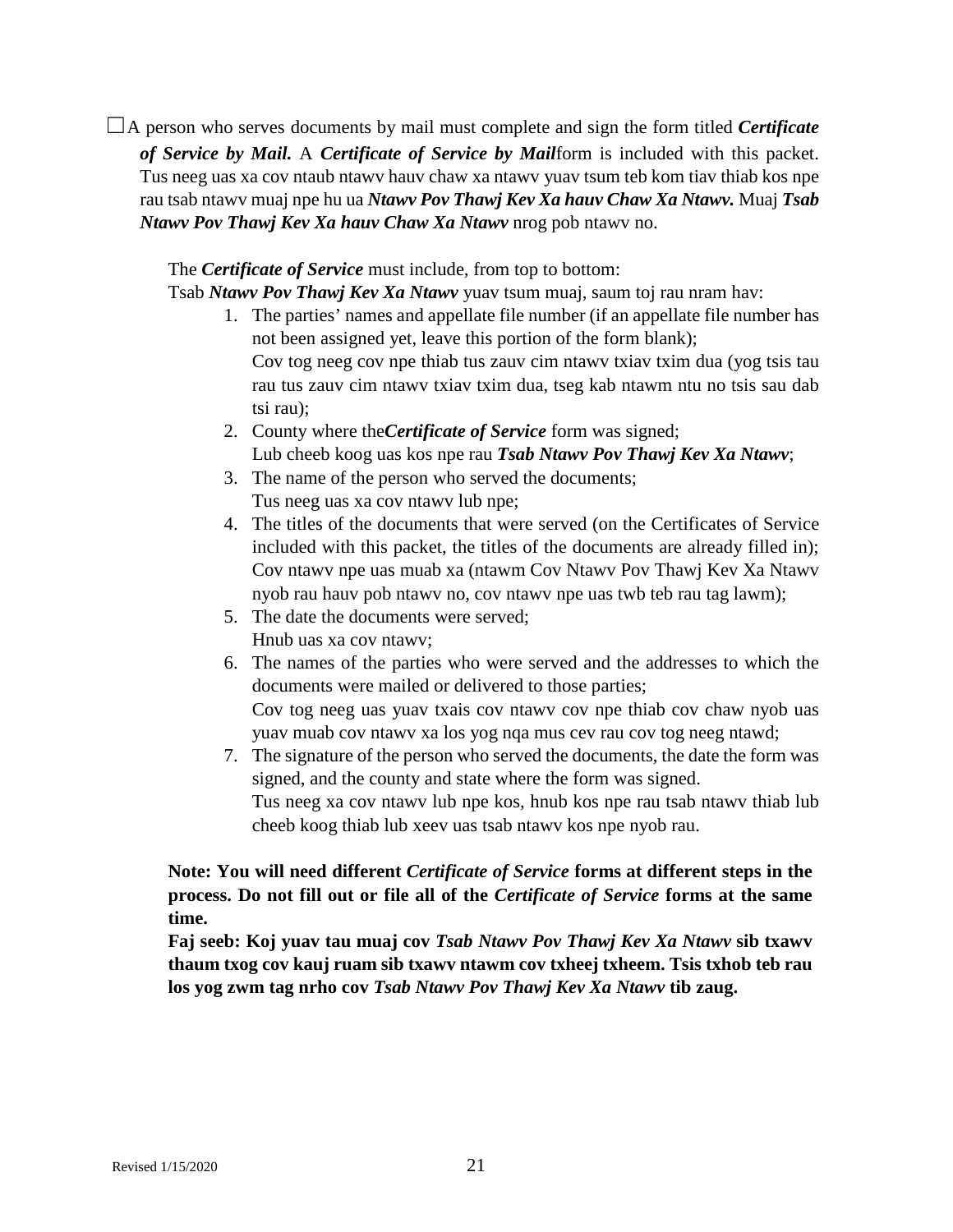☐A person who serves documents by mail must complete and sign the form titled ***Certificate of Service by Mail.*** A ***Certificate of Service by Mail*** form is included with this packet. Tus neeg uas xa cov ntaub ntawv hauv chaw xa ntawv yuav tsum teb kom tiav thiab kos npe rau tsab ntawv muaj npe hu ua ***Ntawv Pov Thawj Kev Xa hauv Chaw Xa Ntawv.*** Muaj ***Tsab Ntawv Pov Thawj Kev Xa hauv Chaw Xa Ntawv*** nrog pob ntawv no.

The ***Certificate of Service*** must include, from top to bottom:
Tsab ***Ntawv Pov Thawj Kev Xa Ntawv*** yuav tsum muaj, saum toj rau nram hav:

1. The parties' names and appellate file number (if an appellate file number has not been assigned yet, leave this portion of the form blank);
   Cov tog neeg cov npe thiab tus zauv cim ntawv txiav txim dua (yog tsis tau rau tus zauv cim ntawv txiav txim dua, tseg kab ntawm ntu no tsis sau dab tsi rau);
2. County where the ***Certificate of Service*** form was signed;
   Lub cheeb koog uas kos npe rau ***Tsab Ntawv Pov Thawj Kev Xa Ntawv***;
3. The name of the person who served the documents;
   Tus neeg uas xa cov ntawv lub npe;
4. The titles of the documents that were served (on the Certificates of Service included with this packet, the titles of the documents are already filled in);
   Cov ntawv npe uas muab xa (ntawm Cov Ntawv Pov Thawj Kev Xa Ntawv nyob rau hauv pob ntawv no, cov ntawv npe uas twb teb rau tag lawm);
5. The date the documents were served;
   Hnub uas xa cov ntawv;
6. The names of the parties who were served and the addresses to which the documents were mailed or delivered to those parties;
   Cov tog neeg uas yuav txais cov ntawv cov npe thiab cov chaw nyob uas yuav muab cov ntawv xa los yog nqa mus cev rau cov tog neeg ntawd;
7. The signature of the person who served the documents, the date the form was signed, and the county and state where the form was signed.
   Tus neeg xa cov ntawv lub npe kos, hnub kos npe rau tsab ntawv thiab lub cheeb koog thiab lub xeev uas tsab ntawv kos npe nyob rau.

**Note: You will need different *Certificate of Service* forms at different steps in the process. Do not fill out or file all of the *Certificate of Service* forms at the same time.**
**Faj seeb: Koj yuav tau muaj cov *Tsab Ntawv Pov Thawj Kev Xa Ntawv* sib txawv thaum txog cov kauj ruam sib txawv ntawm cov txheej txheem. Tsis txhob teb rau los yog zwm tag nrho cov *Tsab Ntawv Pov Thawj Kev Xa Ntawv* tib zaug.**

Revised 1/15/2020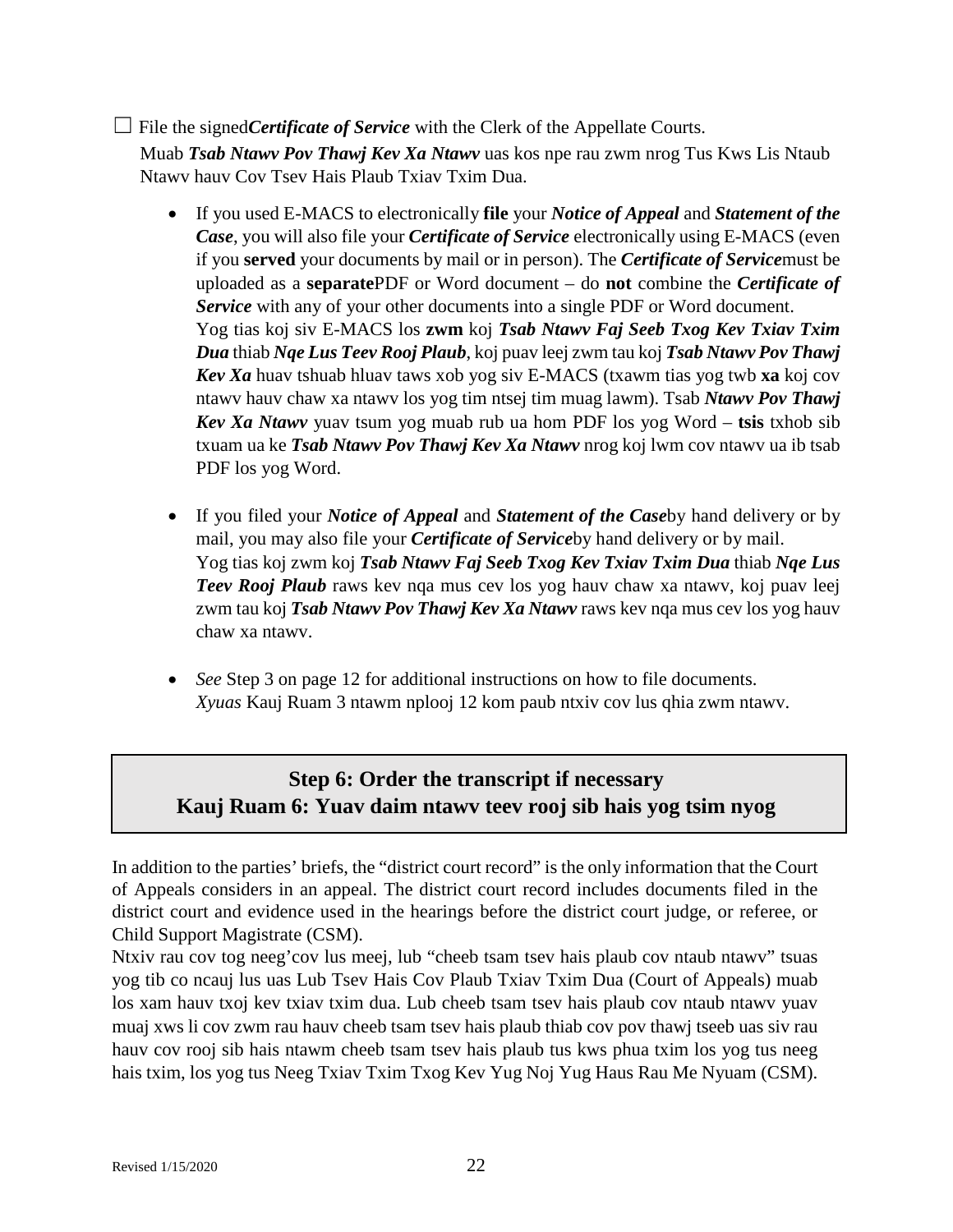☐ File the signed *Certificate of Service* with the Clerk of the Appellate Courts.
Muab ***Tsab Ntawv Pov Thawj Kev Xa Ntawv*** uas kos npe rau zwm nrog Tus Kws Lis Ntaub Ntawv hauv Cov Tsev Hais Plaub Txiav Txim Dua.

- If you used E-MACS to electronically **file** your ***Notice of Appeal*** and ***Statement of the Case***, you will also file your ***Certificate of Service*** electronically using E-MACS (even if you **served** your documents by mail or in person). The ***Certificate of Service*** must be uploaded as a **separate** PDF or Word document – do **not** combine the ***Certificate of Service*** with any of your other documents into a single PDF or Word document.
  Yog tias koj siv E-MACS los **zwm** koj ***Tsab Ntawv Faj Seeb Txog Kev Txiav Txim Dua*** thiab ***Nqe Lus Teev Rooj Plaub***, koj puav leej zwm tau koj ***Tsab Ntawv Pov Thawj Kev Xa*** huav tshuab hluav taws xob yog siv E-MACS (txawm tias yog twb **xa** koj cov ntawv hauv chaw xa ntawv los yog tim ntsej tim muag lawm). Tsab ***Ntawv Pov Thawj Kev Xa Ntawv*** yuav tsum yog muab rub ua hom PDF los yog Word – **tsis** txhob sib txuam ua ke ***Tsab Ntawv Pov Thawj Kev Xa Ntawv*** nrog koj lwm cov ntawv ua ib tsab PDF los yog Word.

- If you filed your ***Notice of Appeal*** and ***Statement of the Case*** by hand delivery or by mail, you may also file your ***Certificate of Service*** by hand delivery or by mail.
  Yog tias koj zwm koj ***Tsab Ntawv Faj Seeb Txog Kev Txiav Txim Dua*** thiab ***Nqe Lus Teev Rooj Plaub*** raws kev nqa mus cev los yog hauv chaw xa ntawv, koj puav leej zwm tau koj ***Tsab Ntawv Pov Thawj Kev Xa Ntawv*** raws kev nqa mus cev los yog hauv chaw xa ntawv.

- *See* Step 3 on page 12 for additional instructions on how to file documents.
  *Xyuas* Kauj Ruam 3 ntawm nplooj 12 kom paub ntxiv cov lus qhia zwm ntawv.

## Step 6: Order the transcript if necessary
## Kauj Ruam 6: Yuav daim ntawv teev rooj sib hais yog tsim nyog

In addition to the parties' briefs, the "district court record" is the only information that the Court of Appeals considers in an appeal. The district court record includes documents filed in the district court and evidence used in the hearings before the district court judge, or referee, or Child Support Magistrate (CSM).
Ntxiv rau cov tog neeg'cov lus meej, lub "cheeb tsam tsev hais plaub cov ntaub ntawv" tsuas yog tib co ncauj lus uas Lub Tsev Hais Cov Plaub Txiav Txim Dua (Court of Appeals) muab los xam hauv txoj kev txiav txim dua. Lub cheeb tsam tsev hais plaub cov ntaub ntawv yuav muaj xws li cov zwm rau hauv cheeb tsam tsev hais plaub thiab cov pov thawj tseeb uas siv rau hauv cov rooj sib hais ntawm cheeb tsam tsev hais plaub tus kws phua txim los yog tus neeg hais txim, los yog tus Neeg Txiav Txim Txog Kev Yug Noj Yug Haus Rau Me Nyuam (CSM).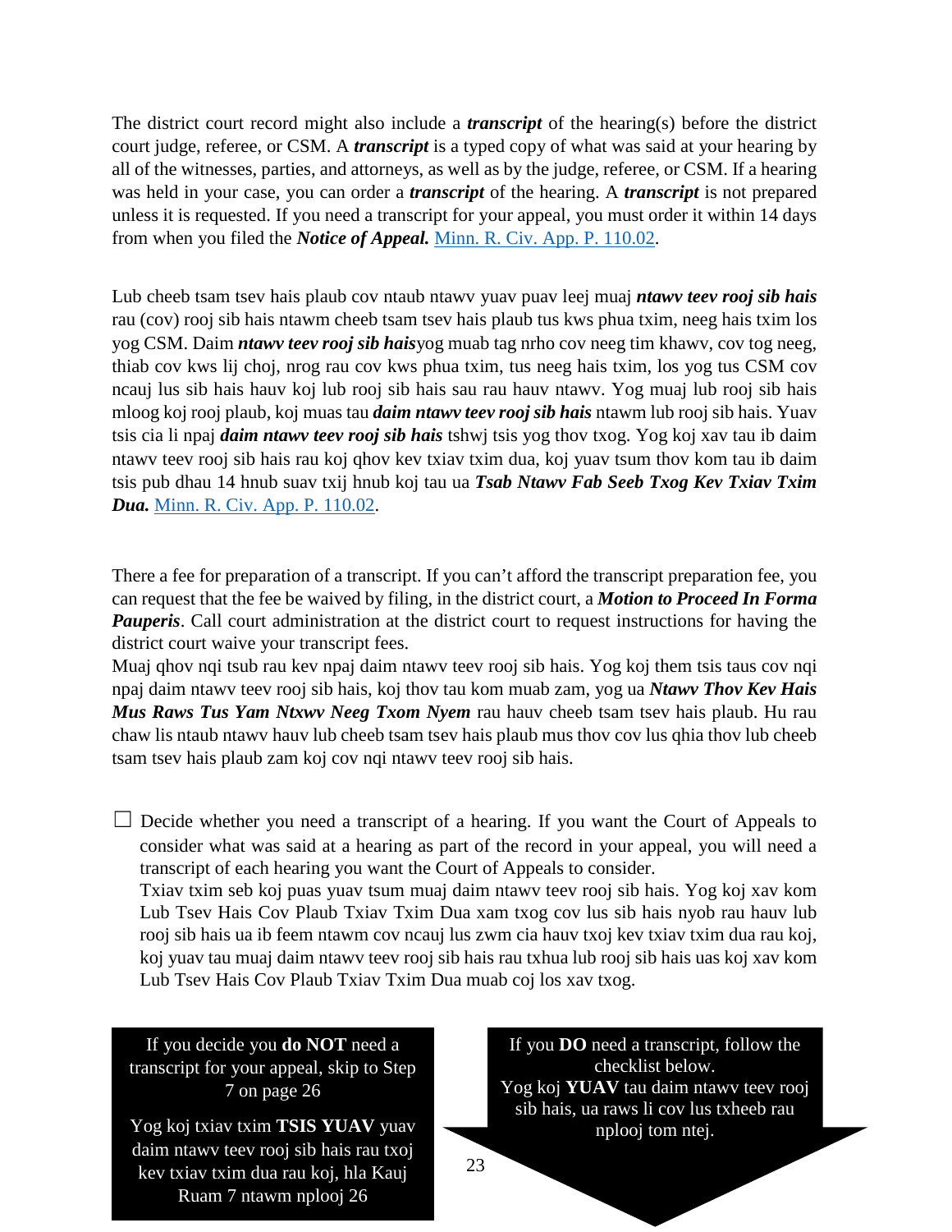The district court record might also include a ***transcript*** of the hearing(s) before the district court judge, referee, or CSM. A ***transcript*** is a typed copy of what was said at your hearing by all of the witnesses, parties, and attorneys, as well as by the judge, referee, or CSM. If a hearing was held in your case, you can order a ***transcript*** of the hearing. A ***transcript*** is not prepared unless it is requested. If you need a transcript for your appeal, you must order it within 14 days from when you filed the ***Notice of Appeal.*** [Minn. R. Civ. App. P. 110.02](Minn. R. Civ. App. P. 110.02).

Lub cheeb tsam tsev hais plaub cov ntaub ntawv yuav puav leej muaj ***ntawv teev rooj sib hais*** rau (cov) rooj sib hais ntawm cheeb tsam tsev hais plaub tus kws phua txim, neeg hais txim los yog CSM. Daim ***ntawv teev rooj sib hais***yog muab tag nrho cov neeg tim khawv, cov tog neeg, thiab cov kws lij choj, nrog rau cov kws phua txim, tus neeg hais txim, los yog tus CSM cov ncauj lus sib hais hauv koj lub rooj sib hais sau rau hauv ntawv. Yog muaj lub rooj sib hais mloog koj rooj plaub, koj muas tau ***daim ntawv teev rooj sib hais*** ntawm lub rooj sib hais. Yuav tsis cia li npaj ***daim ntawv teev rooj sib hais*** tshwj tsis yog thov txog. Yog koj xav tau ib daim ntawv teev rooj sib hais rau koj qhov kev txiav txim dua, koj yuav tsum thov kom tau ib daim tsis pub dhau 14 hnub suav txij hnub koj tau ua ***Tsab Ntawv Fab Seeb Txog Kev Txiav Txim Dua.*** [Minn. R. Civ. App. P. 110.02](Minn. R. Civ. App. P. 110.02).

There a fee for preparation of a transcript. If you can't afford the transcript preparation fee, you can request that the fee be waived by filing, in the district court, a ***Motion to Proceed In Forma Pauperis***. Call court administration at the district court to request instructions for having the district court waive your transcript fees.

Muaj qhov nqi tsub rau kev npaj daim ntawv teev rooj sib hais. Yog koj them tsis taus cov nqi npaj daim ntawv teev rooj sib hais, koj thov tau kom muab zam, yog ua ***Ntawv Thov Kev Hais Mus Raws Tus Yam Ntxwv Neeg Txom Nyem*** rau hauv cheeb tsam tsev hais plaub. Hu rau chaw lis ntaub ntawv hauv lub cheeb tsam tsev hais plaub mus thov cov lus qhia thov lub cheeb tsam tsev hais plaub zam koj cov nqi ntawv teev rooj sib hais.

☐ Decide whether you need a transcript of a hearing. If you want the Court of Appeals to consider what was said at a hearing as part of the record in your appeal, you will need a transcript of each hearing you want the Court of Appeals to consider.
Txiav txim seb koj puas yuav tsum muaj daim ntawv teev rooj sib hais. Yog koj xav kom Lub Tsev Hais Cov Plaub Txiav Txim Dua xam txog cov lus sib hais nyob rau hauv lub rooj sib hais ua ib feem ntawm cov ncauj lus zwm cia hauv txoj kev txiav txim dua rau koj, koj yuav tau muaj daim ntawv teev rooj sib hais rau txhua lub rooj sib hais uas koj xav kom Lub Tsev Hais Cov Plaub Txiav Txim Dua muab coj los xav txog.

If you decide you **do NOT** need a transcript for your appeal, skip to Step 7 on page 26

Yog koj txiav txim **TSIS YUAV** yuav daim ntawv teev rooj sib hais rau txoj kev txiav txim dua rau koj, hla Kauj Ruam 7 ntawm nplooj 26

If you **DO** need a transcript, follow the checklist below.
Yog koj **YUAV** tau daim ntawv teev rooj sib hais, ua raws li cov lus txheeb rau nplooj tom ntej.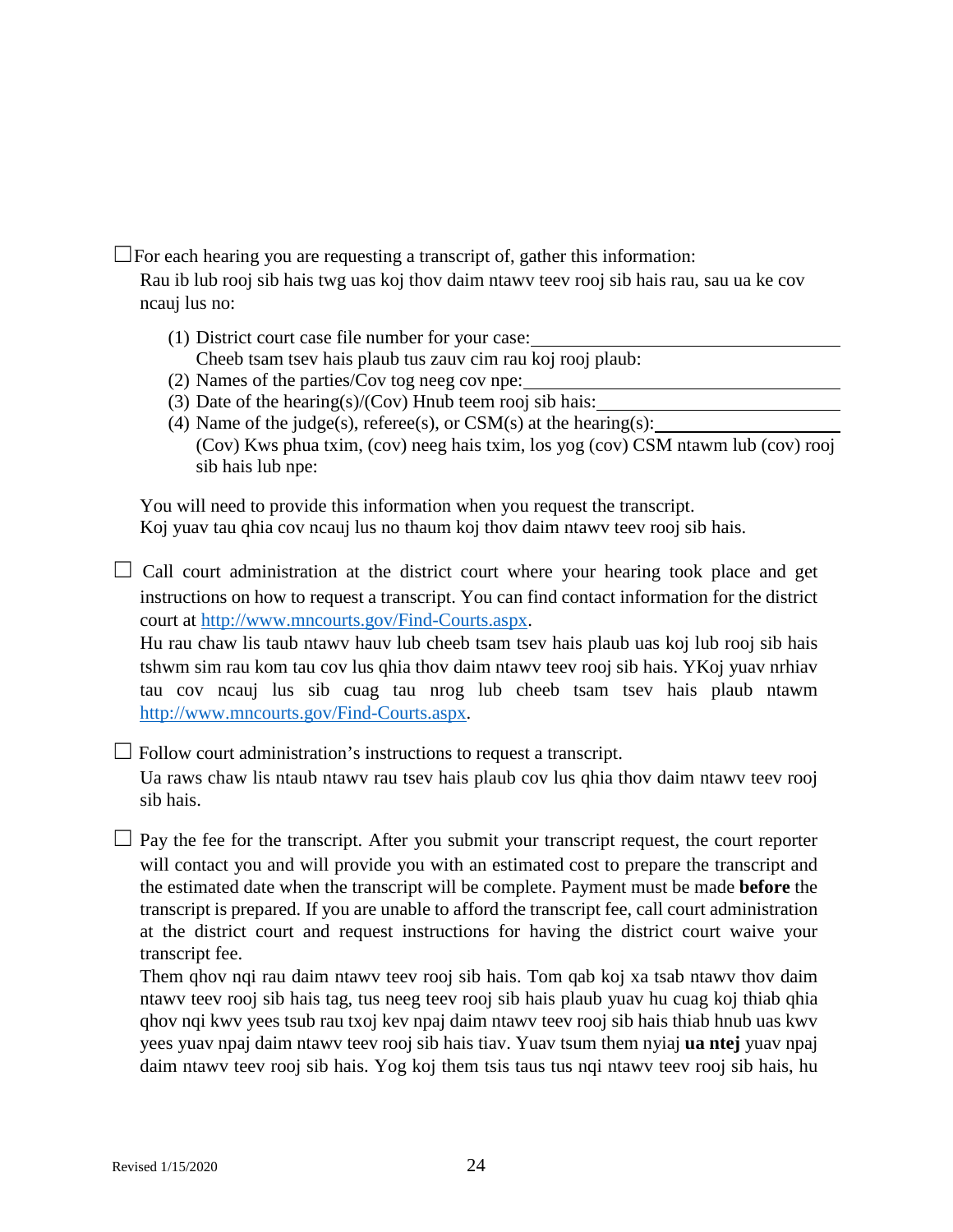☐ For each hearing you are requesting a transcript of, gather this information:
Rau ib lub rooj sib hais twg uas koj thov daim ntawv teev rooj sib hais rau, sau ua ke cov ncauj lus no:

(1) District court case file number for your case: ____________________
Cheeb tsam tsev hais plaub tus zauv cim rau koj rooj plaub:
(2) Names of the parties/Cov tog neeg cov npe: ____________________
(3) Date of the hearing(s)/(Cov) Hnub teem rooj sib hais: ____________________
(4) Name of the judge(s), referee(s), or CSM(s) at the hearing(s): ____________________
(Cov) Kws phua txim, (cov) neeg hais txim, los yog (cov) CSM ntawm lub (cov) rooj sib hais lub npe:

You will need to provide this information when you request the transcript.
Koj yuav tau qhia cov ncauj lus no thaum koj thov daim ntawv teev rooj sib hais.

☐ Call court administration at the district court where your hearing took place and get instructions on how to request a transcript. You can find contact information for the district court at http://www.mncourts.gov/Find-Courts.aspx.
Hu rau chaw lis taub ntawv hauv lub cheeb tsam tsev hais plaub uas koj lub rooj sib hais tshwm sim rau kom tau cov lus qhia thov daim ntawv teev rooj sib hais. YKoj yuav nrhiav tau cov ncauj lus sib cuag tau nrog lub cheeb tsam tsev hais plaub ntawm http://www.mncourts.gov/Find-Courts.aspx.

☐ Follow court administration's instructions to request a transcript.
Ua raws chaw lis ntaub ntawv rau tsev hais plaub cov lus qhia thov daim ntawv teev rooj sib hais.

☐ Pay the fee for the transcript. After you submit your transcript request, the court reporter will contact you and will provide you with an estimated cost to prepare the transcript and the estimated date when the transcript will be complete. Payment must be made **before** the transcript is prepared. If you are unable to afford the transcript fee, call court administration at the district court and request instructions for having the district court waive your transcript fee.
Them qhov nqi rau daim ntawv teev rooj sib hais. Tom qab koj xa tsab ntawv thov daim ntawv teev rooj sib hais tag, tus neeg teev rooj sib hais plaub yuav hu cuag koj thiab qhia qhov nqi kwv yees tsub rau txoj kev npaj daim ntawv teev rooj sib hais thiab hnub uas kwv yees yuav npaj daim ntawv teev rooj sib hais tiav. Yuav tsum them nyiaj **ua ntej** yuav npaj daim ntawv teev rooj sib hais. Yog koj them tsis taus tus nqi ntawv teev rooj sib hais, hu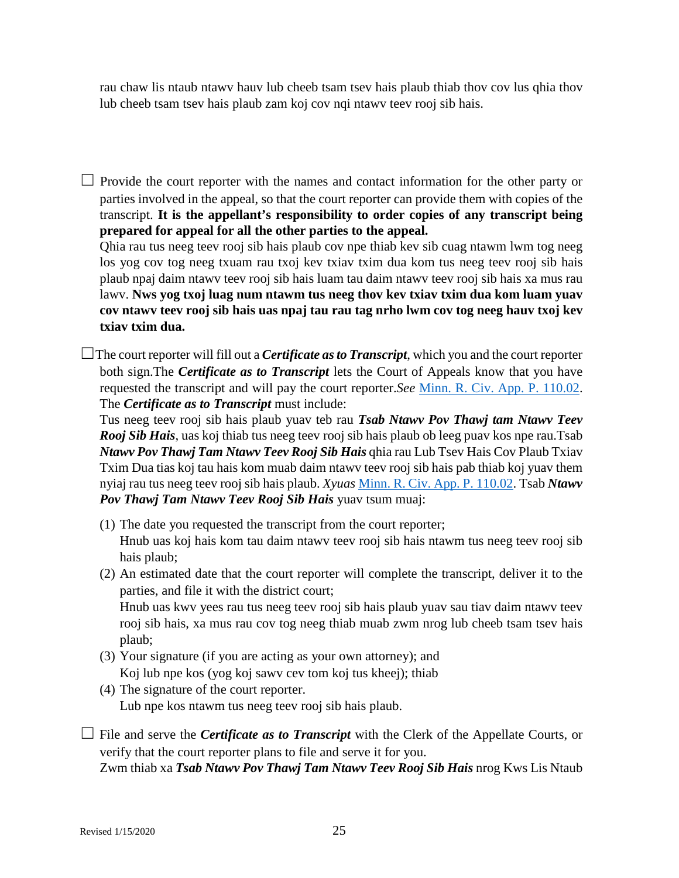rau chaw lis ntaub ntawv hauv lub cheeb tsam tsev hais plaub thiab thov cov lus qhia thov lub cheeb tsam tsev hais plaub zam koj cov nqi ntawv teev rooj sib hais.

☐ Provide the court reporter with the names and contact information for the other party or parties involved in the appeal, so that the court reporter can provide them with copies of the transcript. **It is the appellant's responsibility to order copies of any transcript being prepared for appeal for all the other parties to the appeal.**
Qhia rau tus neeg teev rooj sib hais plaub cov npe thiab kev sib cuag ntawm lwm tog neeg los yog cov tog neeg txuam rau txoj kev txiav txim dua kom tus neeg teev rooj sib hais plaub npaj daim ntawv teev rooj sib hais luam tau daim ntawv teev rooj sib hais xa mus rau lawv. **Nws yog txoj luag num ntawm tus neeg thov kev txiav txim dua kom luam yuav cov ntawv teev rooj sib hais uas npaj tau rau tag nrho lwm cov tog neeg hauv txoj kev txiav txim dua.**

☐ The court reporter will fill out a ***Certificate as to Transcript***, which you and the court reporter both sign.The ***Certificate as to Transcript*** lets the Court of Appeals know that you have requested the transcript and will pay the court reporter.*See* Minn. R. Civ. App. P. 110.02. The ***Certificate as to Transcript*** must include:
Tus neeg teev rooj sib hais plaub yuav teb rau ***Tsab Ntawv Pov Thawj tam Ntawv Teev Rooj Sib Hais***, uas koj thiab tus neeg teev rooj sib hais plaub ob leeg puav kos npe rau.Tsab ***Ntawv Pov Thawj Tam Ntawv Teev Rooj Sib Hais*** qhia rau Lub Tsev Hais Cov Plaub Txiav Txim Dua tias koj tau hais kom muab daim ntawv teev rooj sib hais pab thiab koj yuav them nyiaj rau tus neeg teev rooj sib hais plaub. *Xyuas* Minn. R. Civ. App. P. 110.02. Tsab ***Ntawv Pov Thawj Tam Ntawv Teev Rooj Sib Hais*** yuav tsum muaj:

(1) The date you requested the transcript from the court reporter;
Hnub uas koj hais kom tau daim ntawv teev rooj sib hais ntawm tus neeg teev rooj sib hais plaub;
(2) An estimated date that the court reporter will complete the transcript, deliver it to the parties, and file it with the district court;
Hnub uas kwv yees rau tus neeg teev rooj sib hais plaub yuav sau tiav daim ntawv teev rooj sib hais, xa mus rau cov tog neeg thiab muab zwm nrog lub cheeb tsam tsev hais plaub;
(3) Your signature (if you are acting as your own attorney); and
Koj lub npe kos (yog koj sawv cev tom koj tus kheej); thiab
(4) The signature of the court reporter.
Lub npe kos ntawm tus neeg teev rooj sib hais plaub.

☐ File and serve the ***Certificate as to Transcript*** with the Clerk of the Appellate Courts, or verify that the court reporter plans to file and serve it for you.
Zwm thiab xa ***Tsab Ntawv Pov Thawj Tam Ntawv Teev Rooj Sib Hais*** nrog Kws Lis Ntaub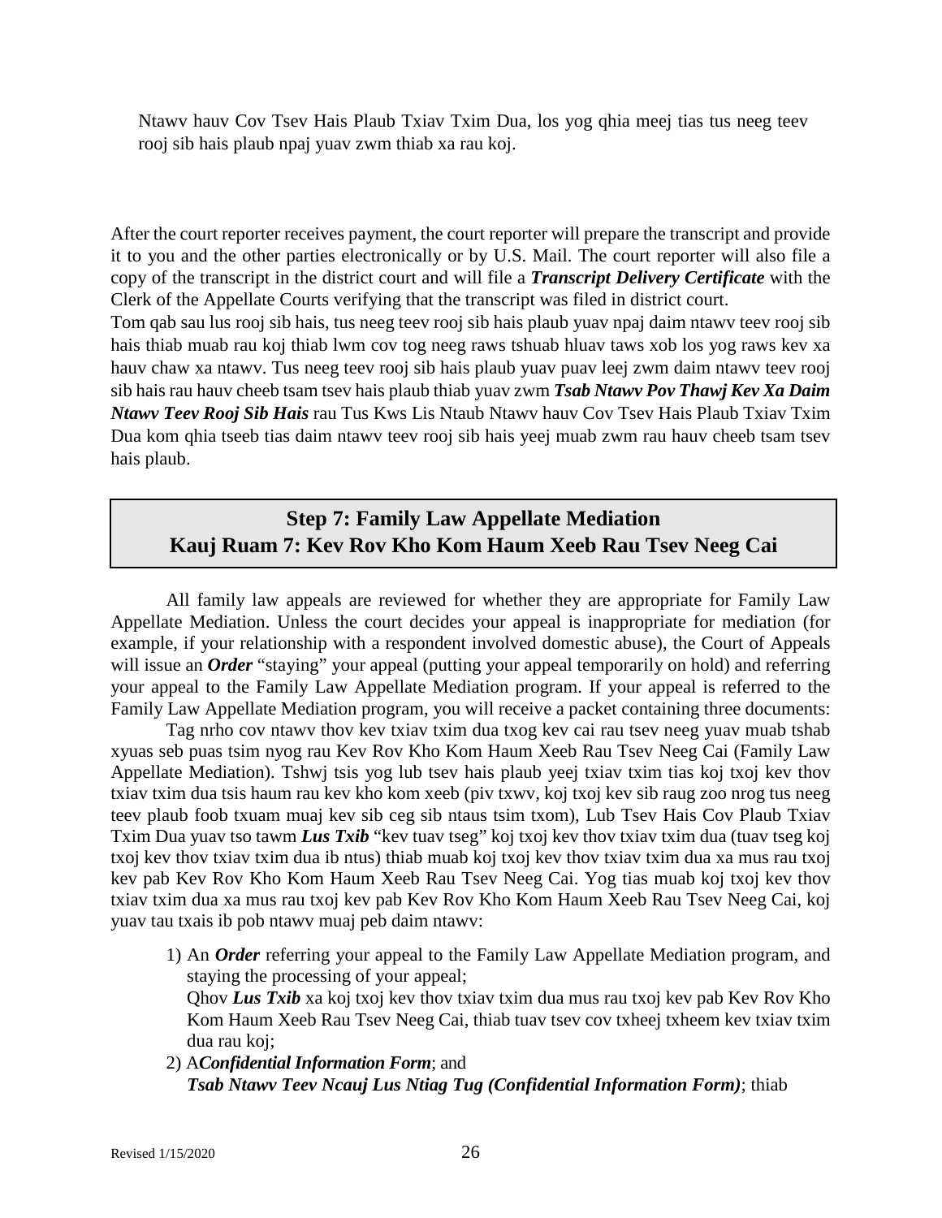Ntawv hauv Cov Tsev Hais Plaub Txiav Txim Dua, los yog qhia meej tias tus neeg teev rooj sib hais plaub npaj yuav zwm thiab xa rau koj.

After the court reporter receives payment, the court reporter will prepare the transcript and provide it to you and the other parties electronically or by U.S. Mail. The court reporter will also file a copy of the transcript in the district court and will file a ***Transcript Delivery Certificate*** with the Clerk of the Appellate Courts verifying that the transcript was filed in district court.
Tom qab sau lus rooj sib hais, tus neeg teev rooj sib hais plaub yuav npaj daim ntawv teev rooj sib hais thiab muab rau koj thiab lwm cov tog neeg raws tshuab hluav taws xob los yog raws kev xa hauv chaw xa ntawv. Tus neeg teev rooj sib hais plaub yuav puav leej zwm daim ntawv teev rooj sib hais rau hauv cheeb tsam tsev hais plaub thiab yuav zwm ***Tsab Ntawv Pov Thawj Kev Xa Daim Ntawv Teev Rooj Sib Hais*** rau Tus Kws Lis Ntaub Ntawv hauv Cov Tsev Hais Plaub Txiav Txim Dua kom qhia tseeb tias daim ntawv teev rooj sib hais yeej muab zwm rau hauv cheeb tsam tsev hais plaub.

## Step 7: Family Law Appellate Mediation
## Kauj Ruam 7: Kev Rov Kho Kom Haum Xeeb Rau Tsev Neeg Cai

All family law appeals are reviewed for whether they are appropriate for Family Law Appellate Mediation. Unless the court decides your appeal is inappropriate for mediation (for example, if your relationship with a respondent involved domestic abuse), the Court of Appeals will issue an ***Order*** "staying" your appeal (putting your appeal temporarily on hold) and referring your appeal to the Family Law Appellate Mediation program. If your appeal is referred to the Family Law Appellate Mediation program, you will receive a packet containing three documents:
Tag nrho cov ntawv thov kev txiav txim dua txog kev cai rau tsev neeg yuav muab tshab xyuas seb puas tsim nyog rau Kev Rov Kho Kom Haum Xeeb Rau Tsev Neeg Cai (Family Law Appellate Mediation). Tshwj tsis yog lub tsev hais plaub yeej txiav txim tias koj txoj kev thov txiav txim dua tsis haum rau kev kho kom xeeb (piv txwv, koj txoj kev sib raug zoo nrog tus neeg teev plaub foob txuam muaj kev sib ceg sib ntaus tsim txom), Lub Tsev Hais Cov Plaub Txiav Txim Dua yuav tso tawm ***Lus Txib*** "kev tuav tseg" koj txoj kev thov txiav txim dua (tuav tseg koj txoj kev thov txiav txim dua ib ntus) thiab muab koj txoj kev thov txiav txim dua xa mus rau txoj kev pab Kev Rov Kho Kom Haum Xeeb Rau Tsev Neeg Cai. Yog tias muab koj txoj kev thov txiav txim dua xa mus rau txoj kev pab Kev Rov Kho Kom Haum Xeeb Rau Tsev Neeg Cai, koj yuav tau txais ib pob ntawv muaj peb daim ntawv:

1) An ***Order*** referring your appeal to the Family Law Appellate Mediation program, and staying the processing of your appeal;
   Qhov ***Lus Txib*** xa koj txoj kev thov txiav txim dua mus rau txoj kev pab Kev Rov Kho Kom Haum Xeeb Rau Tsev Neeg Cai, thiab tuav tsev cov txheej txheem kev txiav txim dua rau koj;
2) A***Confidential Information Form***; and
   ***Tsab Ntawv Teev Ncauj Lus Ntiag Tug (Confidential Information Form)***; thiab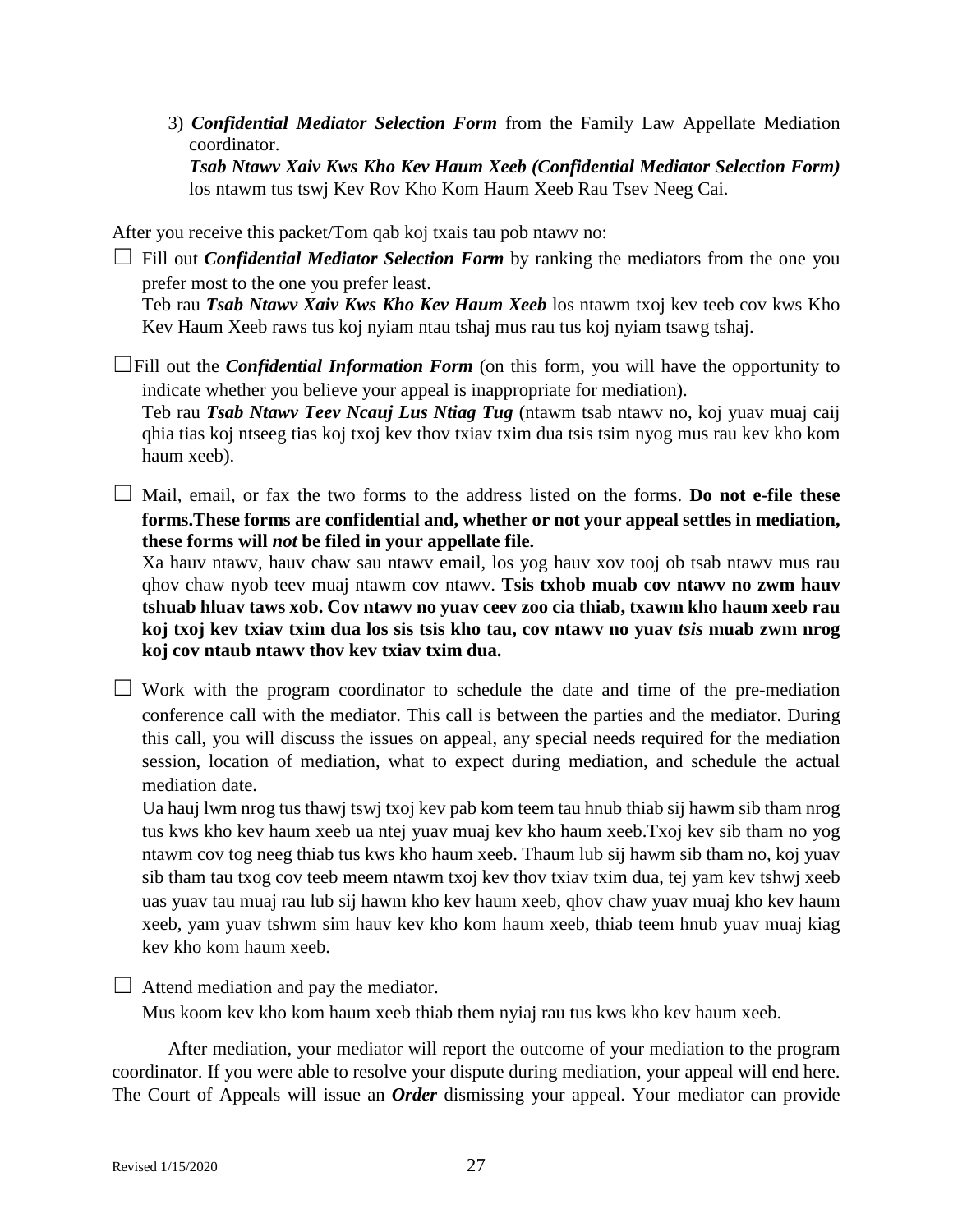3) ***Confidential Mediator Selection Form*** from the Family Law Appellate Mediation coordinator.
   ***Tsab Ntawv Xaiv Kws Kho Kev Haum Xeeb (Confidential Mediator Selection Form)*** los ntawm tus tswj Kev Rov Kho Kom Haum Xeeb Rau Tsev Neeg Cai.

After you receive this packet/Tom qab koj txais tau pob ntawv no:

☐ Fill out ***Confidential Mediator Selection Form*** by ranking the mediators from the one you prefer most to the one you prefer least.
Teb rau ***Tsab Ntawv Xaiv Kws Kho Kev Haum Xeeb*** los ntawm txoj kev teeb cov kws Kho Kev Haum Xeeb raws tus koj nyiam ntau tshaj mus rau tus koj nyiam tsawg tshaj.

☐ Fill out the ***Confidential Information Form*** (on this form, you will have the opportunity to indicate whether you believe your appeal is inappropriate for mediation).
Teb rau ***Tsab Ntawv Teev Ncauj Lus Ntiag Tug*** (ntawm tsab ntawv no, koj yuav muaj caij qhia tias koj ntseeg tias koj txoj kev thov txiav txim dua tsis tsim nyog mus rau kev kho kom haum xeeb).

☐ Mail, email, or fax the two forms to the address listed on the forms. **Do not e-file these forms.These forms are confidential and, whether or not your appeal settles in mediation, these forms will *not* be filed in your appellate file.**
Xa hauv ntawv, hauv chaw sau ntawv email, los yog hauv xov tooj ob tsab ntawv mus rau qhov chaw nyob teev muaj ntawm cov ntawv. **Tsis txhob muab cov ntawv no zwm hauv tshuab hluav taws xob. Cov ntawv no yuav ceev zoo cia thiab, txawm kho haum xeeb rau koj txoj kev txiav txim dua los sis tsis kho tau, cov ntawv no yuav *tsis* muab zwm nrog koj cov ntaub ntawv thov kev txiav txim dua.**

☐ Work with the program coordinator to schedule the date and time of the pre-mediation conference call with the mediator. This call is between the parties and the mediator. During this call, you will discuss the issues on appeal, any special needs required for the mediation session, location of mediation, what to expect during mediation, and schedule the actual mediation date.
Ua hauj lwm nrog tus thawj tswj txoj kev pab kom teem tau hnub thiab sij hawm sib tham nrog tus kws kho kev haum xeeb ua ntej yuav muaj kev kho haum xeeb.Txoj kev sib tham no yog ntawm cov tog neeg thiab tus kws kho haum xeeb. Thaum lub sij hawm sib tham no, koj yuav sib tham tau txog cov teeb meem ntawm txoj kev thov txiav txim dua, tej yam kev tshwj xeeb uas yuav tau muaj rau lub sij hawm kho kev haum xeeb, qhov chaw yuav muaj kho kev haum xeeb, yam yuav tshwm sim hauv kev kho kom haum xeeb, thiab teem hnub yuav muaj kiag kev kho kom haum xeeb.

☐ Attend mediation and pay the mediator.
Mus koom kev kho kom haum xeeb thiab them nyiaj rau tus kws kho kev haum xeeb.

After mediation, your mediator will report the outcome of your mediation to the program coordinator. If you were able to resolve your dispute during mediation, your appeal will end here. The Court of Appeals will issue an ***Order*** dismissing your appeal. Your mediator can provide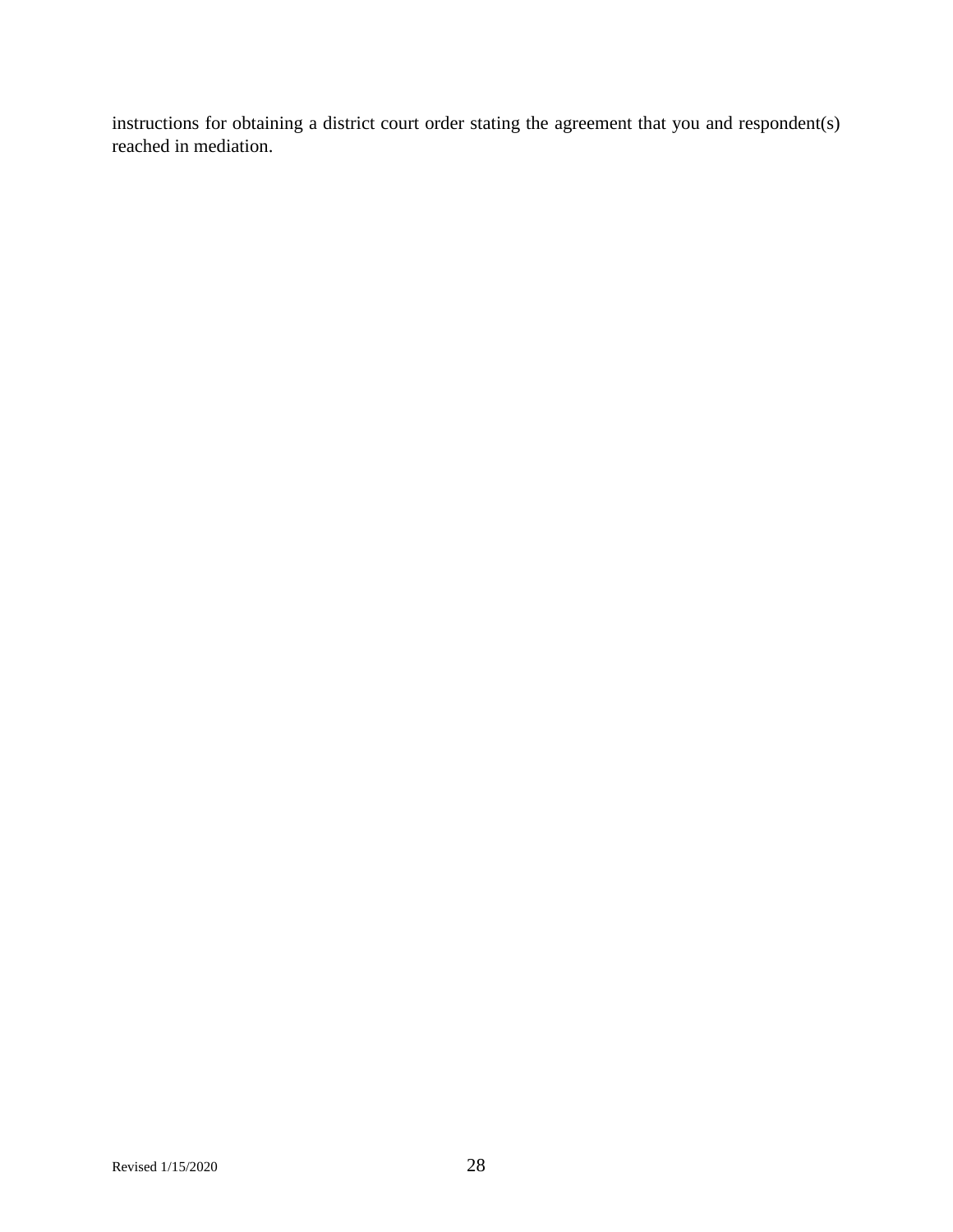instructions for obtaining a district court order stating the agreement that you and respondent(s) reached in mediation.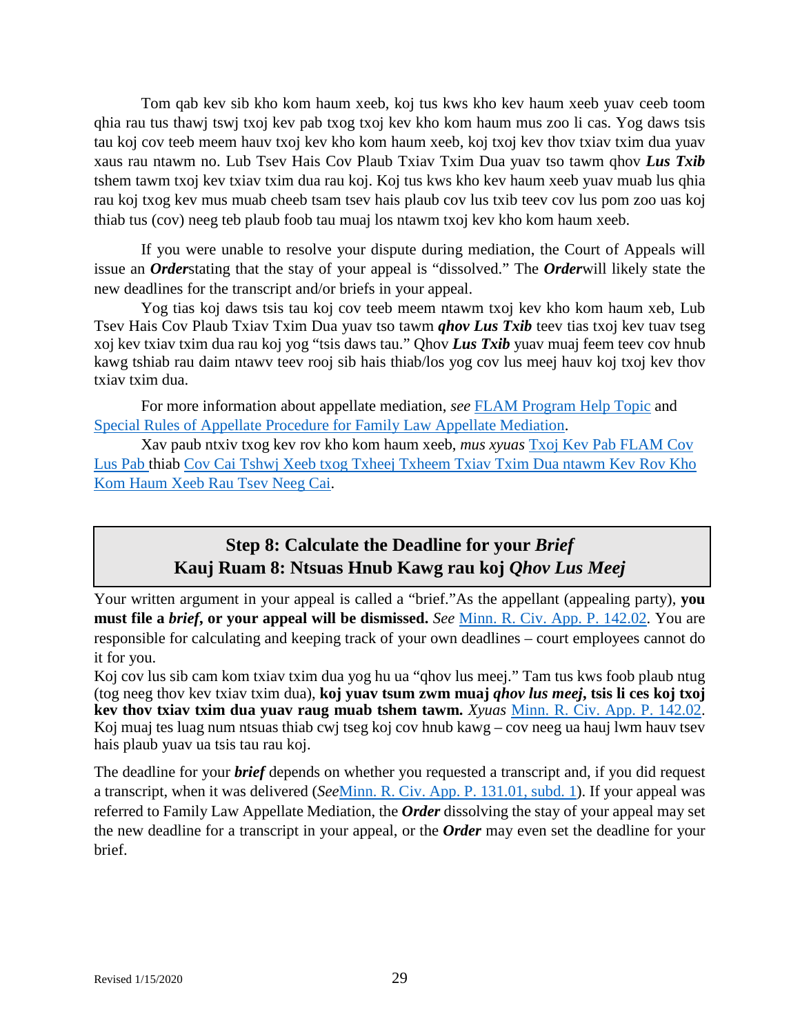Tom qab kev sib kho kom haum xeeb, koj tus kws kho kev haum xeeb yuav ceeb toom qhia rau tus thawj tswj txoj kev pab txog txoj kev kho kom haum mus zoo li cas. Yog daws tsis tau koj cov teeb meem hauv txoj kev kho kom haum xeeb, koj txoj kev thov txiav txim dua yuav xaus rau ntawm no. Lub Tsev Hais Cov Plaub Txiav Txim Dua yuav tso tawm qhov ***Lus Txib*** tshem tawm txoj kev txiav txim dua rau koj. Koj tus kws kho kev haum xeeb yuav muab lus qhia rau koj txog kev mus muab cheeb tsam tsev hais plaub cov lus txib teev cov lus pom zoo uas koj thiab tus (cov) neeg teb plaub foob tau muaj los ntawm txoj kev kho kom haum xeeb.

If you were unable to resolve your dispute during mediation, the Court of Appeals will issue an ***Order***stating that the stay of your appeal is "dissolved." The ***Order***will likely state the new deadlines for the transcript and/or briefs in your appeal.

Yog tias koj daws tsis tau koj cov teeb meem ntawm txoj kev kho kom haum xeb, Lub Tsev Hais Cov Plaub Txiav Txim Dua yuav tso tawm ***qhov Lus Txib*** teev tias txoj kev tuav tseg xoj kev txiav txim dua rau koj yog "tsis daws tau." Qhov ***Lus Txib*** yuav muaj feem teev cov hnub kawg tshiab rau daim ntawv teev rooj sib hais thiab/los yog cov lus meej hauv koj txoj kev thov txiav txim dua.

For more information about appellate mediation, *see* FLAM Program Help Topic and Special Rules of Appellate Procedure for Family Law Appellate Mediation.

Xav paub ntxiv txog kev rov kho kom haum xeeb, *mus xyuas* Txoj Kev Pab FLAM Cov Lus Pab thiab Cov Cai Tshwj Xeeb txog Txheej Txheem Txiav Txim Dua ntawm Kev Rov Kho Kom Haum Xeeb Rau Tsev Neeg Cai.

## Step 8: Calculate the Deadline for your *Brief*
## Kauj Ruam 8: Ntsuas Hnub Kawg rau koj *Qhov Lus Meej*

Your written argument in your appeal is called a "brief."As the appellant (appealing party), **you must file a *brief*, or your appeal will be dismissed.** *See* Minn. R. Civ. App. P. 142.02. You are responsible for calculating and keeping track of your own deadlines – court employees cannot do it for you.

Koj cov lus sib cam kom txiav txim dua yog hu ua "qhov lus meej." Tam tus kws foob plaub ntug (tog neeg thov kev txiav txim dua), **koj yuav tsum zwm muaj *qhov lus meej*, tsis li ces koj txoj kev thov txiav txim dua yuav raug muab tshem tawm.** *Xyuas* Minn. R. Civ. App. P. 142.02. Koj muaj tes luag num ntsuas thiab cwj tseg koj cov hnub kawg – cov neeg ua hauj lwm hauv tsev hais plaub yuav ua tsis tau rau koj.

The deadline for your ***brief*** depends on whether you requested a transcript and, if you did request a transcript, when it was delivered (*See*Minn. R. Civ. App. P. 131.01, subd. 1). If your appeal was referred to Family Law Appellate Mediation, the ***Order*** dissolving the stay of your appeal may set the new deadline for a transcript in your appeal, or the ***Order*** may even set the deadline for your brief.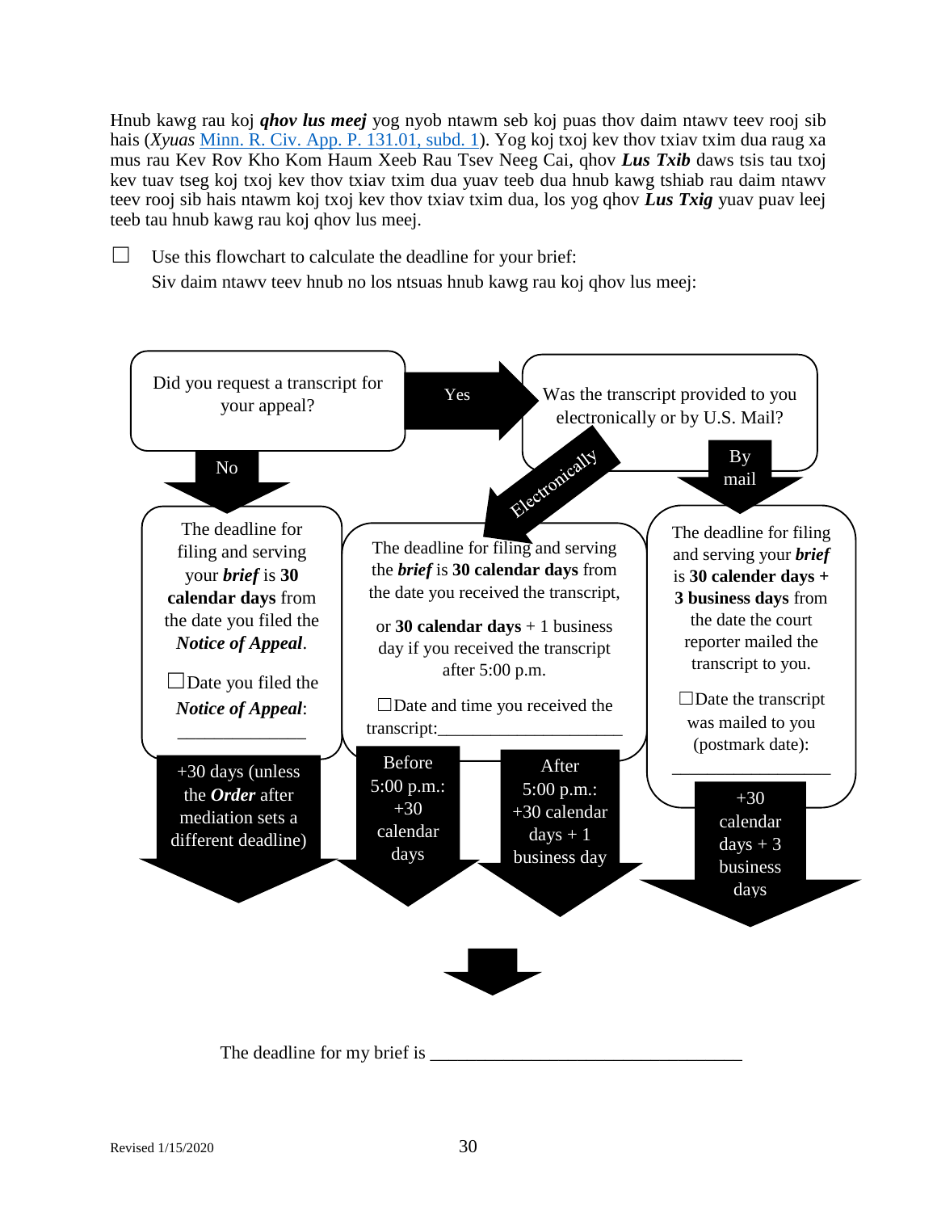Hnub kawg rau koj ***qhov lus meej*** yog nyob ntawm seb koj puas thov daim ntawv teev rooj sib hais (*Xyuas* [Minn. R. Civ. App. P. 131.01, subd. 1](#)). Yog koj txoj kev thov txiav txim dua raug xa mus rau Kev Rov Kho Kom Haum Xeeb Rau Tsev Neeg Cai, qhov ***Lus Txib*** daws tsis tau txoj kev tuav tseg koj txoj kev thov txiav txim dua yuav teeb dua hnub kawg tshiab rau daim ntawv teev rooj sib hais ntawm koj txoj kev thov txiav txim dua, los yog qhov ***Lus Txig*** yuav puav leej teeb tau hnub kawg rau koj qhov lus meej.

☐ Use this flowchart to calculate the deadline for your brief:
Siv daim ntawv teev hnub no los ntsuas hnub kawg rau koj qhov lus meej:

**Did you request a transcript for your appeal?**

- **No** → The deadline for filing and serving your ***brief*** is **30 calendar days** from the date you filed the ***Notice of Appeal***.
  - ☐ Date you filed the ***Notice of Appeal***: ______________
  - → +30 days (unless the ***Order*** after mediation sets a different deadline)

- **Yes** → **Was the transcript provided to you electronically or by U.S. Mail?**

  - **Electronically** → The deadline for filing and serving the ***brief*** is **30 calendar days** from the date you received the transcript, or **30 calendar days** + 1 business day if you received the transcript after 5:00 p.m.
    - ☐ Date and time you received the transcript: ____________________
    - → Before 5:00 p.m.: +30 calendar days
    - → After 5:00 p.m.: +30 calendar days + 1 business day

  - **By mail** → The deadline for filing and serving your ***brief*** is **30 calender days + 3 business days** from the date the court reporter mailed the transcript to you.
    - ☐ Date the transcript was mailed to you (postmark date): _________________
    - → +30 calendar days + 3 business days

The deadline for my brief is _________________________________

Revised 1/15/2020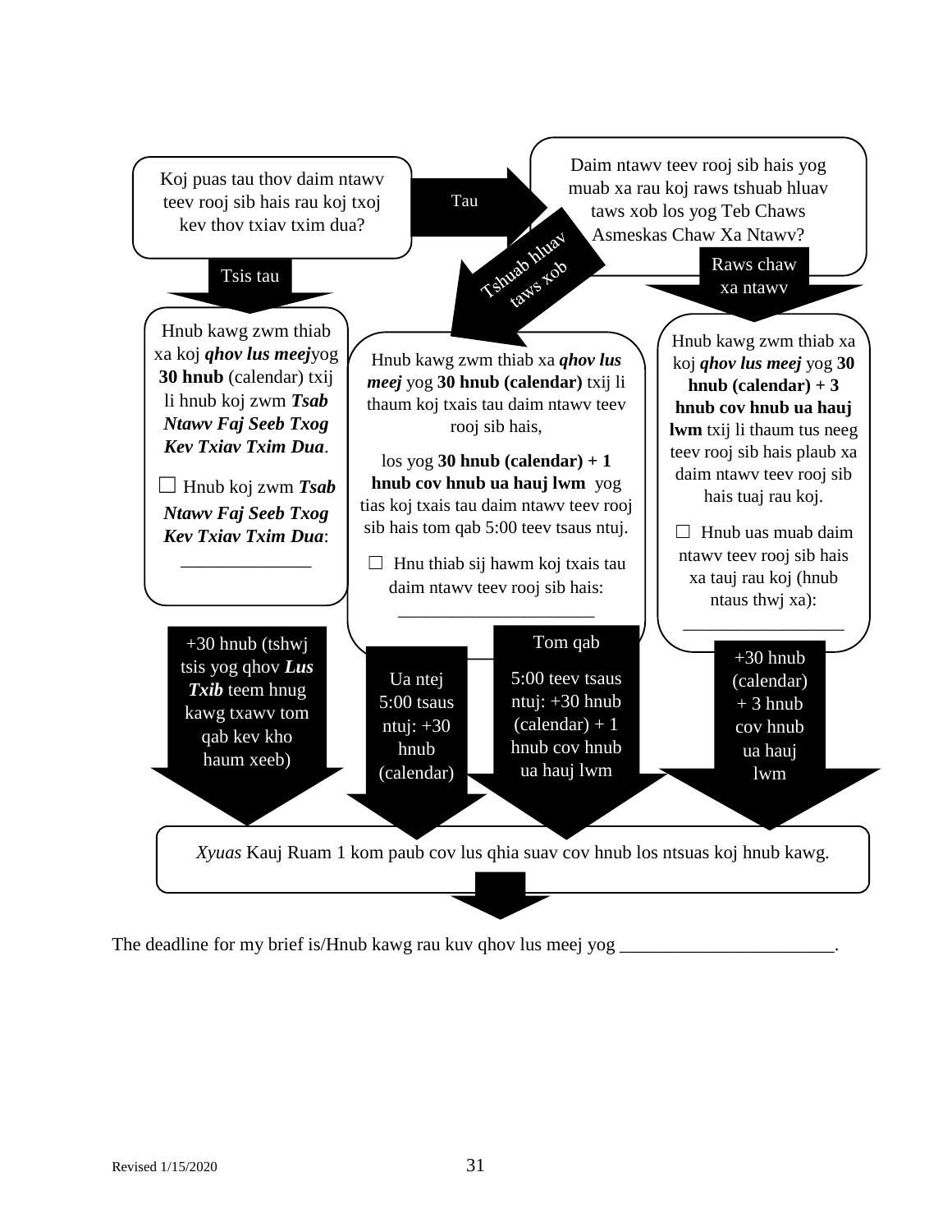Koj puas tau thov daim ntawv teev rooj sib hais rau koj txoj kev thov txiav txim dua?

**Tau** →

Daim ntawv teev rooj sib hais yog muab xa rau koj raws tshuab hluav taws xob los yog Teb Chaws Asmeskas Chaw Xa Ntawv?

---

**Tsis tau** ↓

Hnub kawg zwm thiab xa koj ***qhov lus meej*** yog **30 hnub** (calendar) txij li hnub koj zwm ***Tsab Ntawv Faj Seeb Txog Kev Txiav Txim Dua***.

☐ Hnub koj zwm ***Tsab Ntawv Faj Seeb Txog Kev Txiav Txim Dua***: ______________

↓ +30 hnub (tshwj tsis yog qhov ***Lus Txib*** teem hnug kawg txawv tom qab kev kho haum xeeb)

---

**Tshuab hluav taws xob** ↓

Hnub kawg zwm thiab xa ***qhov lus meej*** yog **30 hnub (calendar)** txij li thaum koj txais tau daim ntawv teev rooj sib hais,

los yog **30 hnub (calendar) + 1 hnub cov hnub ua hauj lwm** yog tias koj txais tau daim ntawv teev rooj sib hais tom qab 5:00 teev tsaus ntuj.

☐ Hnu thiab sij hawm koj txais tau daim ntawv teev rooj sib hais: ______________________

↓ Ua ntej 5:00 tsaus ntuj: +30 hnub (calendar)

↓ Tom qab 5:00 teev tsaus ntuj: +30 hnub (calendar) + 1 hnub cov hnub ua hauj lwm

---

**Raws chaw xa ntawv** ↓

Hnub kawg zwm thiab xa koj ***qhov lus meej*** yog **30 hnub (calendar) + 3 hnub cov hnub ua hauj lwm** txij li thaum tus neeg teev rooj sib hais plaub xa daim ntawv teev rooj sib hais tuaj rau koj.

☐ Hnub uas muab daim ntawv teev rooj sib hais xa tauj rau koj (hnub ntaus thwj xa): __________________

↓ +30 hnub (calendar) + 3 hnub cov hnub ua hauj lwm

---

*Xyuas* Kauj Ruam 1 kom paub cov lus qhia suav cov hnub los ntsuas koj hnub kawg.

↓

The deadline for my brief is/Hnub kawg rau kuv qhov lus meej yog _______________________.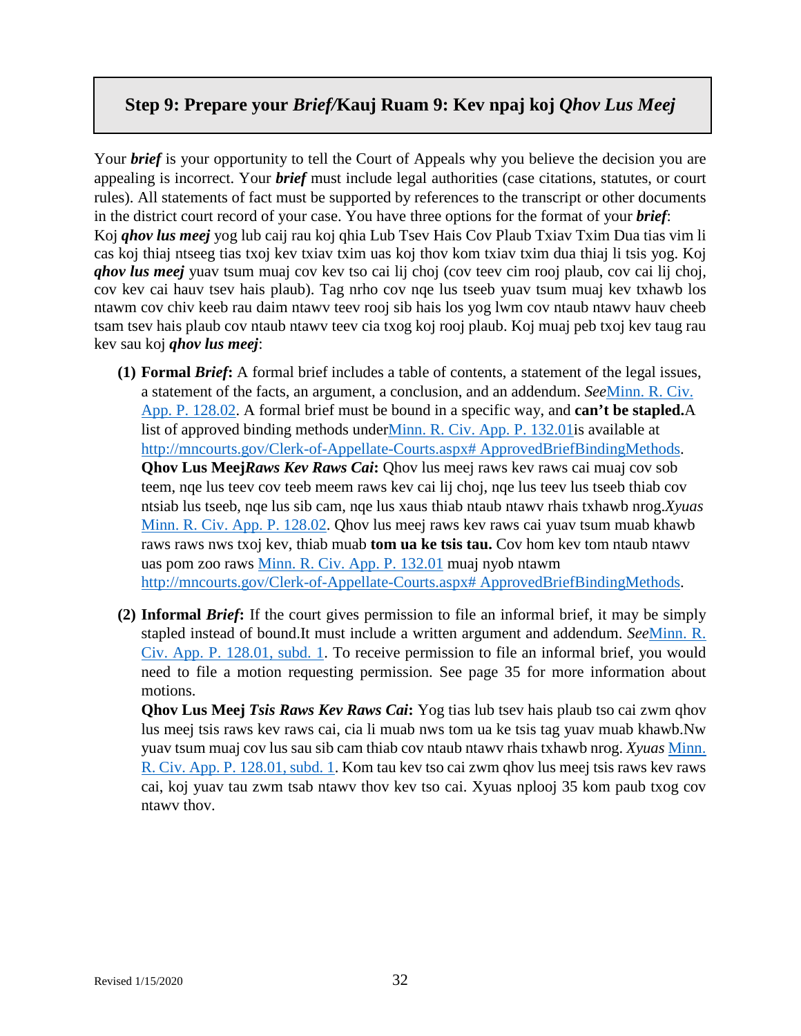## Step 9: Prepare your *Brief*/Kauj Ruam 9: Kev npaj koj *Qhov Lus Meej*

Your ***brief*** is your opportunity to tell the Court of Appeals why you believe the decision you are appealing is incorrect. Your ***brief*** must include legal authorities (case citations, statutes, or court rules). All statements of fact must be supported by references to the transcript or other documents in the district court record of your case. You have three options for the format of your ***brief***:
Koj ***qhov lus meej*** yog lub caij rau koj qhia Lub Tsev Hais Cov Plaub Txiav Txim Dua tias vim li cas koj thiaj ntseeg tias txoj kev txiav txim uas koj thov kom txiav txim dua thiaj li tsis yog. Koj ***qhov lus meej*** yuav tsum muaj cov kev tso cai lij choj (cov teev cim rooj plaub, cov cai lij choj, cov kev cai hauv tsev hais plaub). Tag nrho cov nqe lus tseeb yuav tsum muaj kev txhawb los ntawm cov chiv keeb rau daim ntawv teev rooj sib hais los yog lwm cov ntaub ntawv hauv cheeb tsam tsev hais plaub cov ntaub ntawv teev cia txog koj rooj plaub. Koj muaj peb txoj kev taug rau kev sau koj ***qhov lus meej***:

**(1) Formal *Brief*:** A formal brief includes a table of contents, a statement of the legal issues, a statement of the facts, an argument, a conclusion, and an addendum. *See*Minn. R. Civ. App. P. 128.02. A formal brief must be bound in a specific way, and **can't be stapled.**A list of approved binding methods underMinn. R. Civ. App. P. 132.01is available at http://mncourts.gov/Clerk-of-Appellate-Courts.aspx# ApprovedBriefBindingMethods.
**Qhov Lus Meej*Raws Kev Raws Cai*:** Qhov lus meej raws kev raws cai muaj cov sob teem, nqe lus teev cov teeb meem raws kev cai lij choj, nqe lus teev lus tseeb thiab cov ntsiab lus tseeb, nqe lus sib cam, nqe lus xaus thiab ntaub ntawv rhais txhawb nrog.*Xyuas* Minn. R. Civ. App. P. 128.02. Qhov lus meej raws kev raws cai yuav tsum muab khawb raws raws nws txoj kev, thiab muab **tom ua ke tsis tau.** Cov hom kev tom ntaub ntawv uas pom zoo raws Minn. R. Civ. App. P. 132.01 muaj nyob ntawm http://mncourts.gov/Clerk-of-Appellate-Courts.aspx# ApprovedBriefBindingMethods.

**(2) Informal *Brief*:** If the court gives permission to file an informal brief, it may be simply stapled instead of bound.It must include a written argument and addendum. *See*Minn. R. Civ. App. P. 128.01, subd. 1. To receive permission to file an informal brief, you would need to file a motion requesting permission. See page 35 for more information about motions.
**Qhov Lus Meej *Tsis Raws Kev Raws Cai*:** Yog tias lub tsev hais plaub tso cai zwm qhov lus meej tsis raws kev raws cai, cia li muab nws tom ua ke tsis tag yuav muab khawb.Nw yuav tsum muaj cov lus sau sib cam thiab cov ntaub ntawv rhais txhawb nrog. *Xyuas* Minn. R. Civ. App. P. 128.01, subd. 1. Kom tau kev tso cai zwm qhov lus meej tsis raws kev raws cai, koj yuav tau zwm tsab ntawv thov kev tso cai. Xyuas nplooj 35 kom paub txog cov ntawv thov.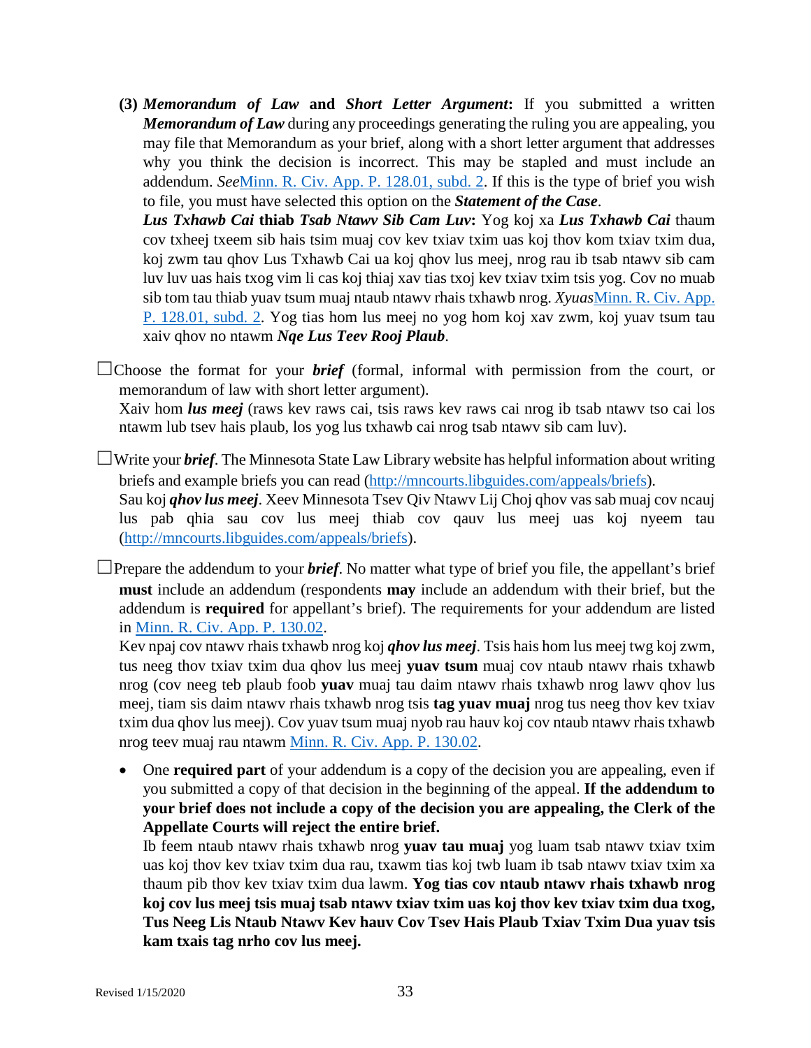**(3)** ***Memorandum of Law*** **and** ***Short Letter Argument*****:** If you submitted a written ***Memorandum of Law*** during any proceedings generating the ruling you are appealing, you may file that Memorandum as your brief, along with a short letter argument that addresses why you think the decision is incorrect. This may be stapled and must include an addendum. *See*[Minn. R. Civ. App. P. 128.01, subd. 2](). If this is the type of brief you wish to file, you must have selected this option on the ***Statement of the Case***.

***Lus Txhawb Cai*** **thiab** ***Tsab Ntawv Sib Cam Luv*****:** Yog koj xa ***Lus Txhawb Cai*** thaum cov txheej txeem sib hais tsim muaj cov kev txiav txim uas koj thov kom txiav txim dua, koj zwm tau qhov Lus Txhawb Cai ua koj qhov lus meej, nrog rau ib tsab ntawv sib cam luv luv uas hais txog vim li cas koj thiaj xav tias txoj kev txiav txim tsis yog. Cov no muab sib tom tau thiab yuav tsum muaj ntaub ntawv rhais txhawb nrog. *Xyuas*[Minn. R. Civ. App. P. 128.01, subd. 2](). Yog tias hom lus meej no yog hom koj xav zwm, koj yuav tsum tau xaiv qhov no ntawm ***Nqe Lus Teev Rooj Plaub***.

☐Choose the format for your ***brief*** (formal, informal with permission from the court, or memorandum of law with short letter argument).
Xaiv hom ***lus meej*** (raws kev raws cai, tsis raws kev raws cai nrog ib tsab ntawv tso cai los ntawm lub tsev hais plaub, los yog lus txhawb cai nrog tsab ntawv sib cam luv).

☐Write your ***brief***. The Minnesota State Law Library website has helpful information about writing briefs and example briefs you can read ([http://mncourts.libguides.com/appeals/briefs](http://mncourts.libguides.com/appeals/briefs)).
Sau koj ***qhov lus meej***. Xeev Minnesota Tsev Qiv Ntawv Lij Choj qhov vas sab muaj cov ncauj lus pab qhia sau cov lus meej thiab cov qauv lus meej uas koj nyeem tau ([http://mncourts.libguides.com/appeals/briefs](http://mncourts.libguides.com/appeals/briefs)).

☐Prepare the addendum to your ***brief***. No matter what type of brief you file, the appellant's brief **must** include an addendum (respondents **may** include an addendum with their brief, but the addendum is **required** for appellant's brief). The requirements for your addendum are listed in [Minn. R. Civ. App. P. 130.02]().
Kev npaj cov ntawv rhais txhawb nrog koj ***qhov lus meej***. Tsis hais hom lus meej twg koj zwm, tus neeg thov txiav txim dua qhov lus meej **yuav tsum** muaj cov ntaub ntawv rhais txhawb nrog (cov neeg teb plaub foob **yuav** muaj tau daim ntawv rhais txhawb nrog lawv qhov lus meej, tiam sis daim ntawv rhais txhawb nrog tsis **tag yuav muaj** nrog tus neeg thov kev txiav txim dua qhov lus meej). Cov yuav tsum muaj nyob rau hauv koj cov ntaub ntawv rhais txhawb nrog teev muaj rau ntawm [Minn. R. Civ. App. P. 130.02]().

- One **required part** of your addendum is a copy of the decision you are appealing, even if you submitted a copy of that decision in the beginning of the appeal. **If the addendum to your brief does not include a copy of the decision you are appealing, the Clerk of the Appellate Courts will reject the entire brief.**
  Ib feem ntaub ntawv rhais txhawb nrog **yuav tau muaj** yog luam tsab ntawv txiav txim uas koj thov kev txiav txim dua rau, txawm tias koj twb luam ib tsab ntawv txiav txim xa thaum pib thov kev txiav txim dua lawm. **Yog tias cov ntaub ntawv rhais txhawb nrog koj cov lus meej tsis muaj tsab ntawv txiav txim uas koj thov kev txiav txim dua txog, Tus Neeg Lis Ntaub Ntawv Kev hauv Cov Tsev Hais Plaub Txiav Txim Dua yuav tsis kam txais tag nrho cov lus meej.**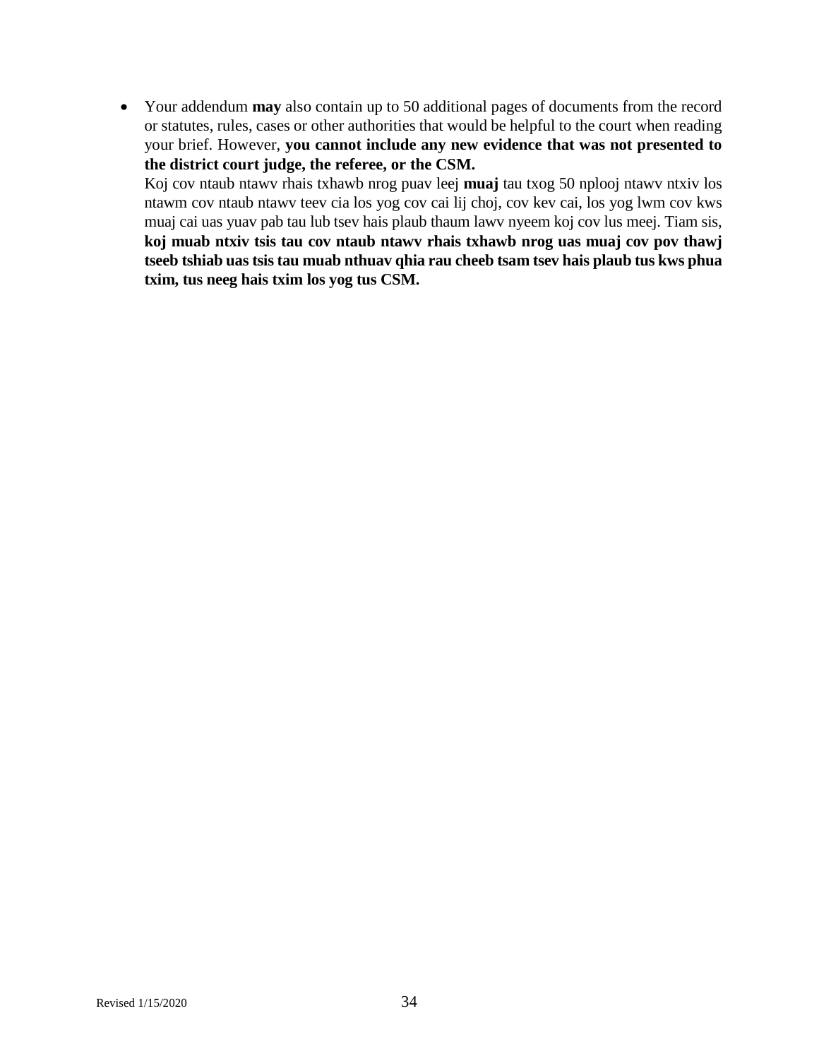- Your addendum **may** also contain up to 50 additional pages of documents from the record or statutes, rules, cases or other authorities that would be helpful to the court when reading your brief. However, **you cannot include any new evidence that was not presented to the district court judge, the referee, or the CSM.**
  Koj cov ntaub ntawv rhais txhawb nrog puav leej **muaj** tau txog 50 nplooj ntawv ntxiv los ntawm cov ntaub ntawv teev cia los yog cov cai lij choj, cov kev cai, los yog lwm cov kws muaj cai uas yuav pab tau lub tsev hais plaub thaum lawv nyeem koj cov lus meej. Tiam sis, **koj muab ntxiv tsis tau cov ntaub ntawv rhais txhawb nrog uas muaj cov pov thawj tseeb tshiab uas tsis tau muab nthuav qhia rau cheeb tsam tsev hais plaub tus kws phua txim, tus neeg hais txim los yog tus CSM.**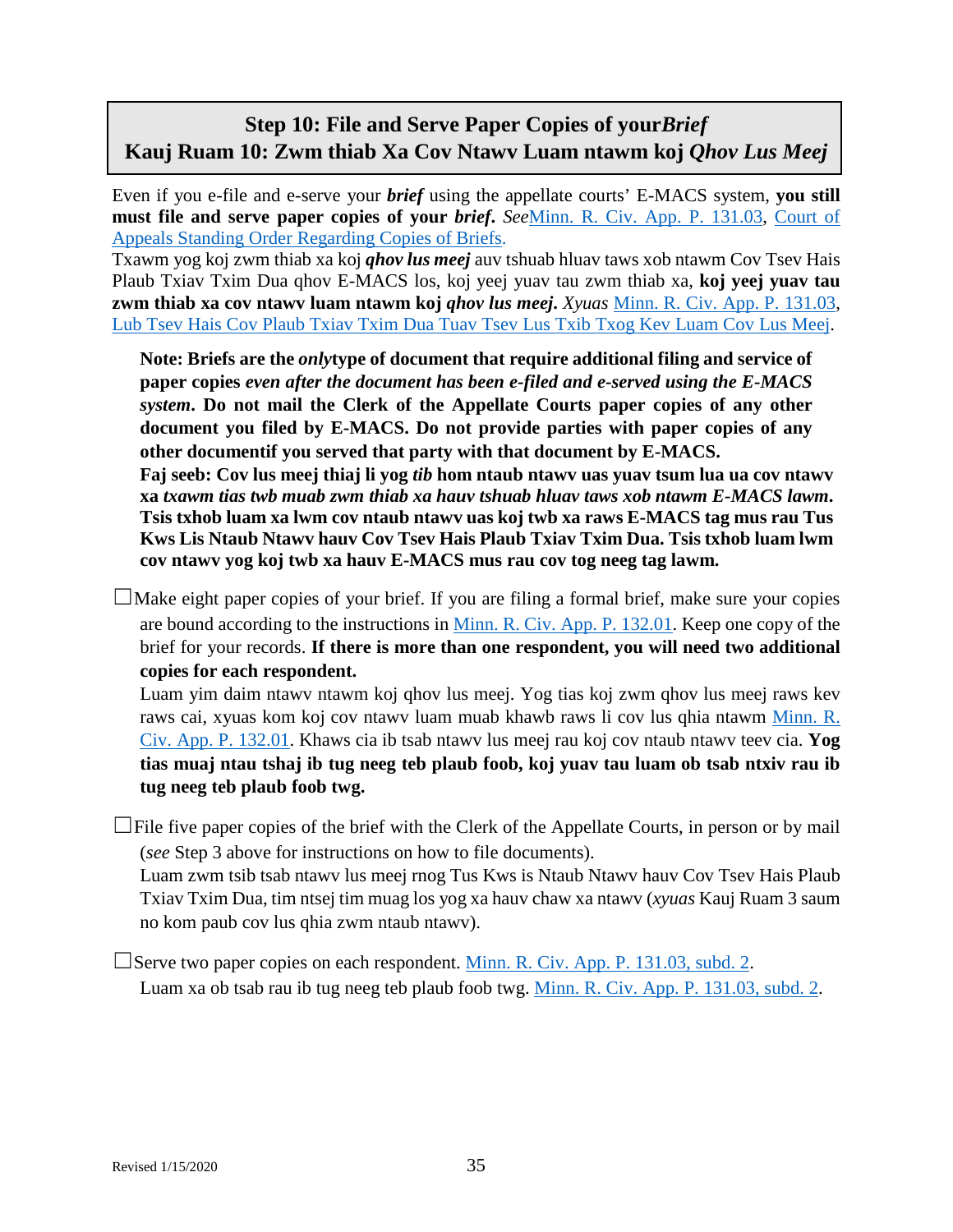## Step 10: File and Serve Paper Copies of your *Brief*
## Kauj Ruam 10: Zwm thiab Xa Cov Ntawv Luam ntawm koj *Qhov Lus Meej*

Even if you e-file and e-serve your ***brief*** using the appellate courts' E-MACS system, **you still must file and serve paper copies of your *brief*.** *See* Minn. R. Civ. App. P. 131.03, Court of Appeals Standing Order Regarding Copies of Briefs.

Txawm yog koj zwm thiab xa koj ***qhov lus meej*** auv tshuab hluav taws xob ntawm Cov Tsev Hais Plaub Txiav Txim Dua qhov E-MACS los, koj yeej yuav tau zwm thiab xa, **koj yeej yuav tau zwm thiab xa cov ntawv luam ntawm koj *qhov lus meej*.** *Xyuas* Minn. R. Civ. App. P. 131.03, Lub Tsev Hais Cov Plaub Txiav Txim Dua Tuav Tsev Lus Txib Txog Kev Luam Cov Lus Meej.

> **Note: Briefs are the *only* type of document that require additional filing and service of paper copies *even after the document has been e-filed and e-served using the E-MACS system*. Do not mail the Clerk of the Appellate Courts paper copies of any other document you filed by E-MACS. Do not provide parties with paper copies of any other document if you served that party with that document by E-MACS.**
>
> **Faj seeb: Cov lus meej thiaj li yog *tib* hom ntaub ntawv uas yuav tsum lua ua cov ntawv xa *txawm tias twb muab zwm thiab xa hauv tshuab hluav taws xob ntawm E-MACS lawm*. Tsis txhob luam xa lwm cov ntaub ntawv uas koj twb xa raws E-MACS tag mus rau Tus Kws Lis Ntaub Ntawv hauv Cov Tsev Hais Plaub Txiav Txim Dua. Tsis txhob luam lwm cov ntawv yog koj twb xa hauv E-MACS mus rau cov tog neeg tag lawm.**

☐ Make eight paper copies of your brief. If you are filing a formal brief, make sure your copies are bound according to the instructions in Minn. R. Civ. App. P. 132.01. Keep one copy of the brief for your records. **If there is more than one respondent, you will need two additional copies for each respondent.**
Luam yim daim ntawv ntawm koj qhov lus meej. Yog tias koj zwm qhov lus meej raws kev raws cai, xyuas kom koj cov ntawv luam muab khawb raws li cov lus qhia ntawm Minn. R. Civ. App. P. 132.01. Khaws cia ib tsab ntawv lus meej rau koj cov ntaub ntawv teev cia. **Yog tias muaj ntau tshaj ib tug neeg teb plaub foob, koj yuav tau luam ob tsab ntxiv rau ib tug neeg teb plaub foob twg.**

☐ File five paper copies of the brief with the Clerk of the Appellate Courts, in person or by mail (*see* Step 3 above for instructions on how to file documents).
Luam zwm tsib tsab ntawv lus meej rnog Tus Kws is Ntaub Ntawv hauv Cov Tsev Hais Plaub Txiav Txim Dua, tim ntsej tim muag los yog xa hauv chaw xa ntawv (*xyuas* Kauj Ruam 3 saum no kom paub cov lus qhia zwm ntaub ntawv).

☐ Serve two paper copies on each respondent. Minn. R. Civ. App. P. 131.03, subd. 2.
Luam xa ob tsab rau ib tug neeg teb plaub foob twg. Minn. R. Civ. App. P. 131.03, subd. 2.

Revised 1/15/2020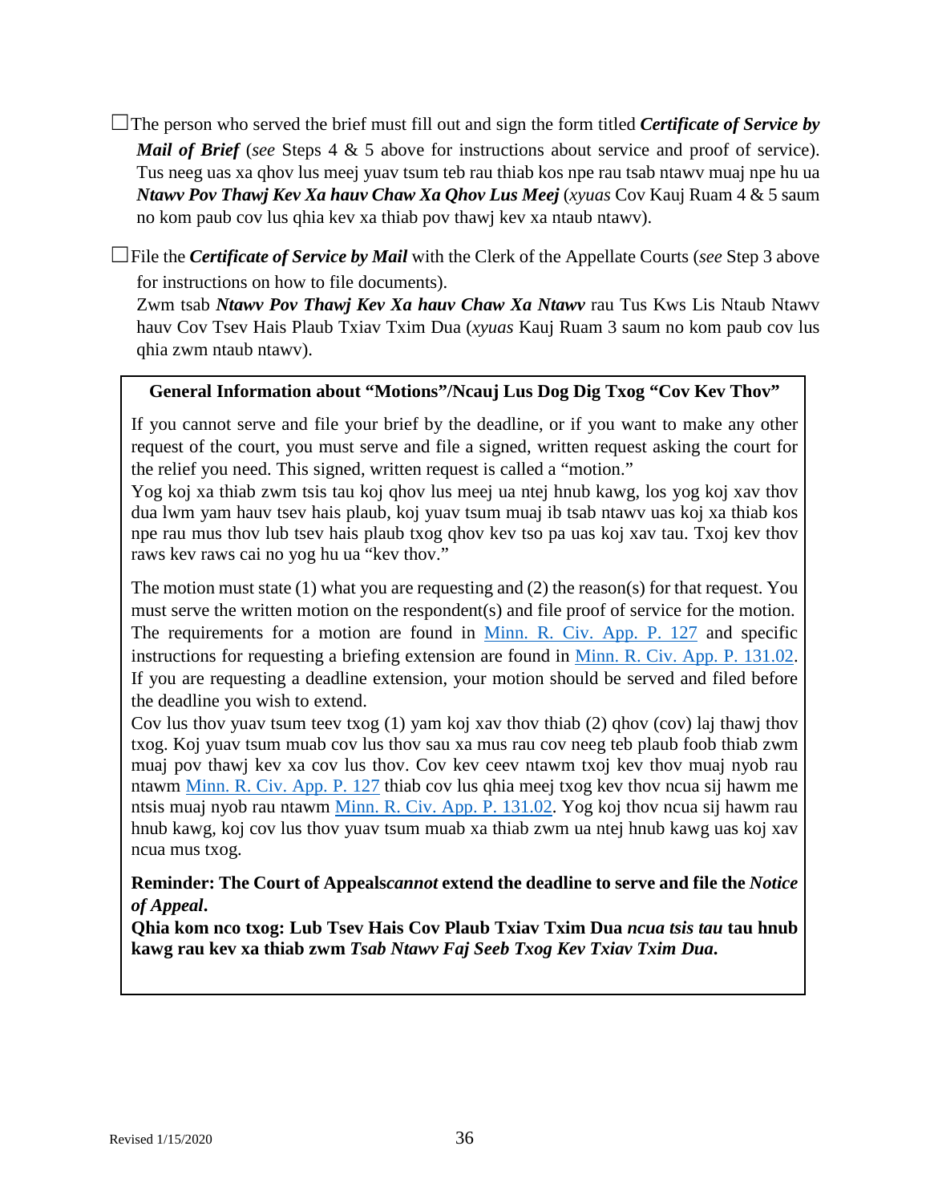☐The person who served the brief must fill out and sign the form titled ***Certificate of Service by Mail of Brief*** (*see* Steps 4 & 5 above for instructions about service and proof of service).
Tus neeg uas xa qhov lus meej yuav tsum teb rau thiab kos npe rau tsab ntawv muaj npe hu ua ***Ntawv Pov Thawj Kev Xa hauv Chaw Xa Qhov Lus Meej*** (*xyuas* Cov Kauj Ruam 4 & 5 saum no kom paub cov lus qhia kev xa thiab pov thawj kev xa ntaub ntawv).

☐File the ***Certificate of Service by Mail*** with the Clerk of the Appellate Courts (*see* Step 3 above for instructions on how to file documents).
Zwm tsab ***Ntawv Pov Thawj Kev Xa hauv Chaw Xa Ntawv*** rau Tus Kws Lis Ntaub Ntawv hauv Cov Tsev Hais Plaub Txiav Txim Dua (*xyuas* Kauj Ruam 3 saum no kom paub cov lus qhia zwm ntaub ntawv).

**General Information about "Motions"/Ncauj Lus Dog Dig Txog "Cov Kev Thov"**

If you cannot serve and file your brief by the deadline, or if you want to make any other request of the court, you must serve and file a signed, written request asking the court for the relief you need. This signed, written request is called a "motion."
Yog koj xa thiab zwm tsis tau koj qhov lus meej ua ntej hnub kawg, los yog koj xav thov dua lwm yam hauv tsev hais plaub, koj yuav tsum muaj ib tsab ntawv uas koj xa thiab kos npe rau mus thov lub tsev hais plaub txog qhov kev tso pa uas koj xav tau. Txoj kev thov raws kev raws cai no yog hu ua "kev thov."

The motion must state (1) what you are requesting and (2) the reason(s) for that request. You must serve the written motion on the respondent(s) and file proof of service for the motion. The requirements for a motion are found in Minn. R. Civ. App. P. 127 and specific instructions for requesting a briefing extension are found in Minn. R. Civ. App. P. 131.02. If you are requesting a deadline extension, your motion should be served and filed before the deadline you wish to extend.
Cov lus thov yuav tsum teev txog (1) yam koj xav thov thiab (2) qhov (cov) laj thawj thov txog. Koj yuav tsum muab cov lus thov sau xa mus rau cov neeg teb plaub foob thiab zwm muaj pov thawj kev xa cov lus thov. Cov kev ceev ntawm txoj kev thov muaj nyob rau ntawm Minn. R. Civ. App. P. 127 thiab cov lus qhia meej txog kev thov ncua sij hawm me ntsis muaj nyob rau ntawm Minn. R. Civ. App. P. 131.02. Yog koj thov ncua sij hawm rau hnub kawg, koj cov lus thov yuav tsum muab xa thiab zwm ua ntej hnub kawg uas koj xav ncua mus txog.

**Reminder: The Court of Appeals *cannot* extend the deadline to serve and file the *Notice of Appeal*.**
**Qhia kom nco txog: Lub Tsev Hais Cov Plaub Txiav Txim Dua *ncua tsis tau* tau hnub kawg rau kev xa thiab zwm *Tsab Ntawv Faj Seeb Txog Kev Txiav Txim Dua*.**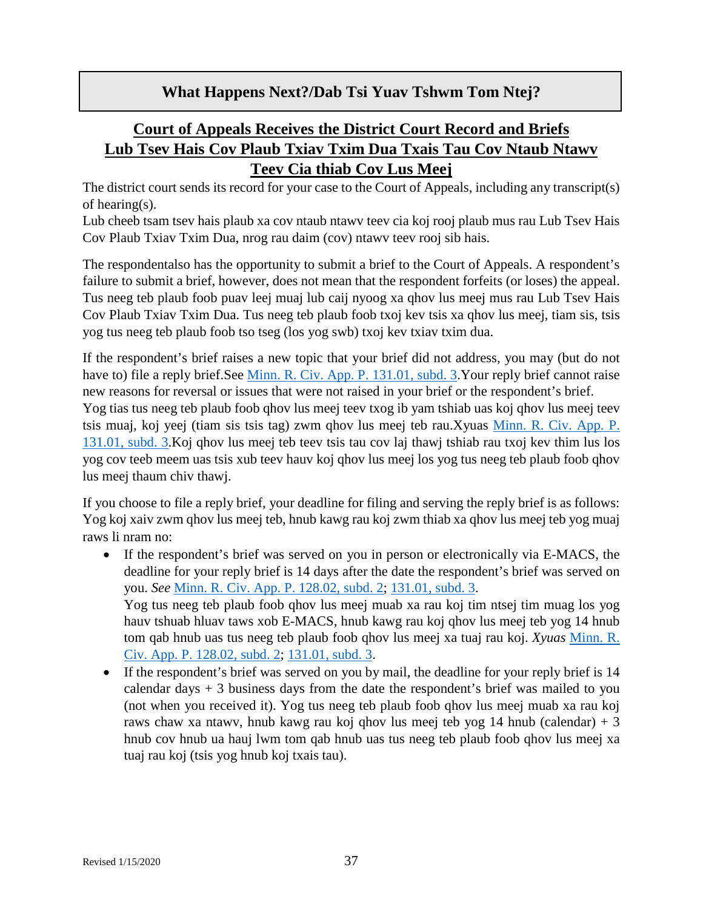## What Happens Next?/Dab Tsi Yuav Tshwm Tom Ntej?

### Court of Appeals Receives the District Court Record and Briefs
### Lub Tsev Hais Cov Plaub Txiav Txim Dua Txais Tau Cov Ntaub Ntawv Teev Cia thiab Cov Lus Meej

The district court sends its record for your case to the Court of Appeals, including any transcript(s) of hearing(s).
Lub cheeb tsam tsev hais plaub xa cov ntaub ntawv teev cia koj rooj plaub mus rau Lub Tsev Hais Cov Plaub Txiav Txim Dua, nrog rau daim (cov) ntawv teev rooj sib hais.

The respondentalso has the opportunity to submit a brief to the Court of Appeals. A respondent's failure to submit a brief, however, does not mean that the respondent forfeits (or loses) the appeal. Tus neeg teb plaub foob puav leej muaj lub caij nyoog xa qhov lus meej mus rau Lub Tsev Hais Cov Plaub Txiav Txim Dua. Tus neeg teb plaub foob txoj kev tsis xa qhov lus meej, tiam sis, tsis yog tus neeg teb plaub foob tso tseg (los yog swb) txoj kev txiav txim dua.

If the respondent's brief raises a new topic that your brief did not address, you may (but do not have to) file a reply brief.See [Minn. R. Civ. App. P. 131.01, subd. 3](#).Your reply brief cannot raise new reasons for reversal or issues that were not raised in your brief or the respondent's brief.
Yog tias tus neeg teb plaub foob qhov lus meej teev txog ib yam tshiab uas koj qhov lus meej teev tsis muaj, koj yeej (tiam sis tsis tag) zwm qhov lus meej teb rau.Xyuas [Minn. R. Civ. App. P. 131.01, subd. 3](#).Koj qhov lus meej teb teev tsis tau cov laj thawj tshiab rau txoj kev thim lus los yog cov teeb meem uas tsis xub teev hauv koj qhov lus meej los yog tus neeg teb plaub foob qhov lus meej thaum chiv thawj.

If you choose to file a reply brief, your deadline for filing and serving the reply brief is as follows: Yog koj xaiv zwm qhov lus meej teb, hnub kawg rau koj zwm thiab xa qhov lus meej teb yog muaj raws li nram no:

- If the respondent's brief was served on you in person or electronically via E-MACS, the deadline for your reply brief is 14 days after the date the respondent's brief was served on you. *See* [Minn. R. Civ. App. P. 128.02, subd. 2](#); [131.01, subd. 3](#).
  Yog tus neeg teb plaub foob qhov lus meej muab xa rau koj tim ntsej tim muag los yog hauv tshuab hluav taws xob E-MACS, hnub kawg rau koj qhov lus meej teb yog 14 hnub tom qab hnub uas tus neeg teb plaub foob qhov lus meej xa tuaj rau koj. *Xyuas* [Minn. R. Civ. App. P. 128.02, subd. 2](#); [131.01, subd. 3](#).
- If the respondent's brief was served on you by mail, the deadline for your reply brief is 14 calendar days + 3 business days from the date the respondent's brief was mailed to you (not when you received it). Yog tus neeg teb plaub foob qhov lus meej muab xa rau koj raws chaw xa ntawv, hnub kawg rau koj qhov lus meej teb yog 14 hnub (calendar) + 3 hnub cov hnub ua hauj lwm tom qab hnub uas tus neeg teb plaub foob qhov lus meej xa tuaj rau koj (tsis yog hnub koj txais tau).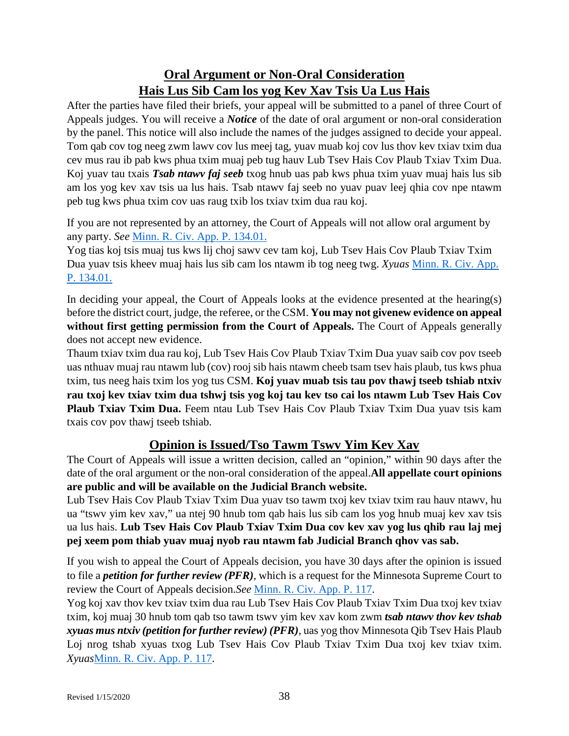## Oral Argument or Non-Oral Consideration
## Hais Lus Sib Cam los yog Kev Xav Tsis Ua Lus Hais

After the parties have filed their briefs, your appeal will be submitted to a panel of three Court of Appeals judges. You will receive a ***Notice*** of the date of oral argument or non-oral consideration by the panel. This notice will also include the names of the judges assigned to decide your appeal.
Tom qab cov tog neeg zwm lawv cov lus meej tag, yuav muab koj cov lus thov kev txiav txim dua cev mus rau ib pab kws phua txim muaj peb tug hauv Lub Tsev Hais Cov Plaub Txiav Txim Dua. Koj yuav tau txais ***Tsab ntawv faj seeb*** txog hnub uas pab kws phua txim yuav muaj hais lus sib am los yog kev xav tsis ua lus hais. Tsab ntawv faj seeb no yuav puav leej qhia cov npe ntawm peb tug kws phua txim cov uas raug txib los txiav txim dua rau koj.

If you are not represented by an attorney, the Court of Appeals will not allow oral argument by any party. *See* Minn. R. Civ. App. P. 134.01.
Yog tias koj tsis muaj tus kws lij choj sawv cev tam koj, Lub Tsev Hais Cov Plaub Txiav Txim Dua yuav tsis kheev muaj hais lus sib cam los ntawm ib tog neeg twg. *Xyuas* Minn. R. Civ. App. P. 134.01.

In deciding your appeal, the Court of Appeals looks at the evidence presented at the hearing(s) before the district court, judge, the referee, or the CSM. **You may not givenew evidence on appeal without first getting permission from the Court of Appeals.** The Court of Appeals generally does not accept new evidence.
Thaum txiav txim dua rau koj, Lub Tsev Hais Cov Plaub Txiav Txim Dua yuav saib cov pov tseeb uas nthuav muaj rau ntawm lub (cov) rooj sib hais ntawm cheeb tsam tsev hais plaub, tus kws phua txim, tus neeg hais txim los yog tus CSM. **Koj yuav muab tsis tau pov thawj tseeb tshiab ntxiv rau txoj kev txiav txim dua tshwj tsis yog koj tau kev tso cai los ntawm Lub Tsev Hais Cov Plaub Txiav Txim Dua.** Feem ntau Lub Tsev Hais Cov Plaub Txiav Txim Dua yuav tsis kam txais cov pov thawj tseeb tshiab.

## Opinion is Issued/Tso Tawm Tswv Yim Kev Xav

The Court of Appeals will issue a written decision, called an "opinion," within 90 days after the date of the oral argument or the non-oral consideration of the appeal.**All appellate court opinions are public and will be available on the Judicial Branch website.**
Lub Tsev Hais Cov Plaub Txiav Txim Dua yuav tso tawm txoj kev txiav txim rau hauv ntawv, hu ua "tswv yim kev xav," ua ntej 90 hnub tom qab hais lus sib cam los yog hnub muaj kev xav tsis ua lus hais. **Lub Tsev Hais Cov Plaub Txiav Txim Dua cov kev xav yog lus qhib rau laj mej pej xeem pom thiab yuav muaj nyob rau ntawm fab Judicial Branch qhov vas sab.**

If you wish to appeal the Court of Appeals decision, you have 30 days after the opinion is issued to file a ***petition for further review (PFR)***, which is a request for the Minnesota Supreme Court to review the Court of Appeals decision.*See* Minn. R. Civ. App. P. 117.
Yog koj xav thov kev txiav txim dua rau Lub Tsev Hais Cov Plaub Txiav Txim Dua txoj kev txiav txim, koj muaj 30 hnub tom qab tso tawm tswv yim kev xav kom zwm ***tsab ntawv thov kev tshab xyuas mus ntxiv (petition for further review) (PFR)***, uas yog thov Minnesota Qib Tsev Hais Plaub Loj nrog tshab xyuas txog Lub Tsev Hais Cov Plaub Txiav Txim Dua txoj kev txiav txim. *Xyuas*Minn. R. Civ. App. P. 117.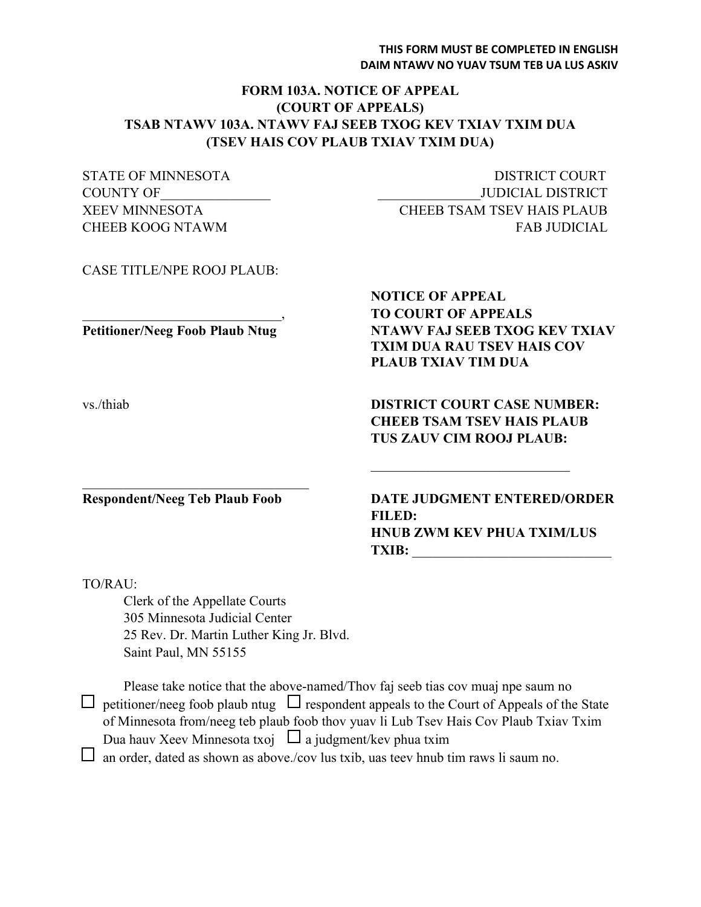**THIS FORM MUST BE COMPLETED IN ENGLISH**
**DAIM NTAWV NO YUAV TSUM TEB UA LUS ASKIV**

# FORM 103A. NOTICE OF APPEAL (COURT OF APPEALS)
# TSAB NTAWV 103A. NTAWV FAJ SEEB TXOG KEV TXIAV TXIM DUA (TSEV HAIS COV PLAUB TXIAV TXIM DUA)

STATE OF MINNESOTA
COUNTY OF________________
XEEV MINNESOTA
CHEEB KOOG NTAWM

DISTRICT COURT
_______________JUDICIAL DISTRICT
CHEEB TSAM TSEV HAIS PLAUB
FAB JUDICIAL

CASE TITLE/NPE ROOJ PLAUB:

____________________________,
**Petitioner/Neeg Foob Plaub Ntug**

vs./thiab

____________________________________
**Respondent/Neeg Teb Plaub Foob**

**NOTICE OF APPEAL TO COURT OF APPEALS**
**NTAWV FAJ SEEB TXOG KEV TXIAV TXIM DUA RAU TSEV HAIS COV PLAUB TXIAV TIM DUA**

**DISTRICT COURT CASE NUMBER:**
**CHEEB TSAM TSEV HAIS PLAUB TUS ZAUV CIM ROOJ PLAUB:**

_____________________________

**DATE JUDGMENT ENTERED/ORDER FILED:**
**HNUB ZWM KEV PHUA TXIM/LUS TXIB:** _____________________________

TO/RAU:

Clerk of the Appellate Courts
305 Minnesota Judicial Center
25 Rev. Dr. Martin Luther King Jr. Blvd.
Saint Paul, MN 55155

Please take notice that the above-named/Thov faj seeb tias cov muaj npe saum no
☐ petitioner/neeg foob plaub ntug ☐ respondent appeals to the Court of Appeals of the State of Minnesota from/neeg teb plaub foob thov yuav li Lub Tsev Hais Cov Plaub Txiav Txim Dua hauv Xeev Minnesota txoj ☐ a judgment/kev phua txim
☐ an order, dated as shown as above./cov lus txib, uas teev hnub tim raws li saum no.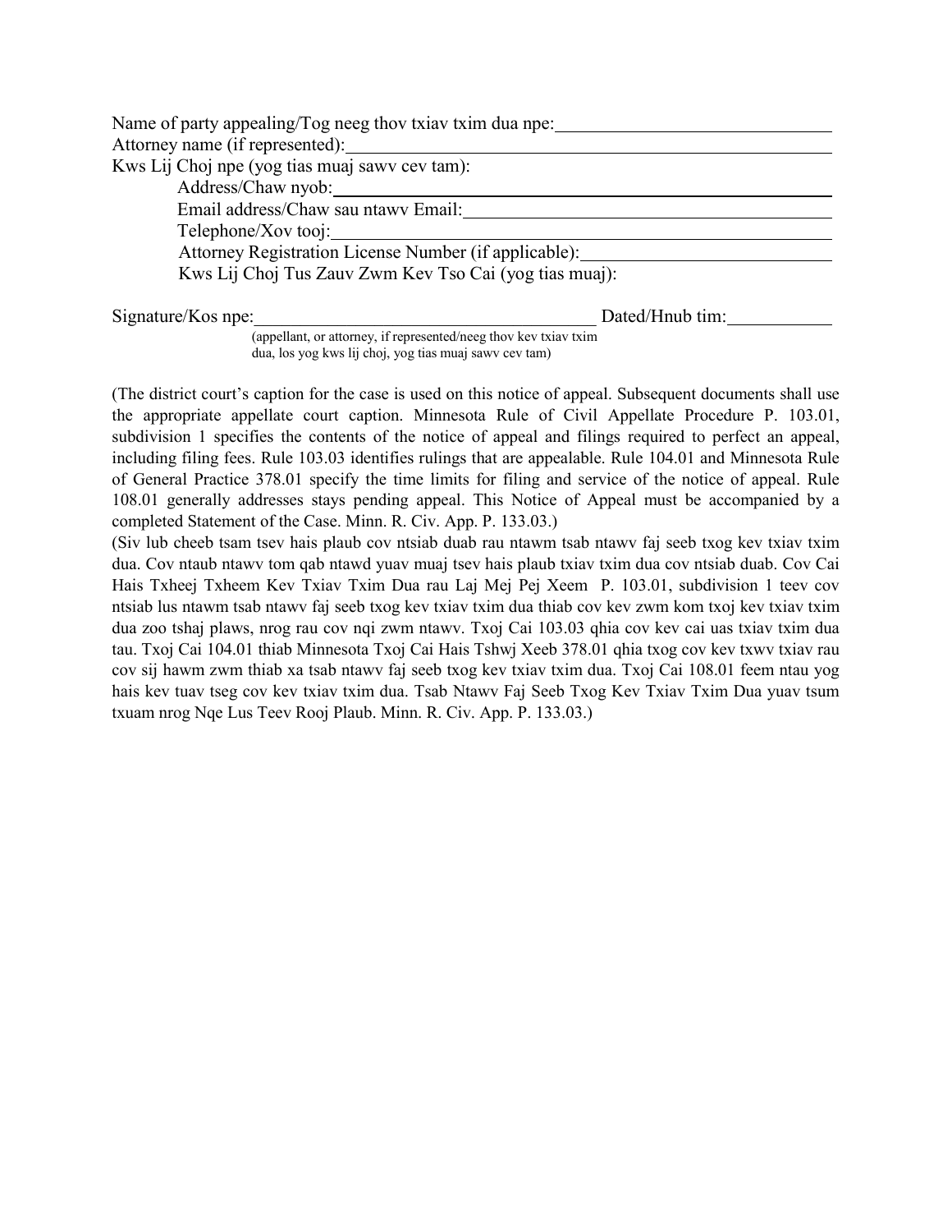Name of party appealing/Tog neeg thov txiav txim dua npe: ______________________________

Attorney name (if represented): ______________________________

Kws Lij Choj npe (yog tias muaj sawv cev tam):

Address/Chaw nyob: ______________________________

Email address/Chaw sau ntawv Email: ______________________________

Telephone/Xov tooj: ______________________________

Attorney Registration License Number (if applicable): ______________________________

Kws Lij Choj Tus Zauv Zwm Kev Tso Cai (yog tias muaj):

Signature/Kos npe: ______________________________ Dated/Hnub tim: ____________

(appellant, or attorney, if represented/neeg thov kev txiav txim dua, los yog kws lij choj, yog tias muaj sawv cev tam)

(The district court's caption for the case is used on this notice of appeal. Subsequent documents shall use the appropriate appellate court caption. Minnesota Rule of Civil Appellate Procedure P. 103.01, subdivision 1 specifies the contents of the notice of appeal and filings required to perfect an appeal, including filing fees. Rule 103.03 identifies rulings that are appealable. Rule 104.01 and Minnesota Rule of General Practice 378.01 specify the time limits for filing and service of the notice of appeal. Rule 108.01 generally addresses stays pending appeal. This Notice of Appeal must be accompanied by a completed Statement of the Case. Minn. R. Civ. App. P. 133.03.)

(Siv lub cheeb tsam tsev hais plaub cov ntsiab duab rau ntawm tsab ntawv faj seeb txog kev txiav txim dua. Cov ntaub ntawv tom qab ntawd yuav muaj tsev hais plaub txiav txim dua cov ntsiab duab. Cov Cai Hais Txheej Txheem Kev Txiav Txim Dua rau Laj Mej Pej Xeem P. 103.01, subdivision 1 teev cov ntsiab lus ntawm tsab ntawv faj seeb txog kev txiav txim dua thiab cov kev zwm kom txoj kev txiav txim dua zoo tshaj plaws, nrog rau cov nqi zwm ntawv. Txoj Cai 103.03 qhia cov kev cai uas txiav txim dua tau. Txoj Cai 104.01 thiab Minnesota Txoj Cai Hais Tshwj Xeeb 378.01 qhia txog cov kev txwv txiav rau cov sij hawm zwm thiab xa tsab ntawv faj seeb txog kev txiav txim dua. Txoj Cai 108.01 feem ntau yog hais kev tuav tseg cov kev txiav txim dua. Tsab Ntawv Faj Seeb Txog Kev Txiav Txim Dua yuav tsum txuam nrog Nqe Lus Teev Rooj Plaub. Minn. R. Civ. App. P. 133.03.)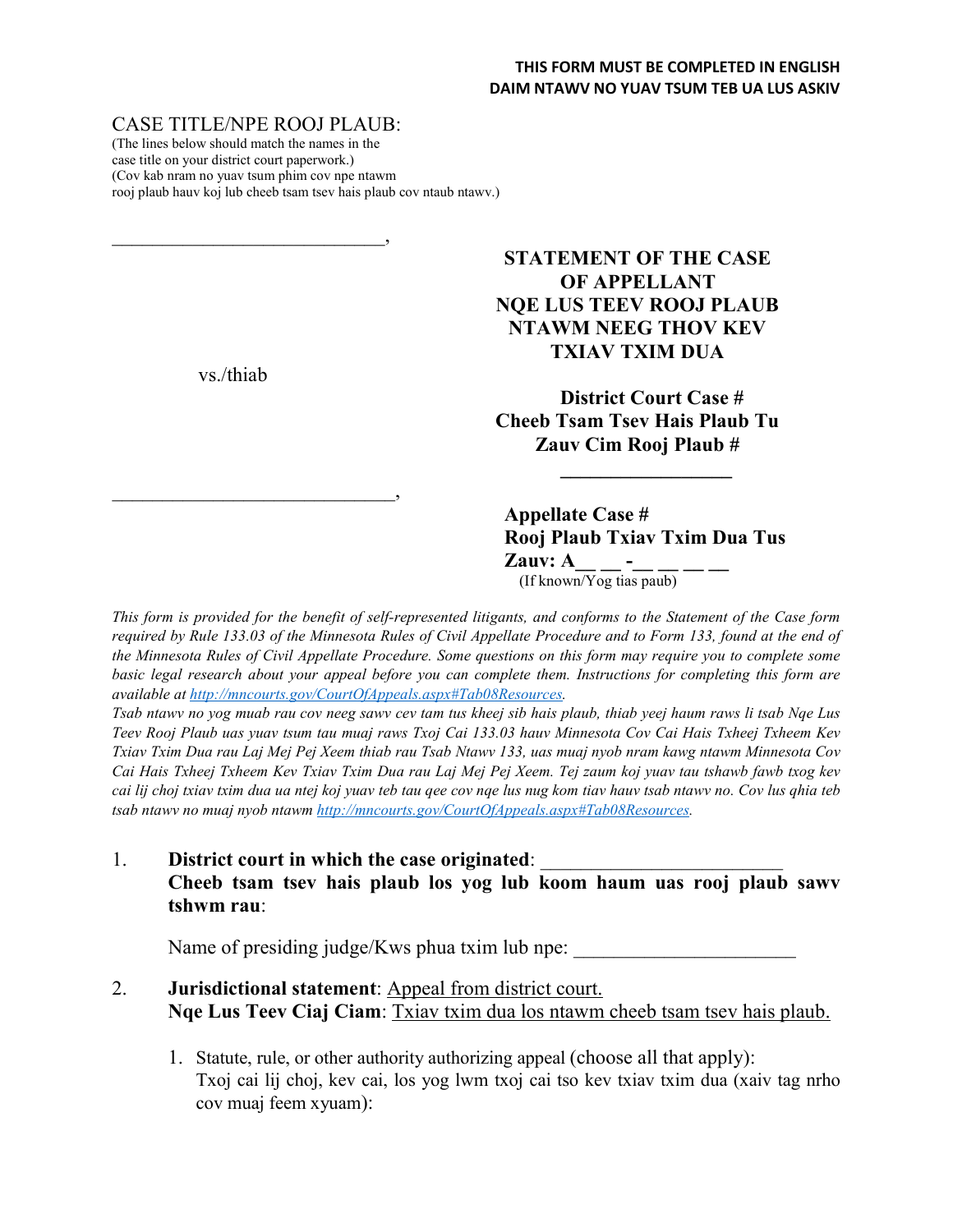**THIS FORM MUST BE COMPLETED IN ENGLISH**
**DAIM NTAWV NO YUAV TSUM TEB UA LUS ASKIV**

CASE TITLE/NPE ROOJ PLAUB:
(The lines below should match the names in the case title on your district court paperwork.)
(Cov kab nram no yuav tsum phim cov npe ntawm rooj plaub hauv koj lub cheeb tsam tsev hais plaub cov ntaub ntawv.)

______________________________,

vs./thiab

______________________________,

**STATEMENT OF THE CASE OF APPELLANT**
**NQE LUS TEEV ROOJ PLAUB NTAWM NEEG THOV KEV TXIAV TXIM DUA**

**District Court Case #**
**Cheeb Tsam Tsev Hais Plaub Tu Zauv Cim Rooj Plaub #**
**________________**

**Appellate Case #**
**Rooj Plaub Txiav Txim Dua Tus Zauv: A__ __ -__ __ __ __**
(If known/Yog tias paub)

*This form is provided for the benefit of self-represented litigants, and conforms to the Statement of the Case form required by Rule 133.03 of the Minnesota Rules of Civil Appellate Procedure and to Form 133, found at the end of the Minnesota Rules of Civil Appellate Procedure. Some questions on this form may require you to complete some basic legal research about your appeal before you can complete them. Instructions for completing this form are available at http://mncourts.gov/CourtOfAppeals.aspx#Tab08Resources.*

*Tsab ntawv no yog muab rau cov neeg sawv cev tam tus kheej sib hais plaub, thiab yeej haum raws li tsab Nqe Lus Teev Rooj Plaub uas yuav tsum tau muaj raws Txoj Cai 133.03 hauv Minnesota Cov Cai Hais Txheej Txheem Kev Txiav Txim Dua rau Laj Mej Pej Xeem thiab rau Tsab Ntawv 133, uas muaj nyob nram kawg ntawm Minnesota Cov Cai Hais Txheej Txheem Kev Txiav Txim Dua rau Laj Mej Pej Xeem. Tej zaum koj yuav tau tshawb fawb txog kev cai lij choj txiav txim dua ua ntej koj yuav teb tau qee cov nqe lus nug kom tiav hauv tsab ntawv no. Cov lus qhia teb tsab ntawv no muaj nyob ntawm http://mncourts.gov/CourtOfAppeals.aspx#Tab08Resources.*

1. **District court in which the case originated**: ________________________
   **Cheeb tsam tsev hais plaub los yog lub koom haum uas rooj plaub sawv tshwm rau**:

   Name of presiding judge/Kws phua txim lub npe: ______________________

2. **Jurisdictional statement**: Appeal from district court.
   **Nqe Lus Teev Ciaj Ciam**: Txiav txim dua los ntawm cheeb tsam tsev hais plaub.

   1. Statute, rule, or other authority authorizing appeal (choose all that apply):
      Txoj cai lij choj, kev cai, los yog lwm txoj cai tso kev txiav txim dua (xaiv tag nrho cov muaj feem xyuam):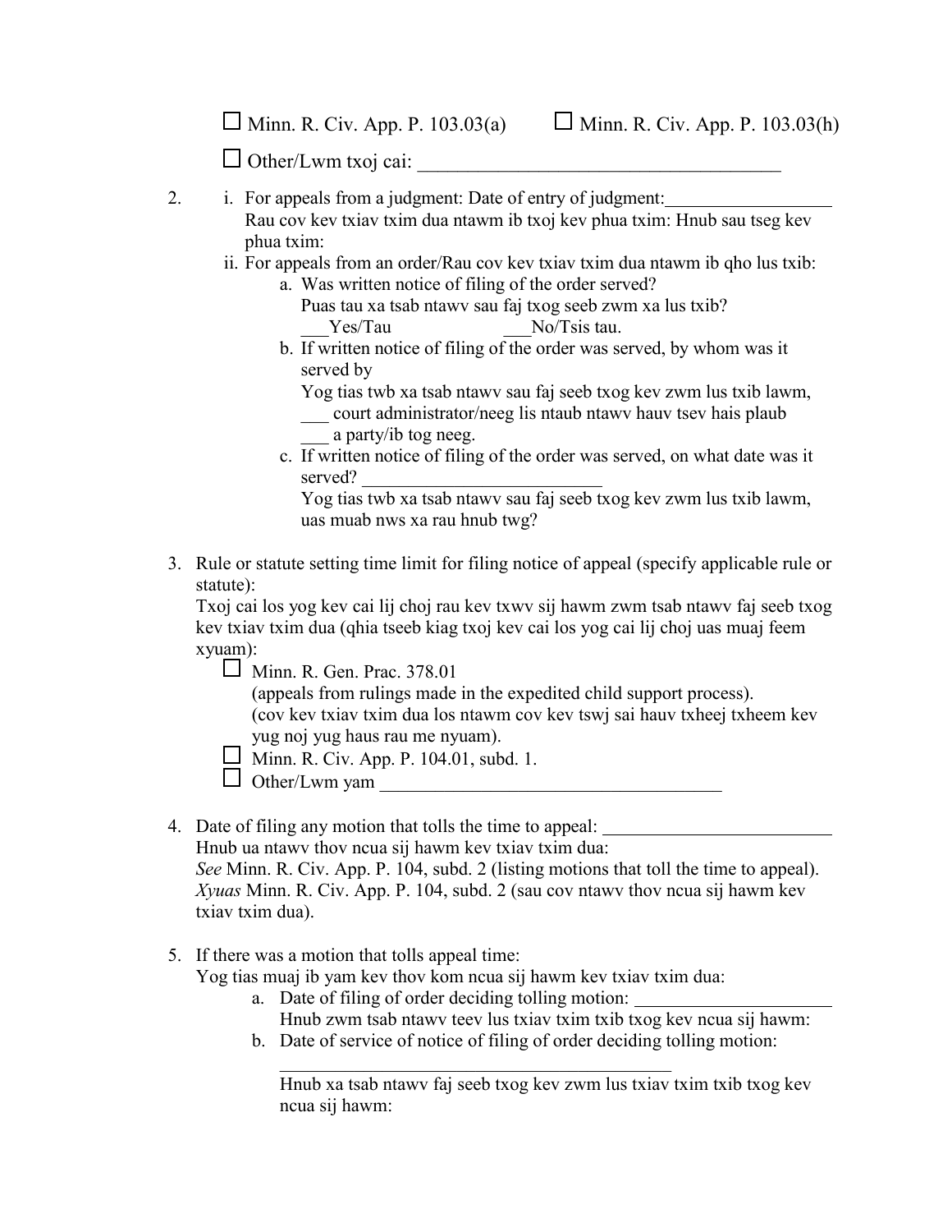☐ Minn. R. Civ. App. P. 103.03(a)     ☐ Minn. R. Civ. App. P. 103.03(h)

☐ Other/Lwm txoj cai: ______________________________________

2. i. For appeals from a judgment: Date of entry of judgment:__________________
   Rau cov kev txiav txim dua ntawm ib txoj kev phua txim: Hnub sau tseg kev phua txim:

   ii. For appeals from an order/Rau cov kev txiav txim dua ntawm ib qho lus txib:

   a. Was written notice of filing of the order served?
      Puas tau xa tsab ntawv sau faj txog seeb zwm xa lus txib?
      ___Yes/Tau                    ___No/Tsis tau.

   b. If written notice of filing of the order was served, by whom was it served by
      Yog tias twb xa tsab ntawv sau faj seeb txog kev zwm lus txib lawm,
      ___ court administrator/neeg lis ntaub ntawv hauv tsev hais plaub
      ___ a party/ib tog neeg.

   c. If written notice of filing of the order was served, on what date was it served? __________________________
      Yog tias twb xa tsab ntawv sau faj seeb txog kev zwm lus txib lawm, uas muab nws xa rau hnub twg?

3. Rule or statute setting time limit for filing notice of appeal (specify applicable rule or statute):
   Txoj cai los yog kev cai lij choj rau kev txwv sij hawm zwm tsab ntawv faj seeb txog kev txiav txim dua (qhia tseeb kiag txoj kev cai los yog cai lij choj uas muaj feem xyuam):

   ☐ Minn. R. Gen. Prac. 378.01
   (appeals from rulings made in the expedited child support process).
   (cov kev txiav txim dua los ntawm cov kev tswj sai hauv txheej txheem kev yug noj yug haus rau me nyuam).

   ☐ Minn. R. Civ. App. P. 104.01, subd. 1.

   ☐ Other/Lwm yam ______________________________________

4. Date of filing any motion that tolls the time to appeal: __________________________
   Hnub ua ntawv thov ncua sij hawm kev txiav txim dua:
   *See* Minn. R. Civ. App. P. 104, subd. 2 (listing motions that toll the time to appeal).
   *Xyuas* Minn. R. Civ. App. P. 104, subd. 2 (sau cov ntawv thov ncua sij hawm kev txiav txim dua).

5. If there was a motion that tolls appeal time:
   Yog tias muaj ib yam kev thov kom ncua sij hawm kev txiav txim dua:

   a. Date of filing of order deciding tolling motion: ______________________
      Hnub zwm tsab ntawv teev lus txiav txim txib txog kev ncua sij hawm:

   b. Date of service of notice of filing of order deciding tolling motion:
      ______________________________________________
      Hnub xa tsab ntawv faj seeb txog kev zwm lus txiav txim txib txog kev ncua sij hawm: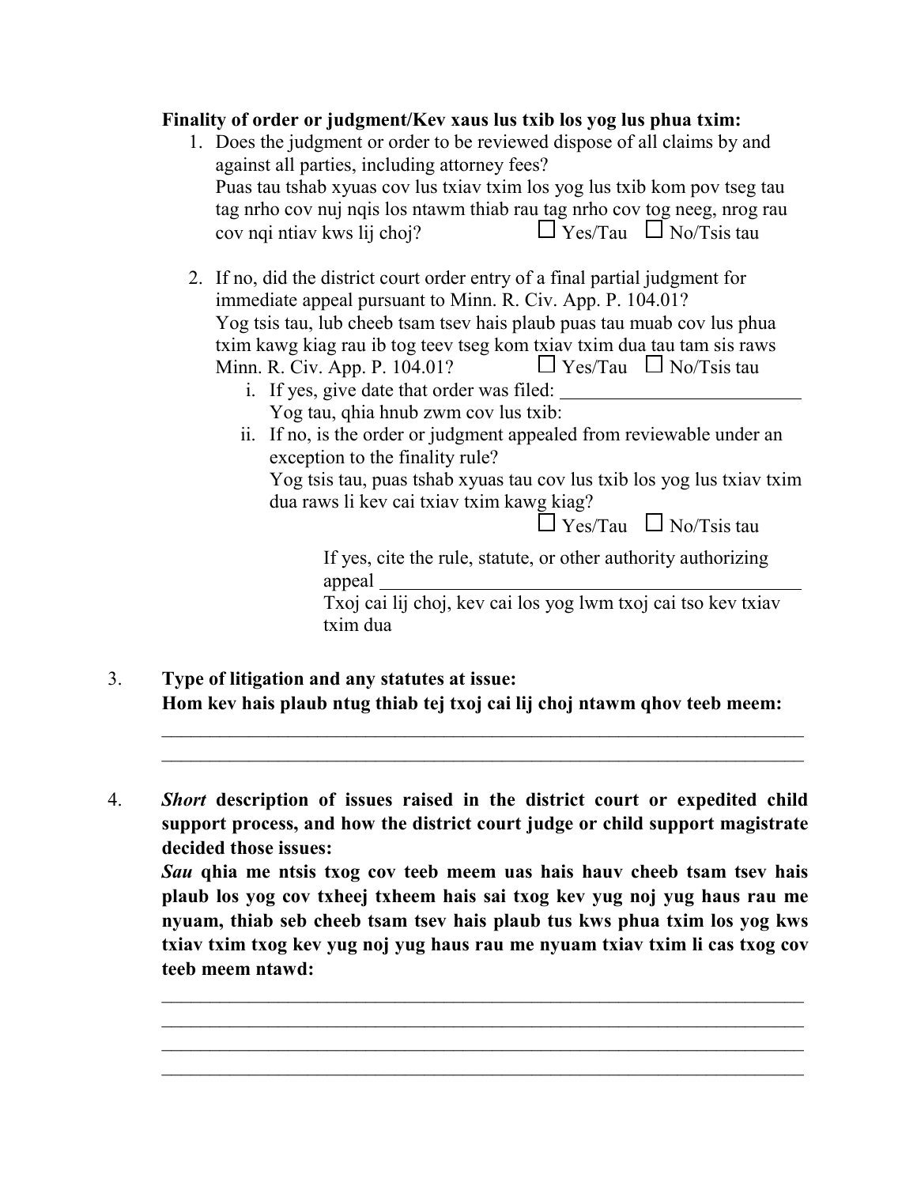**Finality of order or judgment/Kev xaus lus txib los yog lus phua txim:**

1. Does the judgment or order to be reviewed dispose of all claims by and against all parties, including attorney fees?
   Puas tau tshab xyuas cov lus txiav txim los yog lus txib kom pov tseg tau tag nrho cov nuj nqis los ntawm thiab rau tag nrho cov tog neeg, nrog rau cov nqi ntiav kws lij choj? ☐ Yes/Tau ☐ No/Tsis tau

2. If no, did the district court order entry of a final partial judgment for immediate appeal pursuant to Minn. R. Civ. App. P. 104.01?
   Yog tsis tau, lub cheeb tsam tsev hais plaub puas tau muab cov lus phua txim kawg kiag rau ib tog teev tseg kom txiav txim dua tau tam sis raws Minn. R. Civ. App. P. 104.01? ☐ Yes/Tau ☐ No/Tsis tau
   i. If yes, give date that order was filed: ______________________
      Yog tau, qhia hnub zwm cov lus txib:
   ii. If no, is the order or judgment appealed from reviewable under an exception to the finality rule?
      Yog tsis tau, puas tshab xyuas tau cov lus txib los yog lus txiav txim dua raws li kev cai txiav txim kawg kiag?
      ☐ Yes/Tau ☐ No/Tsis tau

      If yes, cite the rule, statute, or other authority authorizing appeal ________________________________________
      Txoj cai lij choj, kev cai los yog lwm txoj cai tso kev txiav txim dua

3. **Type of litigation and any statutes at issue:**
   **Hom kev hais plaub ntug thiab tej txoj cai lij choj ntawm qhov teeb meem:**

   ______________________________________________________________________
   ______________________________________________________________________

4. ***Short* description of issues raised in the district court or expedited child support process, and how the district court judge or child support magistrate decided those issues:**
   ***Sau* qhia me ntsis txog cov teeb meem uas hais hauv cheeb tsam tsev hais plaub los yog cov txheej txheem hais sai txog kev yug noj yug haus rau me nyuam, thiab seb cheeb tsam tsev hais plaub tus kws phua txim los yog kws txiav txim txog kev yug noj yug haus rau me nyuam txiav txim li cas txog cov teeb meem ntawd:**

   ______________________________________________________________________
   ______________________________________________________________________
   ______________________________________________________________________
   ______________________________________________________________________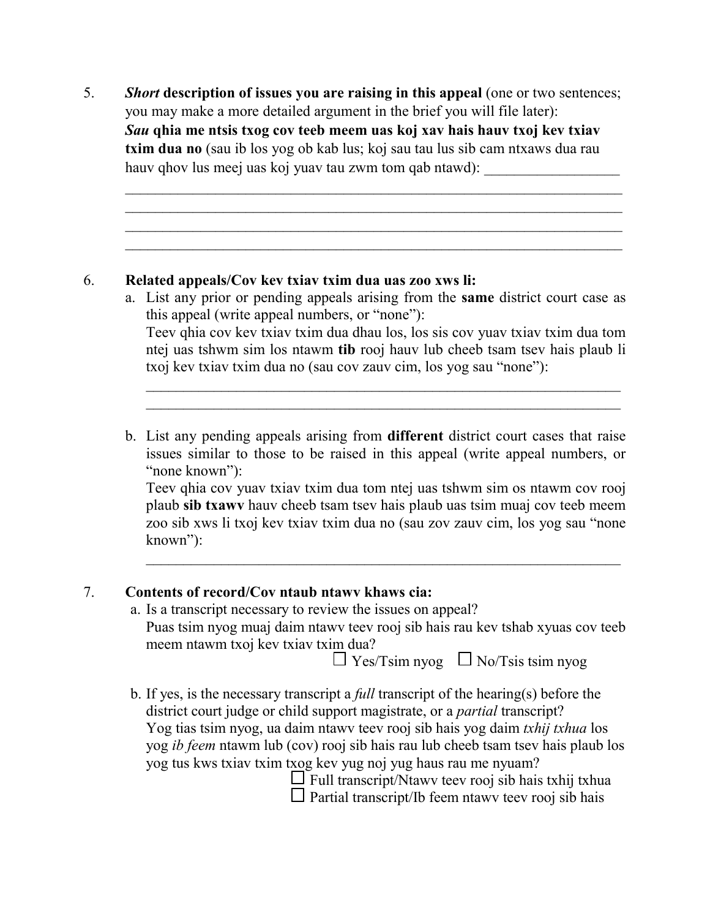5. ***Short* description of issues you are raising in this appeal** (one or two sentences; you may make a more detailed argument in the brief you will file later):
   ***Sau* qhia me ntsis txog cov teeb meem uas koj xav hais hauv txoj kev txiav txim dua no** (sau ib los yog ob kab lus; koj sau tau lus sib cam ntxaws dua rau hauv qhov lus meej uas koj yuav tau zwm tom qab ntawd): __________________
   ______________________________________________________________________
   ______________________________________________________________________
   ______________________________________________________________________
   ______________________________________________________________________

6. **Related appeals/Cov kev txiav txim dua uas zoo xws li:**
   a. List any prior or pending appeals arising from the **same** district court case as this appeal (write appeal numbers, or "none"):
   Teev qhia cov kev txiav txim dua dhau los, los sis cov yuav txiav txim dua tom ntej uas tshwm sim los ntawm **tib** rooj hauv lub cheeb tsam tsev hais plaub li txoj kev txiav txim dua no (sau cov zauv cim, los yog sau "none"):
   ______________________________________________________________________
   ______________________________________________________________________

   b. List any pending appeals arising from **different** district court cases that raise issues similar to those to be raised in this appeal (write appeal numbers, or "none known"):
   Teev qhia cov yuav txiav txim dua tom ntej uas tshwm sim os ntawm cov rooj plaub **sib txawv** hauv cheeb tsam tsev hais plaub uas tsim muaj cov teeb meem zoo sib xws li txoj kev txiav txim dua no (sau zov zauv cim, los yog sau "none known"):
   ______________________________________________________________________

7. **Contents of record/Cov ntaub ntawv khaws cia:**
   a. Is a transcript necessary to review the issues on appeal?
   Puas tsim nyog muaj daim ntawv teev rooj sib hais rau kev tshab xyuas cov teeb meem ntawm txoj kev txiav txim dua?
   ☐ Yes/Tsim nyog ☐ No/Tsis tsim nyog

   b. If yes, is the necessary transcript a *full* transcript of the hearing(s) before the district court judge or child support magistrate, or a *partial* transcript?
   Yog tias tsim nyog, ua daim ntawv teev rooj sib hais yog daim *txhij txhua* los yog *ib feem* ntawm lub (cov) rooj sib hais rau lub cheeb tsam tsev hais plaub los yog tus kws txiav txim txog kev yug noj yug haus rau me nyuam?
   ☐ Full transcript/Ntawv teev rooj sib hais txhij txhua
   ☐ Partial transcript/Ib feem ntawv teev rooj sib hais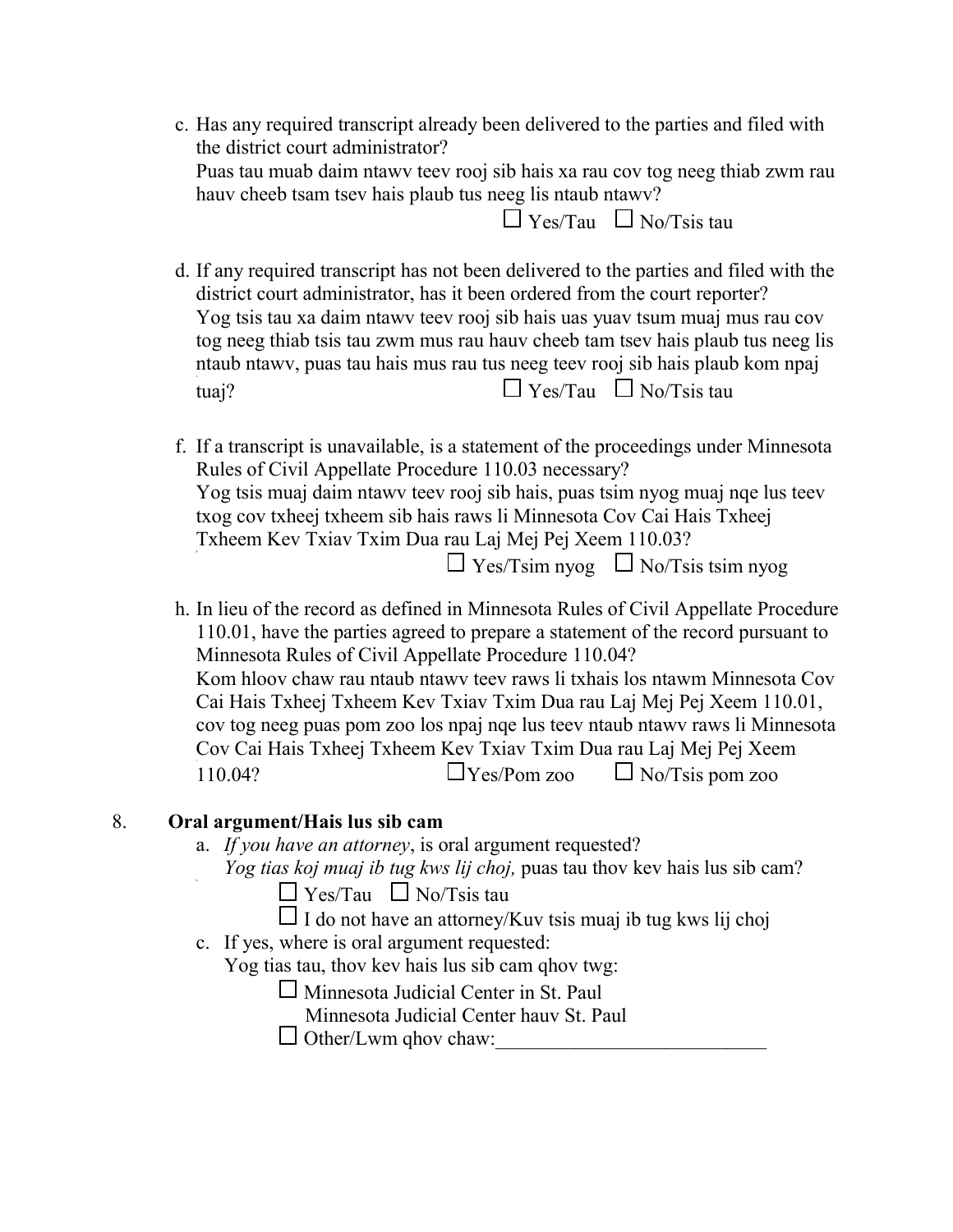c. Has any required transcript already been delivered to the parties and filed with the district court administrator?
   Puas tau muab daim ntawv teev rooj sib hais xa rau cov tog neeg thiab zwm rau hauv cheeb tsam tsev hais plaub tus neeg lis ntaub ntawv?

   ☐ Yes/Tau ☐ No/Tsis tau

d. If any required transcript has not been delivered to the parties and filed with the district court administrator, has it been ordered from the court reporter?
   Yog tsis tau xa daim ntawv teev rooj sib hais uas yuav tsum muaj mus rau cov tog neeg thiab tsis tau zwm mus rau hauv cheeb tam tsev hais plaub tus neeg lis ntaub ntawv, puas tau hais mus rau tus neeg teev rooj sib hais plaub kom npaj tuaj?

   ☐ Yes/Tau ☐ No/Tsis tau

f. If a transcript is unavailable, is a statement of the proceedings under Minnesota Rules of Civil Appellate Procedure 110.03 necessary?
   Yog tsis muaj daim ntawv teev rooj sib hais, puas tsim nyog muaj nqe lus teev txog cov txheej txheem sib hais raws li Minnesota Cov Cai Hais Txheej Txheem Kev Txiav Txim Dua rau Laj Mej Pej Xeem 110.03?

   ☐ Yes/Tsim nyog ☐ No/Tsis tsim nyog

h. In lieu of the record as defined in Minnesota Rules of Civil Appellate Procedure 110.01, have the parties agreed to prepare a statement of the record pursuant to Minnesota Rules of Civil Appellate Procedure 110.04?
   Kom hloov chaw rau ntaub ntawv teev raws li txhais los ntawm Minnesota Cov Cai Hais Txheej Txheem Kev Txiav Txim Dua rau Laj Mej Pej Xeem 110.01, cov tog neeg puas pom zoo los npaj nqe lus teev ntaub ntawv raws li Minnesota Cov Cai Hais Txheej Txheem Kev Txiav Txim Dua rau Laj Mej Pej Xeem 110.04?

   ☐ Yes/Pom zoo ☐ No/Tsis pom zoo

8. **Oral argument/Hais lus sib cam**

a. *If you have an attorney*, is oral argument requested?
   *Yog tias koj muaj ib tug kws lij choj,* puas tau thov kev hais lus sib cam?

   ☐ Yes/Tau ☐ No/Tsis tau
   ☐ I do not have an attorney/Kuv tsis muaj ib tug kws lij choj

c. If yes, where is oral argument requested:
   Yog tias tau, thov kev hais lus sib cam qhov twg:

   ☐ Minnesota Judicial Center in St. Paul
   Minnesota Judicial Center hauv St. Paul
   ☐ Other/Lwm qhov chaw:___________________________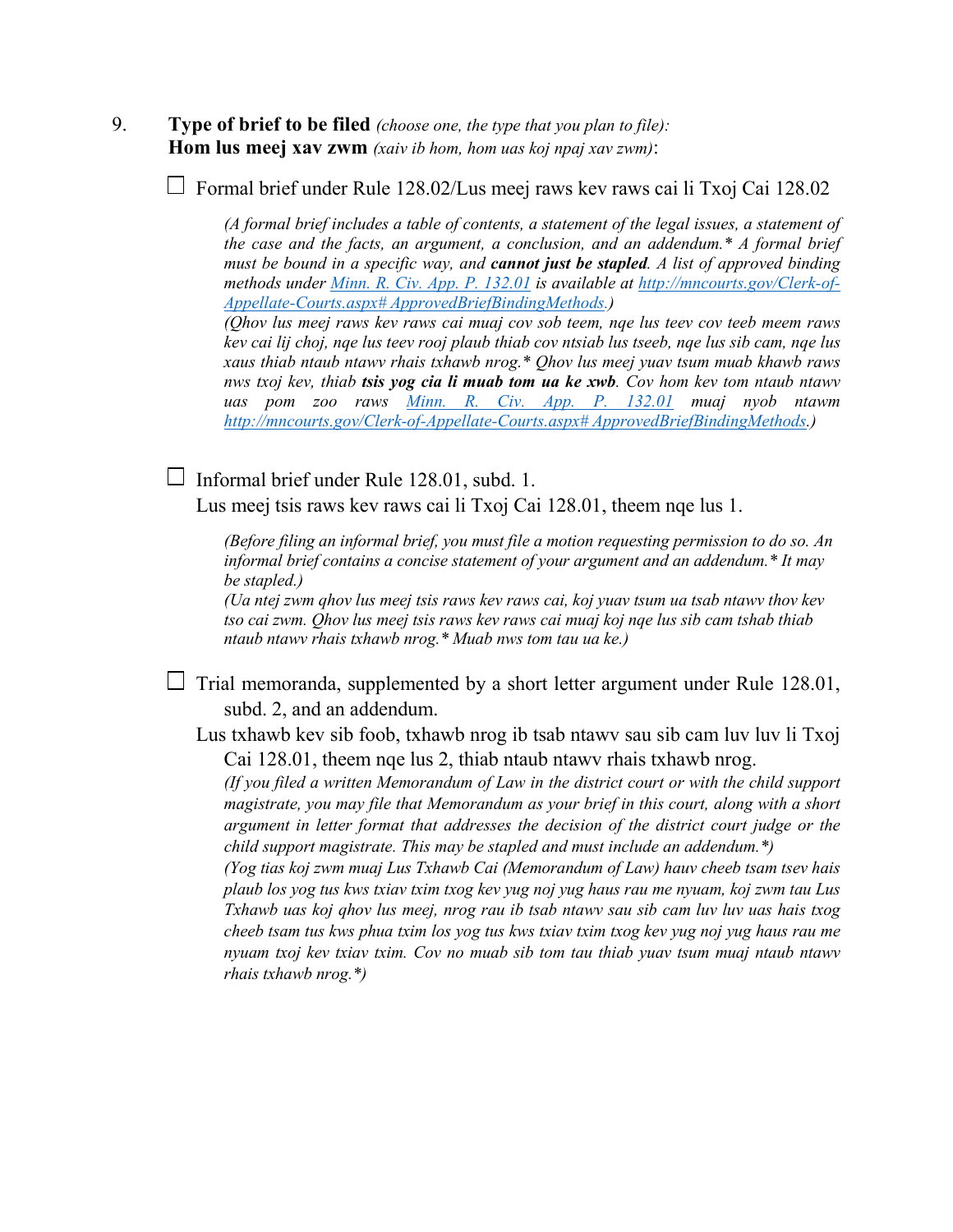9. **Type of brief to be filed** *(choose one, the type that you plan to file):*
**Hom lus meej xav zwm** *(xaiv ib hom, hom uas koj npaj xav zwm)*:

☐ Formal brief under Rule 128.02/Lus meej raws kev raws cai li Txoj Cai 128.02

> *(A formal brief includes a table of contents, a statement of the legal issues, a statement of the case and the facts, an argument, a conclusion, and an addendum.\* A formal brief must be bound in a specific way, and **cannot just be stapled**. A list of approved binding methods under [Minn. R. Civ. App. P. 132.01](http://mncourts.gov/Clerk-of-Appellate-Courts.aspx#ApprovedBriefBindingMethods) is available at [http://mncourts.gov/Clerk-of-Appellate-Courts.aspx# ApprovedBriefBindingMethods](http://mncourts.gov/Clerk-of-Appellate-Courts.aspx#ApprovedBriefBindingMethods).)*
>
> *(Qhov lus meej raws kev raws cai muaj cov sob teem, nqe lus teev cov teeb meem raws kev cai lij choj, nqe lus teev rooj plaub thiab cov ntsiab lus tseeb, nqe lus sib cam, nqe lus xaus thiab ntaub ntawv rhais txhawb nrog.\* Qhov lus meej yuav tsum muab khawb raws nws txoj kev, thiab **tsis yog cia li muab tom ua ke xwb**. Cov hom kev tom ntaub ntawv uas pom zoo raws [Minn. R. Civ. App. P. 132.01](http://mncourts.gov/Clerk-of-Appellate-Courts.aspx#ApprovedBriefBindingMethods) muaj nyob ntawm [http://mncourts.gov/Clerk-of-Appellate-Courts.aspx# ApprovedBriefBindingMethods](http://mncourts.gov/Clerk-of-Appellate-Courts.aspx#ApprovedBriefBindingMethods).)*

☐ Informal brief under Rule 128.01, subd. 1.
Lus meej tsis raws kev raws cai li Txoj Cai 128.01, theem nqe lus 1.

> *(Before filing an informal brief, you must file a motion requesting permission to do so. An informal brief contains a concise statement of your argument and an addendum.\* It may be stapled.)*
>
> *(Ua ntej zwm qhov lus meej tsis raws kev raws cai, koj yuav tsum ua tsab ntawv thov kev tso cai zwm. Qhov lus meej tsis raws kev raws cai muaj koj nqe lus sib cam tshab thiab ntaub ntawv rhais txhawb nrog.\* Muab nws tom tau ua ke.)*

☐ Trial memoranda, supplemented by a short letter argument under Rule 128.01, subd. 2, and an addendum.
Lus txhawb kev sib foob, txhawb nrog ib tsab ntawv sau sib cam luv luv li Txoj Cai 128.01, theem nqe lus 2, thiab ntaub ntawv rhais txhawb nrog.

> *(If you filed a written Memorandum of Law in the district court or with the child support magistrate, you may file that Memorandum as your brief in this court, along with a short argument in letter format that addresses the decision of the district court judge or the child support magistrate. This may be stapled and must include an addendum.\*)*
>
> *(Yog tias koj zwm muaj Lus Txhawb Cai (Memorandum of Law) hauv cheeb tsam tsev hais plaub los yog tus kws txiav txim txog kev yug noj yug haus rau me nyuam, koj zwm tau Lus Txhawb uas koj qhov lus meej, nrog rau ib tsab ntawv sau sib cam luv luv uas hais txog cheeb tsam tus kws phua txim los yog tus kws txiav txim txog kev yug noj yug haus rau me nyuam txoj kev txiav txim. Cov no muab sib tom tau thiab yuav tsum muaj ntaub ntawv rhais txhawb nrog.\*)*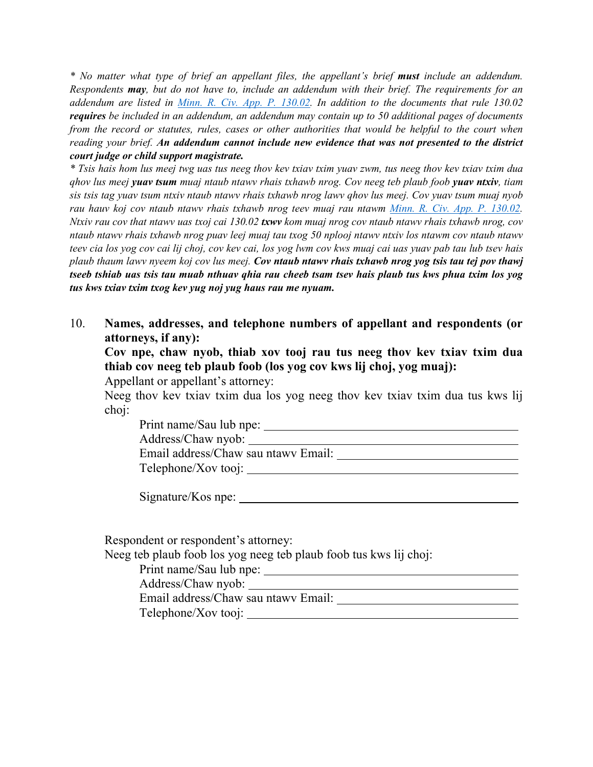*\* No matter what type of brief an appellant files, the appellant's brief **must** include an addendum. Respondents **may**, but do not have to, include an addendum with their brief. The requirements for an addendum are listed in [Minn. R. Civ. App. P. 130.02](). In addition to the documents that rule 130.02 **requires** be included in an addendum, an addendum may contain up to 50 additional pages of documents from the record or statutes, rules, cases or other authorities that would be helpful to the court when reading your brief. **An addendum cannot include new evidence that was not presented to the district court judge or child support magistrate.***

*\* Tsis hais hom lus meej twg uas tus neeg thov kev txiav txim yuav zwm, tus neeg thov kev txiav txim dua qhov lus meej **yuav tsum** muaj ntaub ntawv rhais txhawb nrog. Cov neeg teb plaub foob **yuav ntxiv**, tiam sis tsis tag yuav tsum ntxiv ntaub ntawv rhais txhawb nrog lawv qhov lus meej. Cov yuav tsum muaj nyob rau hauv koj cov ntaub ntawv rhais txhawb nrog teev muaj rau ntawm [Minn. R. Civ. App. P. 130.02](). Ntxiv rau cov that ntawv uas txoj cai 130.02 **txwv** kom muaj nrog cov ntaub ntawv rhais txhawb nrog, cov ntaub ntawv rhais txhawb nrog puav leej muaj tau txog 50 nplooj ntawv ntxiv los ntawm cov ntaub ntawv teev cia los yog cov cai lij choj, cov kev cai, los yog lwm cov kws muaj cai uas yuav pab tau lub tsev hais plaub thaum lawv nyeem koj cov lus meej. **Cov ntaub ntawv rhais txhawb nrog yog tsis tau tej pov thawj tseeb tshiab uas tsis tau muab nthuav qhia rau cheeb tsam tsev hais plaub tus kws phua txim los yog tus kws txiav txim txog kev yug noj yug haus rau me nyuam.***

10. **Names, addresses, and telephone numbers of appellant and respondents (or attorneys, if any):**
    **Cov npe, chaw nyob, thiab xov tooj rau tus neeg thov kev txiav txim dua thiab cov neeg teb plaub foob (los yog cov kws lij choj, yog muaj):**

    Appellant or appellant's attorney:
    Neeg thov kev txiav txim dua los yog neeg thov kev txiav txim dua tus kws lij choj:

    Print name/Sau lub npe: ______________________________
    Address/Chaw nyob: ______________________________
    Email address/Chaw sau ntawv Email: ______________________________
    Telephone/Xov tooj: ______________________________

    Signature/Kos npe: ______________________________

    Respondent or respondent's attorney:
    Neeg teb plaub foob los yog neeg teb plaub foob tus kws lij choj:

    Print name/Sau lub npe: ______________________________
    Address/Chaw nyob: ______________________________
    Email address/Chaw sau ntawv Email: ______________________________
    Telephone/Xov tooj: ______________________________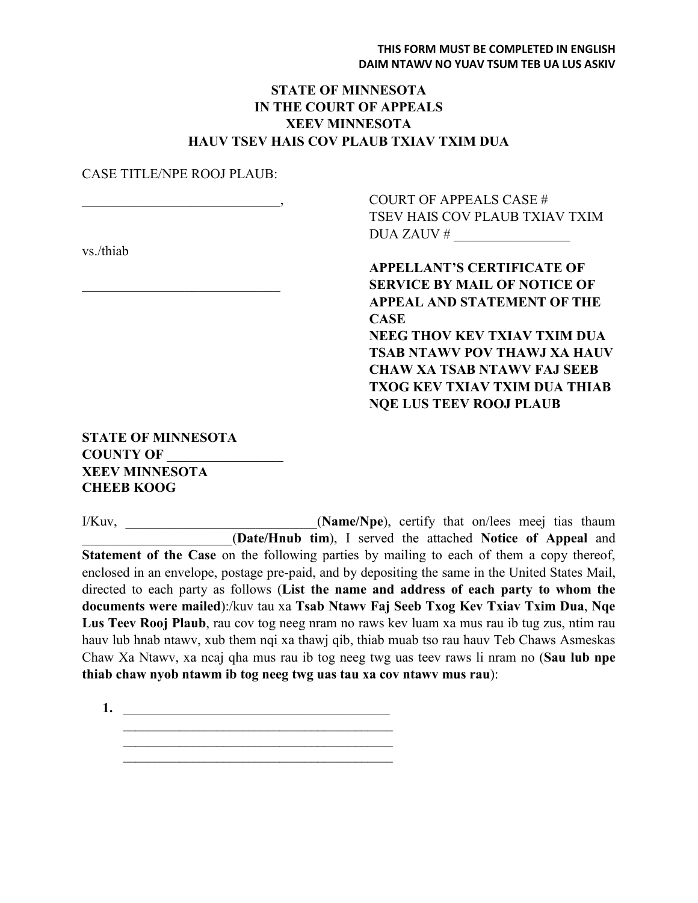**THIS FORM MUST BE COMPLETED IN ENGLISH**
**DAIM NTAWV NO YUAV TSUM TEB UA LUS ASKIV**

**STATE OF MINNESOTA**
**IN THE COURT OF APPEALS**
**XEEV MINNESOTA**
**HAUV TSEV HAIS COV PLAUB TXIAV TXIM DUA**

CASE TITLE/NPE ROOJ PLAUB:

_____________________________,

vs./thiab

_____________________________

COURT OF APPEALS CASE #
TSEV HAIS COV PLAUB TXIAV TXIM DUA ZAUV # _________________

**APPELLANT'S CERTIFICATE OF SERVICE BY MAIL OF NOTICE OF APPEAL AND STATEMENT OF THE CASE**
**NEEG THOV KEV TXIAV TXIM DUA TSAB NTAWV POV THAWJ XA HAUV CHAW XA TSAB NTAWV FAJ SEEB TXOG KEV TXIAV TXIM DUA THIAB NQE LUS TEEV ROOJ PLAUB**

**STATE OF MINNESOTA**
**COUNTY OF _________________**
**XEEV MINNESOTA**
**CHEEB KOOG**

I/Kuv, ____________________________(**Name/Npe**), certify that on/lees meej tias thaum ______________________(**Date/Hnub tim**), I served the attached **Notice of Appeal** and **Statement of the Case** on the following parties by mailing to each of them a copy thereof, enclosed in an envelope, postage pre-paid, and by depositing the same in the United States Mail, directed to each party as follows (**List the name and address of each party to whom the documents were mailed**):/kuv tau xa **Tsab Ntawv Faj Seeb Txog Kev Txiav Txim Dua**, **Nqe Lus Teev Rooj Plaub**, rau cov tog neeg nram no raws kev luam xa mus rau ib tug zus, ntim rau hauv lub hnab ntawv, xub them nqi xa thawj qib, thiab muab tso rau hauv Teb Chaws Asmeskas Chaw Xa Ntawv, xa ncaj qha mus rau ib tog neeg twg uas teev raws li nram no (**Sau lub npe thiab chaw nyob ntawm ib tog neeg twg uas tau xa cov ntawv mus rau**):

1. ________________________________________
   ________________________________________
   ________________________________________
   ________________________________________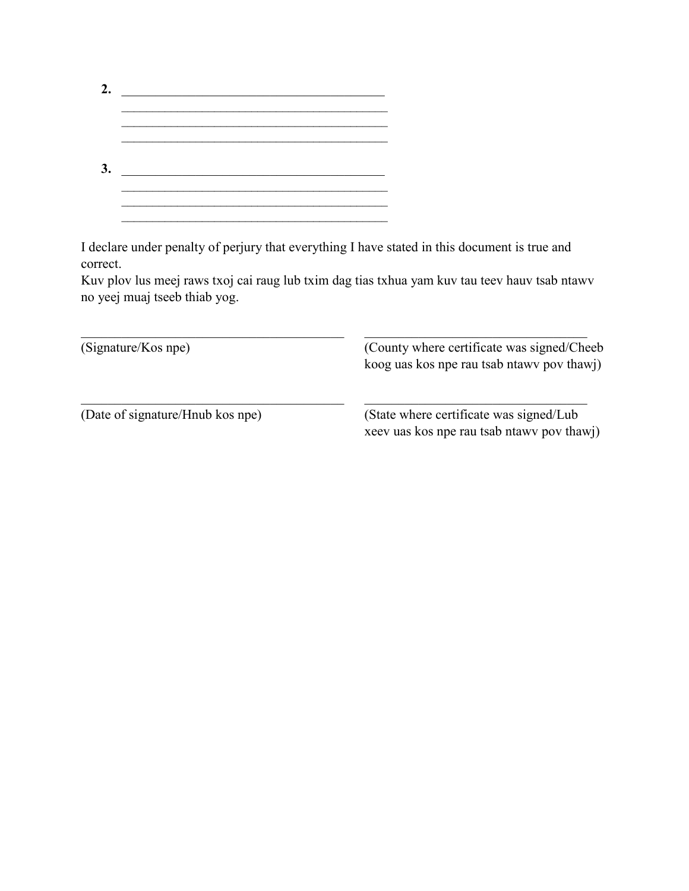**2.** \_\_\_\_\_\_\_\_\_\_\_\_\_\_\_\_\_\_\_\_\_\_\_\_\_\_\_\_\_\_\_\_\_\_\_\_\_\_\_\_
\_\_\_\_\_\_\_\_\_\_\_\_\_\_\_\_\_\_\_\_\_\_\_\_\_\_\_\_\_\_\_\_\_\_\_\_\_\_\_\_\_\_
\_\_\_\_\_\_\_\_\_\_\_\_\_\_\_\_\_\_\_\_\_\_\_\_\_\_\_\_\_\_\_\_\_\_\_\_\_\_\_\_\_\_
\_\_\_\_\_\_\_\_\_\_\_\_\_\_\_\_\_\_\_\_\_\_\_\_\_\_\_\_\_\_\_\_\_\_\_\_\_\_\_\_\_\_

**3.** \_\_\_\_\_\_\_\_\_\_\_\_\_\_\_\_\_\_\_\_\_\_\_\_\_\_\_\_\_\_\_\_\_\_\_\_\_\_\_\_
\_\_\_\_\_\_\_\_\_\_\_\_\_\_\_\_\_\_\_\_\_\_\_\_\_\_\_\_\_\_\_\_\_\_\_\_\_\_\_\_\_\_
\_\_\_\_\_\_\_\_\_\_\_\_\_\_\_\_\_\_\_\_\_\_\_\_\_\_\_\_\_\_\_\_\_\_\_\_\_\_\_\_\_\_
\_\_\_\_\_\_\_\_\_\_\_\_\_\_\_\_\_\_\_\_\_\_\_\_\_\_\_\_\_\_\_\_\_\_\_\_\_\_\_\_\_\_

I declare under penalty of perjury that everything I have stated in this document is true and correct.
Kuv plov lus meej raws txoj cai raug lub txim dag tias txhua yam kuv tau teev hauv tsab ntawv no yeej muaj tseeb thiab yog.

\_\_\_\_\_\_\_\_\_\_\_\_\_\_\_\_\_\_\_\_\_\_\_\_\_\_\_\_\_\_\_\_\_\_\_\_\_\_\_\_
(Signature/Kos npe)

\_\_\_\_\_\_\_\_\_\_\_\_\_\_\_\_\_\_\_\_\_\_\_\_\_\_\_\_\_\_\_\_\_\_\_\_
(County where certificate was signed/Cheeb koog uas kos npe rau tsab ntawv pov thawj)

\_\_\_\_\_\_\_\_\_\_\_\_\_\_\_\_\_\_\_\_\_\_\_\_\_\_\_\_\_\_\_\_\_\_\_\_\_\_\_\_
(Date of signature/Hnub kos npe)

\_\_\_\_\_\_\_\_\_\_\_\_\_\_\_\_\_\_\_\_\_\_\_\_\_\_\_\_\_\_\_\_\_\_\_\_
(State where certificate was signed/Lub xeev uas kos npe rau tsab ntawv pov thawj)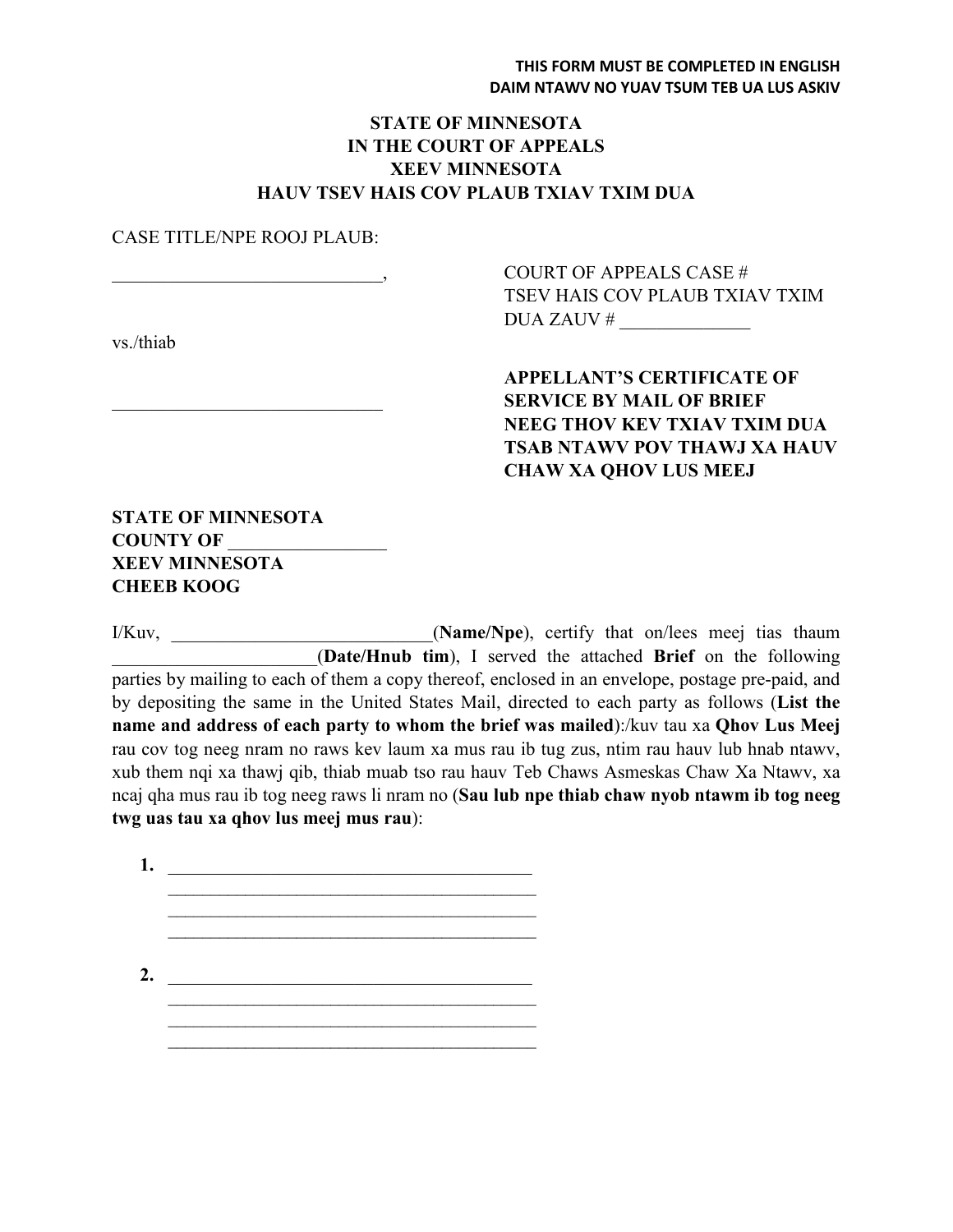**THIS FORM MUST BE COMPLETED IN ENGLISH**
**DAIM NTAWV NO YUAV TSUM TEB UA LUS ASKIV**

**STATE OF MINNESOTA**
**IN THE COURT OF APPEALS**
**XEEV MINNESOTA**
**HAUV TSEV HAIS COV PLAUB TXIAV TXIM DUA**

CASE TITLE/NPE ROOJ PLAUB:

_____________________________,

vs./thiab

_____________________________

COURT OF APPEALS CASE #
TSEV HAIS COV PLAUB TXIAV TXIM DUA ZAUV # ______________

**APPELLANT'S CERTIFICATE OF SERVICE BY MAIL OF BRIEF**
**NEEG THOV KEV TXIAV TXIM DUA TSAB NTAWV POV THAWJ XA HAUV CHAW XA QHOV LUS MEEJ**

**STATE OF MINNESOTA**
**COUNTY OF _________________**
**XEEV MINNESOTA**
**CHEEB KOOG**

I/Kuv, ____________________________(**Name/Npe**), certify that on/lees meej tias thaum ______________________(**Date/Hnub tim**), I served the attached **Brief** on the following parties by mailing to each of them a copy thereof, enclosed in an envelope, postage pre-paid, and by depositing the same in the United States Mail, directed to each party as follows (**List the name and address of each party to whom the brief was mailed**):/kuv tau xa **Qhov Lus Meej** rau cov tog neeg nram no raws kev laum xa mus rau ib tug zus, ntim rau hauv lub hnab ntawv, xub them nqi xa thawj qib, thiab muab tso rau hauv Teb Chaws Asmeskas Chaw Xa Ntawv, xa ncaj qha mus rau ib tog neeg raws li nram no (**Sau lub npe thiab chaw nyob ntawm ib tog neeg twg uas tau xa qhov lus meej mus rau**):

1. _________________________________________
   _________________________________________
   _________________________________________
   _________________________________________

2. _________________________________________
   _________________________________________
   _________________________________________
   _________________________________________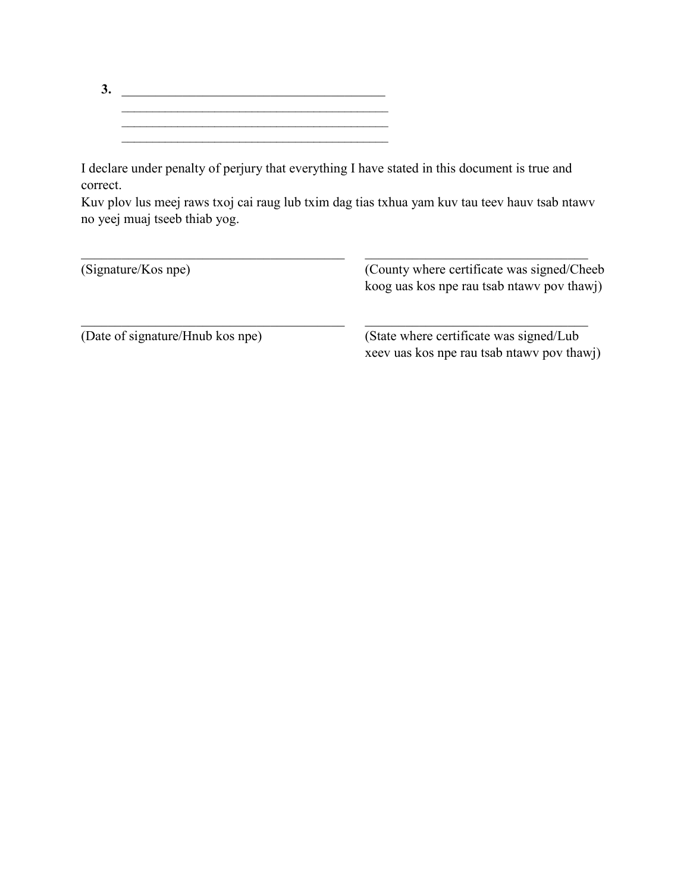3. \_\_\_\_\_\_\_\_\_\_\_\_\_\_\_\_\_\_\_\_\_\_\_\_\_\_\_\_\_\_\_\_\_\_\_\_\_\_\_\_
\_\_\_\_\_\_\_\_\_\_\_\_\_\_\_\_\_\_\_\_\_\_\_\_\_\_\_\_\_\_\_\_\_\_\_\_\_\_\_\_\_\_
\_\_\_\_\_\_\_\_\_\_\_\_\_\_\_\_\_\_\_\_\_\_\_\_\_\_\_\_\_\_\_\_\_\_\_\_\_\_\_\_\_\_
\_\_\_\_\_\_\_\_\_\_\_\_\_\_\_\_\_\_\_\_\_\_\_\_\_\_\_\_\_\_\_\_\_\_\_\_\_\_\_\_\_\_

I declare under penalty of perjury that everything I have stated in this document is true and correct.
Kuv plov lus meej raws txoj cai raug lub txim dag tias txhua yam kuv tau teev hauv tsab ntawv no yeej muaj tseeb thiab yog.

\_\_\_\_\_\_\_\_\_\_\_\_\_\_\_\_\_\_\_\_\_\_\_\_\_\_\_\_\_\_\_\_\_\_\_\_\_\_\_\_
(Signature/Kos npe)

\_\_\_\_\_\_\_\_\_\_\_\_\_\_\_\_\_\_\_\_\_\_\_\_\_\_\_\_\_\_\_\_\_\_\_\_\_\_\_\_
(County where certificate was signed/Cheeb koog uas kos npe rau tsab ntawv pov thawj)

\_\_\_\_\_\_\_\_\_\_\_\_\_\_\_\_\_\_\_\_\_\_\_\_\_\_\_\_\_\_\_\_\_\_\_\_\_\_\_\_
(Date of signature/Hnub kos npe)

\_\_\_\_\_\_\_\_\_\_\_\_\_\_\_\_\_\_\_\_\_\_\_\_\_\_\_\_\_\_\_\_\_\_\_\_\_\_\_\_
(State where certificate was signed/Lub xeev uas kos npe rau tsab ntawv pov thawj)